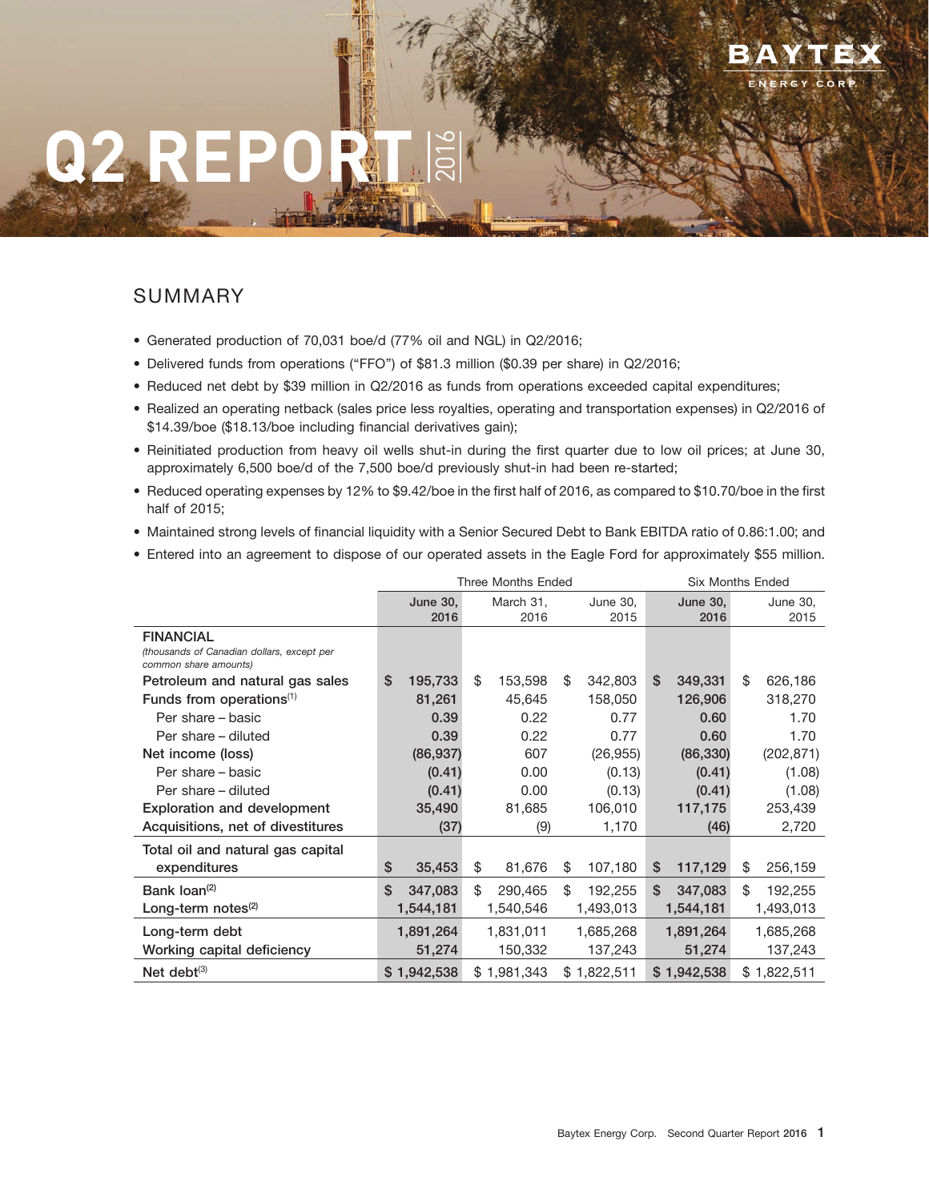# Q2 REPORT 2016

BAYTEX ENERGY CORP.

## SUMMARY

- Generated production of 70,031 boe/d (77% oil and NGL) in Q2/2016;
- Delivered funds from operations ("FFO") of $81.3 million ($0.39 per share) in Q2/2016;
- Reduced net debt by $39 million in Q2/2016 as funds from operations exceeded capital expenditures;
- Realized an operating netback (sales price less royalties, operating and transportation expenses) in Q2/2016 of $14.39/boe ($18.13/boe including financial derivatives gain);
- Reinitiated production from heavy oil wells shut-in during the first quarter due to low oil prices; at June 30, approximately 6,500 boe/d of the 7,500 boe/d previously shut-in had been re-started;
- Reduced operating expenses by 12% to $9.42/boe in the first half of 2016, as compared to $10.70/boe in the first half of 2015;
- Maintained strong levels of financial liquidity with a Senior Secured Debt to Bank EBITDA ratio of 0.86:1.00; and
- Entered into an agreement to dispose of our operated assets in the Eagle Ford for approximately $55 million.

| | Three Months Ended | | | Six Months Ended | |
|---|---|---|---|---|---|
| | June 30, 2016 | March 31, 2016 | June 30, 2015 | June 30, 2016 | June 30, 2015 |
| **FINANCIAL** *(thousands of Canadian dollars, except per common share amounts)* | | | | | |
| Petroleum and natural gas sales | $ 195,733 | $ 153,598 | $ 342,803 | $ 349,331 | $ 626,186 |
| Funds from operations[1] | 81,261 | 45,645 | 158,050 | 126,906 | 318,270 |
| Per share – basic | 0.39 | 0.22 | 0.77 | 0.60 | 1.70 |
| Per share – diluted | 0.39 | 0.22 | 0.77 | 0.60 | 1.70 |
| Net income (loss) | (86,937) | 607 | (26,955) | (86,330) | (202,871) |
| Per share – basic | (0.41) | 0.00 | (0.13) | (0.41) | (1.08) |
| Per share – diluted | (0.41) | 0.00 | (0.13) | (0.41) | (1.08) |
| Exploration and development | 35,490 | 81,685 | 106,010 | 117,175 | 253,439 |
| Acquisitions, net of divestitures | (37) | (9) | 1,170 | (46) | 2,720 |
| Total oil and natural gas capital expenditures | $ 35,453 | $ 81,676 | $ 107,180 | $ 117,129 | $ 256,159 |
| Bank loan[2] | $ 347,083 | $ 290,465 | $ 192,255 | $ 347,083 | $ 192,255 |
| Long-term notes[2] | 1,544,181 | 1,540,546 | 1,493,013 | 1,544,181 | 1,493,013 |
| Long-term debt | 1,891,264 | 1,831,011 | 1,685,268 | 1,891,264 | 1,685,268 |
| Working capital deficiency | 51,274 | 150,332 | 137,243 | 51,274 | 137,243 |
| Net debt[3] | $ 1,942,538 | $ 1,981,343 | $ 1,822,511 | $ 1,942,538 | $ 1,822,511 |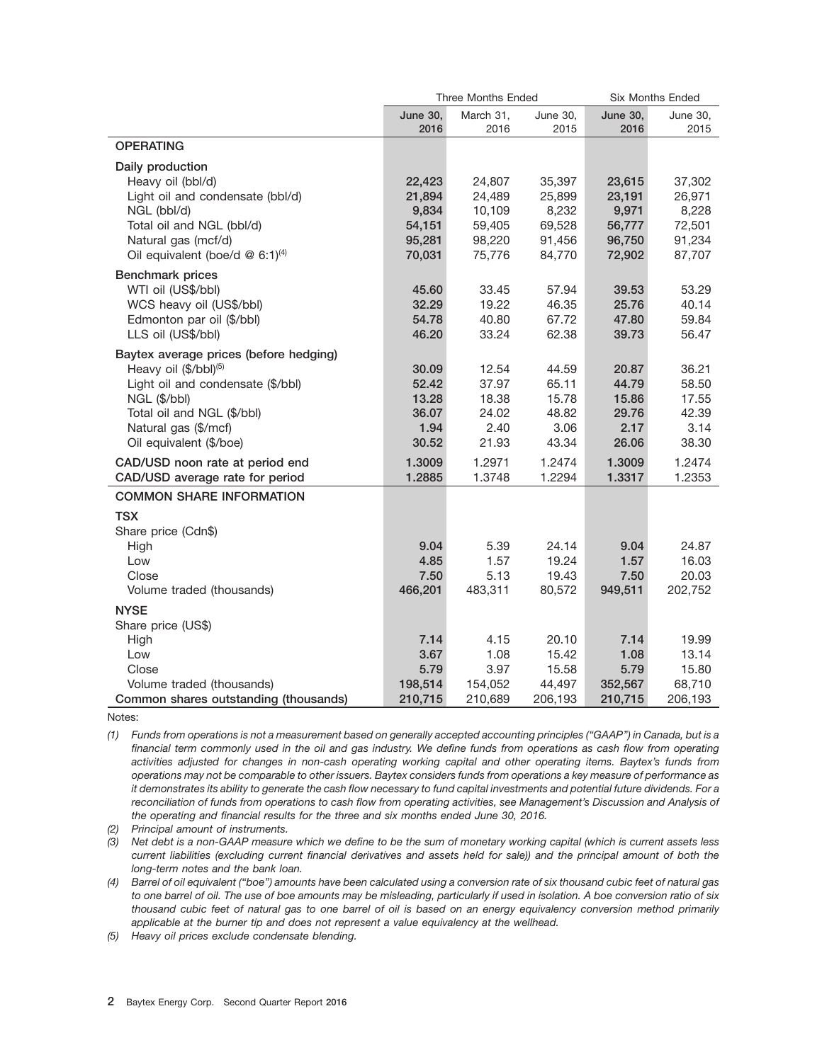| | Three Months Ended | | | Six Months Ended | |
|---|---|---|---|---|---|
| | **June 30, 2016** | March 31, 2016 | June 30, 2015 | **June 30, 2016** | June 30, 2015 |
| **OPERATING** | | | | | |
| Daily production | | | | | |
| Heavy oil (bbl/d) | **22,423** | 24,807 | 35,397 | **23,615** | 37,302 |
| Light oil and condensate (bbl/d) | **21,894** | 24,489 | 25,899 | **23,191** | 26,971 |
| NGL (bbl/d) | **9,834** | 10,109 | 8,232 | **9,971** | 8,228 |
| Total oil and NGL (bbl/d) | **54,151** | 59,405 | 69,528 | **56,777** | 72,501 |
| Natural gas (mcf/d) | **95,281** | 98,220 | 91,456 | **96,750** | 91,234 |
| Oil equivalent (boe/d @ 6:1)[4] | **70,031** | 75,776 | 84,770 | **72,902** | 87,707 |
| Benchmark prices | | | | | |
| WTI oil (US$/bbl) | **45.60** | 33.45 | 57.94 | **39.53** | 53.29 |
| WCS heavy oil (US$/bbl) | **32.29** | 19.22 | 46.35 | **25.76** | 40.14 |
| Edmonton par oil ($/bbl) | **54.78** | 40.80 | 67.72 | **47.80** | 59.84 |
| LLS oil (US$/bbl) | **46.20** | 33.24 | 62.38 | **39.73** | 56.47 |
| Baytex average prices (before hedging) | | | | | |
| Heavy oil ($/bbl)[5] | **30.09** | 12.54 | 44.59 | **20.87** | 36.21 |
| Light oil and condensate ($/bbl) | **52.42** | 37.97 | 65.11 | **44.79** | 58.50 |
| NGL ($/bbl) | **13.28** | 18.38 | 15.78 | **15.86** | 17.55 |
| Total oil and NGL ($/bbl) | **36.07** | 24.02 | 48.82 | **29.76** | 42.39 |
| Natural gas ($/mcf) | **1.94** | 2.40 | 3.06 | **2.17** | 3.14 |
| Oil equivalent ($/boe) | **30.52** | 21.93 | 43.34 | **26.06** | 38.30 |
| **CAD/USD noon rate at period end** | **1.3009** | 1.2971 | 1.2474 | **1.3009** | 1.2474 |
| **CAD/USD average rate for period** | **1.2885** | 1.3748 | 1.2294 | **1.3317** | 1.2353 |
| **COMMON SHARE INFORMATION** | | | | | |
| **TSX** | | | | | |
| Share price (Cdn$) | | | | | |
| High | **9.04** | 5.39 | 24.14 | **9.04** | 24.87 |
| Low | **4.85** | 1.57 | 19.24 | **1.57** | 16.03 |
| Close | **7.50** | 5.13 | 19.43 | **7.50** | 20.03 |
| Volume traded (thousands) | **466,201** | 483,311 | 80,572 | **949,511** | 202,752 |
| **NYSE** | | | | | |
| Share price (US$) | | | | | |
| High | **7.14** | 4.15 | 20.10 | **7.14** | 19.99 |
| Low | **3.67** | 1.08 | 15.42 | **1.08** | 13.14 |
| Close | **5.79** | 3.97 | 15.58 | **5.79** | 15.80 |
| Volume traded (thousands) | **198,514** | 154,052 | 44,497 | **352,567** | 68,710 |
| **Common shares outstanding (thousands)** | **210,715** | 210,689 | 206,193 | **210,715** | 206,193 |

Notes:

(1) *Funds from operations is not a measurement based on generally accepted accounting principles ("GAAP") in Canada, but is a financial term commonly used in the oil and gas industry. We define funds from operations as cash flow from operating activities adjusted for changes in non-cash operating working capital and other operating items. Baytex's funds from operations may not be comparable to other issuers. Baytex considers funds from operations a key measure of performance as it demonstrates its ability to generate the cash flow necessary to fund capital investments and potential future dividends. For a reconciliation of funds from operations to cash flow from operating activities, see Management's Discussion and Analysis of the operating and financial results for the three and six months ended June 30, 2016.*

(2) *Principal amount of instruments.*

(3) *Net debt is a non-GAAP measure which we define to be the sum of monetary working capital (which is current assets less current liabilities (excluding current financial derivatives and assets held for sale)) and the principal amount of both the long-term notes and the bank loan.*

(4) *Barrel of oil equivalent ("boe") amounts have been calculated using a conversion rate of six thousand cubic feet of natural gas to one barrel of oil. The use of boe amounts may be misleading, particularly if used in isolation. A boe conversion ratio of six thousand cubic feet of natural gas to one barrel of oil is based on an energy equivalency conversion method primarily applicable at the burner tip and does not represent a value equivalency at the wellhead.*

(5) *Heavy oil prices exclude condensate blending.*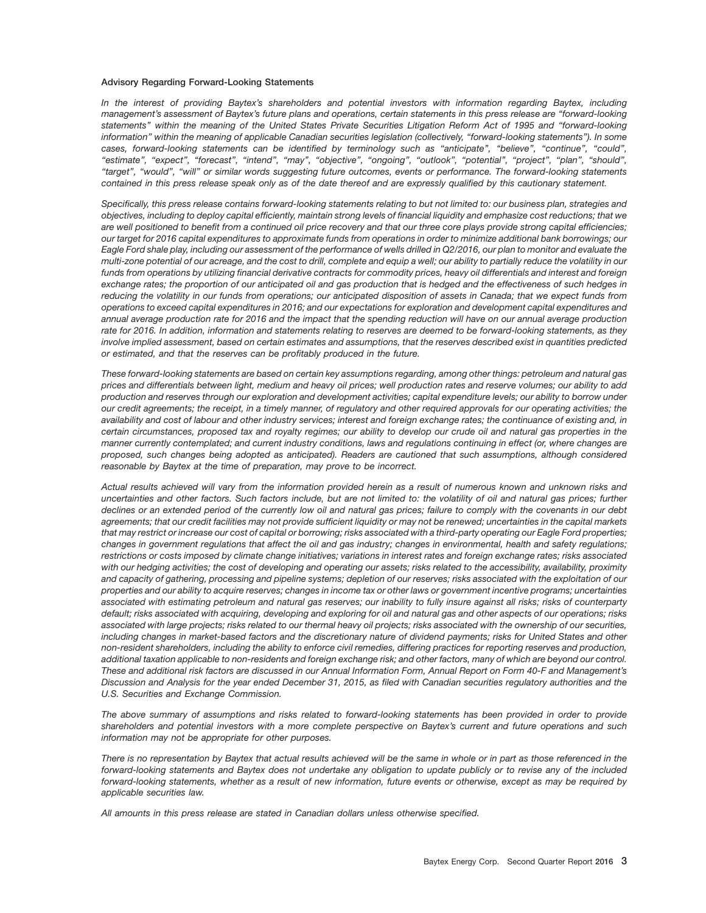**Advisory Regarding Forward-Looking Statements**

*In the interest of providing Baytex's shareholders and potential investors with information regarding Baytex, including management's assessment of Baytex's future plans and operations, certain statements in this press release are "forward-looking statements" within the meaning of the United States Private Securities Litigation Reform Act of 1995 and "forward-looking information" within the meaning of applicable Canadian securities legislation (collectively, "forward-looking statements"). In some cases, forward-looking statements can be identified by terminology such as "anticipate", "believe", "continue", "could", "estimate", "expect", "forecast", "intend", "may", "objective", "ongoing", "outlook", "potential", "project", "plan", "should", "target", "would", "will" or similar words suggesting future outcomes, events or performance. The forward-looking statements contained in this press release speak only as of the date thereof and are expressly qualified by this cautionary statement.*

*Specifically, this press release contains forward-looking statements relating to but not limited to: our business plan, strategies and objectives, including to deploy capital efficiently, maintain strong levels of financial liquidity and emphasize cost reductions; that we are well positioned to benefit from a continued oil price recovery and that our three core plays provide strong capital efficiencies; our target for 2016 capital expenditures to approximate funds from operations in order to minimize additional bank borrowings; our Eagle Ford shale play, including our assessment of the performance of wells drilled in Q2/2016, our plan to monitor and evaluate the multi-zone potential of our acreage, and the cost to drill, complete and equip a well; our ability to partially reduce the volatility in our funds from operations by utilizing financial derivative contracts for commodity prices, heavy oil differentials and interest and foreign exchange rates; the proportion of our anticipated oil and gas production that is hedged and the effectiveness of such hedges in reducing the volatility in our funds from operations; our anticipated disposition of assets in Canada; that we expect funds from operations to exceed capital expenditures in 2016; and our expectations for exploration and development capital expenditures and annual average production rate for 2016 and the impact that the spending reduction will have on our annual average production rate for 2016. In addition, information and statements relating to reserves are deemed to be forward-looking statements, as they involve implied assessment, based on certain estimates and assumptions, that the reserves described exist in quantities predicted or estimated, and that the reserves can be profitably produced in the future.*

*These forward-looking statements are based on certain key assumptions regarding, among other things: petroleum and natural gas prices and differentials between light, medium and heavy oil prices; well production rates and reserve volumes; our ability to add production and reserves through our exploration and development activities; capital expenditure levels; our ability to borrow under our credit agreements; the receipt, in a timely manner, of regulatory and other required approvals for our operating activities; the availability and cost of labour and other industry services; interest and foreign exchange rates; the continuance of existing and, in certain circumstances, proposed tax and royalty regimes; our ability to develop our crude oil and natural gas properties in the manner currently contemplated; and current industry conditions, laws and regulations continuing in effect (or, where changes are proposed, such changes being adopted as anticipated). Readers are cautioned that such assumptions, although considered reasonable by Baytex at the time of preparation, may prove to be incorrect.*

*Actual results achieved will vary from the information provided herein as a result of numerous known and unknown risks and uncertainties and other factors. Such factors include, but are not limited to: the volatility of oil and natural gas prices; further declines or an extended period of the currently low oil and natural gas prices; failure to comply with the covenants in our debt agreements; that our credit facilities may not provide sufficient liquidity or may not be renewed; uncertainties in the capital markets that may restrict or increase our cost of capital or borrowing; risks associated with a third-party operating our Eagle Ford properties; changes in government regulations that affect the oil and gas industry; changes in environmental, health and safety regulations; restrictions or costs imposed by climate change initiatives; variations in interest rates and foreign exchange rates; risks associated with our hedging activities; the cost of developing and operating our assets; risks related to the accessibility, availability, proximity and capacity of gathering, processing and pipeline systems; depletion of our reserves; risks associated with the exploitation of our properties and our ability to acquire reserves; changes in income tax or other laws or government incentive programs; uncertainties associated with estimating petroleum and natural gas reserves; our inability to fully insure against all risks; risks of counterparty default; risks associated with acquiring, developing and exploring for oil and natural gas and other aspects of our operations; risks associated with large projects; risks related to our thermal heavy oil projects; risks associated with the ownership of our securities, including changes in market-based factors and the discretionary nature of dividend payments; risks for United States and other non-resident shareholders, including the ability to enforce civil remedies, differing practices for reporting reserves and production, additional taxation applicable to non-residents and foreign exchange risk; and other factors, many of which are beyond our control. These and additional risk factors are discussed in our Annual Information Form, Annual Report on Form 40-F and Management's Discussion and Analysis for the year ended December 31, 2015, as filed with Canadian securities regulatory authorities and the U.S. Securities and Exchange Commission.*

*The above summary of assumptions and risks related to forward-looking statements has been provided in order to provide shareholders and potential investors with a more complete perspective on Baytex's current and future operations and such information may not be appropriate for other purposes.*

*There is no representation by Baytex that actual results achieved will be the same in whole or in part as those referenced in the forward-looking statements and Baytex does not undertake any obligation to update publicly or to revise any of the included forward-looking statements, whether as a result of new information, future events or otherwise, except as may be required by applicable securities law.*

*All amounts in this press release are stated in Canadian dollars unless otherwise specified.*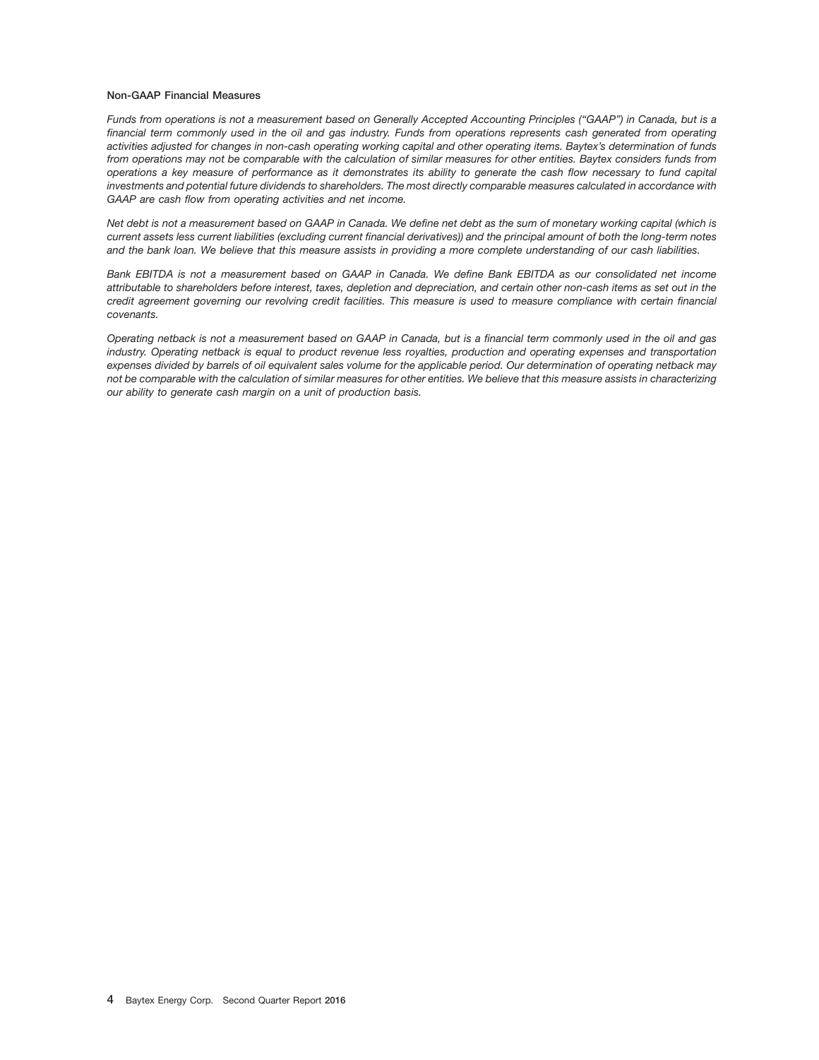**Non-GAAP Financial Measures**

*Funds from operations is not a measurement based on Generally Accepted Accounting Principles ("GAAP") in Canada, but is a financial term commonly used in the oil and gas industry. Funds from operations represents cash generated from operating activities adjusted for changes in non-cash operating working capital and other operating items. Baytex's determination of funds from operations may not be comparable with the calculation of similar measures for other entities. Baytex considers funds from operations a key measure of performance as it demonstrates its ability to generate the cash flow necessary to fund capital investments and potential future dividends to shareholders. The most directly comparable measures calculated in accordance with GAAP are cash flow from operating activities and net income.*

*Net debt is not a measurement based on GAAP in Canada. We define net debt as the sum of monetary working capital (which is current assets less current liabilities (excluding current financial derivatives)) and the principal amount of both the long-term notes and the bank loan. We believe that this measure assists in providing a more complete understanding of our cash liabilities.*

*Bank EBITDA is not a measurement based on GAAP in Canada. We define Bank EBITDA as our consolidated net income attributable to shareholders before interest, taxes, depletion and depreciation, and certain other non-cash items as set out in the credit agreement governing our revolving credit facilities. This measure is used to measure compliance with certain financial covenants.*

*Operating netback is not a measurement based on GAAP in Canada, but is a financial term commonly used in the oil and gas industry. Operating netback is equal to product revenue less royalties, production and operating expenses and transportation expenses divided by barrels of oil equivalent sales volume for the applicable period. Our determination of operating netback may not be comparable with the calculation of similar measures for other entities. We believe that this measure assists in characterizing our ability to generate cash margin on a unit of production basis.*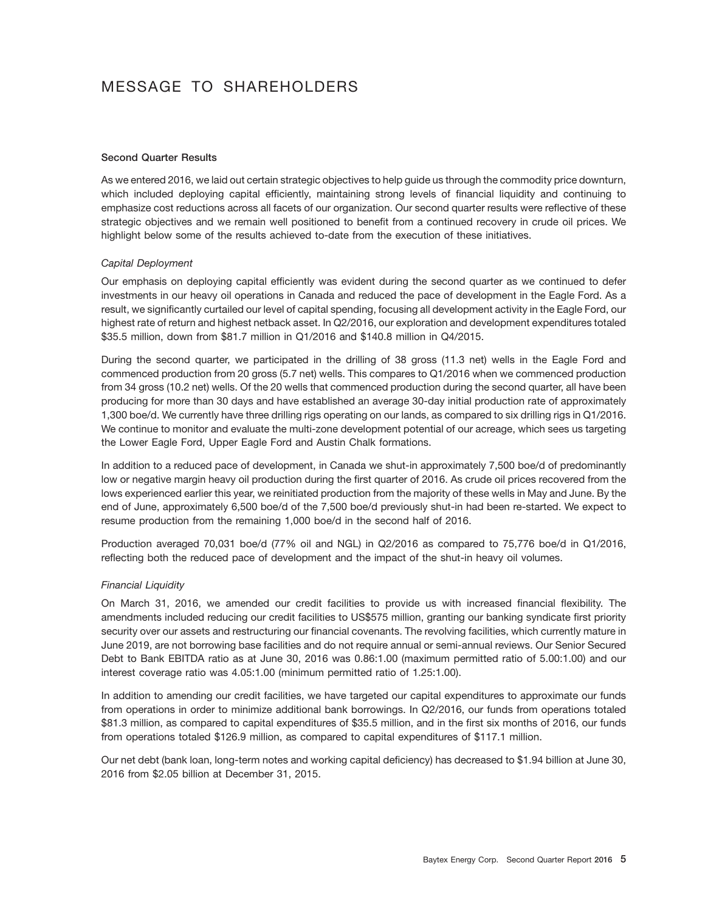# MESSAGE TO SHAREHOLDERS

**Second Quarter Results**

As we entered 2016, we laid out certain strategic objectives to help guide us through the commodity price downturn, which included deploying capital efficiently, maintaining strong levels of financial liquidity and continuing to emphasize cost reductions across all facets of our organization. Our second quarter results were reflective of these strategic objectives and we remain well positioned to benefit from a continued recovery in crude oil prices. We highlight below some of the results achieved to-date from the execution of these initiatives.

*Capital Deployment*

Our emphasis on deploying capital efficiently was evident during the second quarter as we continued to defer investments in our heavy oil operations in Canada and reduced the pace of development in the Eagle Ford. As a result, we significantly curtailed our level of capital spending, focusing all development activity in the Eagle Ford, our highest rate of return and highest netback asset. In Q2/2016, our exploration and development expenditures totaled $35.5 million, down from $81.7 million in Q1/2016 and $140.8 million in Q4/2015.

During the second quarter, we participated in the drilling of 38 gross (11.3 net) wells in the Eagle Ford and commenced production from 20 gross (5.7 net) wells. This compares to Q1/2016 when we commenced production from 34 gross (10.2 net) wells. Of the 20 wells that commenced production during the second quarter, all have been producing for more than 30 days and have established an average 30-day initial production rate of approximately 1,300 boe/d. We currently have three drilling rigs operating on our lands, as compared to six drilling rigs in Q1/2016. We continue to monitor and evaluate the multi-zone development potential of our acreage, which sees us targeting the Lower Eagle Ford, Upper Eagle Ford and Austin Chalk formations.

In addition to a reduced pace of development, in Canada we shut-in approximately 7,500 boe/d of predominantly low or negative margin heavy oil production during the first quarter of 2016. As crude oil prices recovered from the lows experienced earlier this year, we reinitiated production from the majority of these wells in May and June. By the end of June, approximately 6,500 boe/d of the 7,500 boe/d previously shut-in had been re-started. We expect to resume production from the remaining 1,000 boe/d in the second half of 2016.

Production averaged 70,031 boe/d (77% oil and NGL) in Q2/2016 as compared to 75,776 boe/d in Q1/2016, reflecting both the reduced pace of development and the impact of the shut-in heavy oil volumes.

*Financial Liquidity*

On March 31, 2016, we amended our credit facilities to provide us with increased financial flexibility. The amendments included reducing our credit facilities to US$575 million, granting our banking syndicate first priority security over our assets and restructuring our financial covenants. The revolving facilities, which currently mature in June 2019, are not borrowing base facilities and do not require annual or semi-annual reviews. Our Senior Secured Debt to Bank EBITDA ratio as at June 30, 2016 was 0.86:1.00 (maximum permitted ratio of 5.00:1.00) and our interest coverage ratio was 4.05:1.00 (minimum permitted ratio of 1.25:1.00).

In addition to amending our credit facilities, we have targeted our capital expenditures to approximate our funds from operations in order to minimize additional bank borrowings. In Q2/2016, our funds from operations totaled $81.3 million, as compared to capital expenditures of $35.5 million, and in the first six months of 2016, our funds from operations totaled $126.9 million, as compared to capital expenditures of $117.1 million.

Our net debt (bank loan, long-term notes and working capital deficiency) has decreased to $1.94 billion at June 30, 2016 from $2.05 billion at December 31, 2015.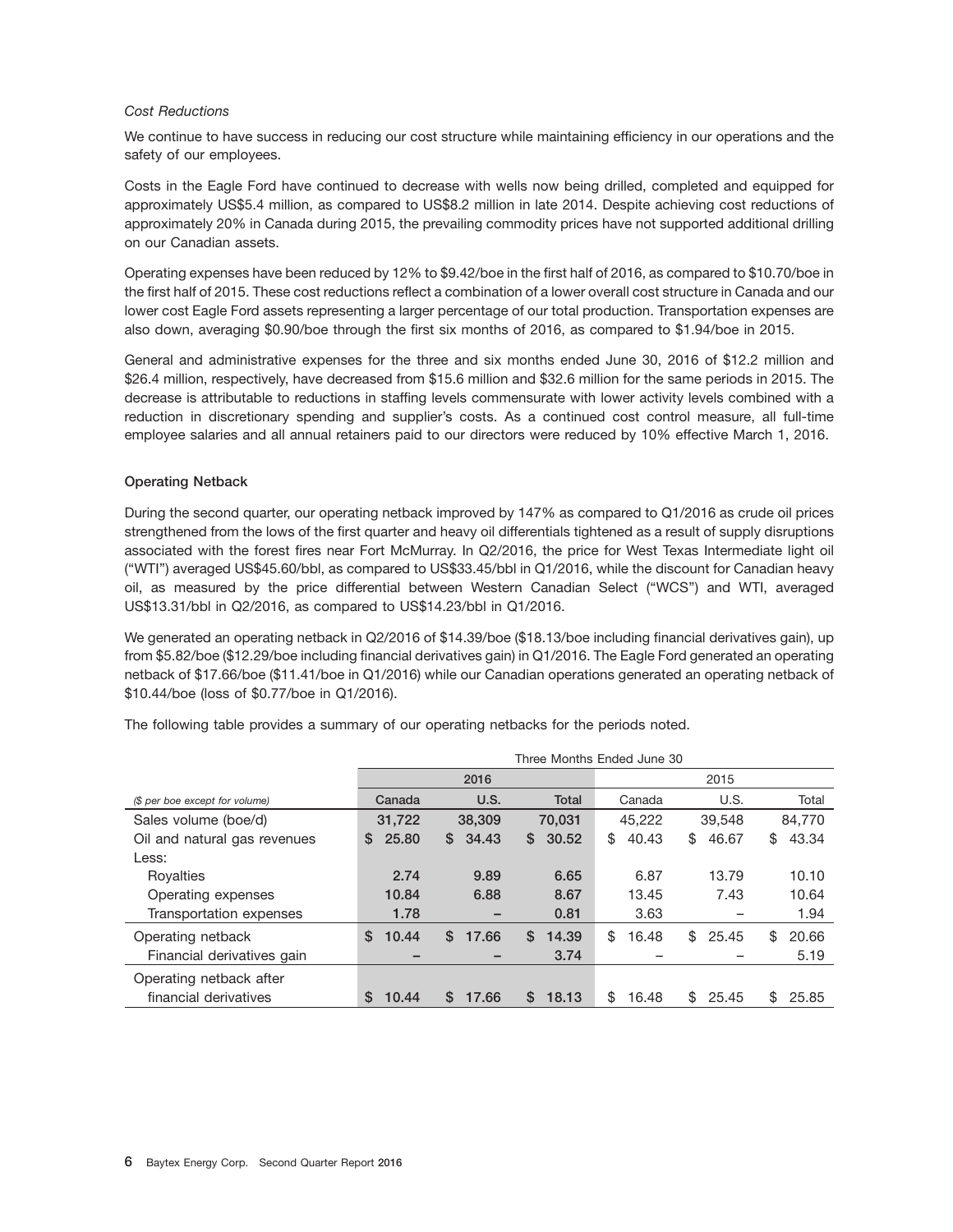*Cost Reductions*

We continue to have success in reducing our cost structure while maintaining efficiency in our operations and the safety of our employees.

Costs in the Eagle Ford have continued to decrease with wells now being drilled, completed and equipped for approximately US$5.4 million, as compared to US$8.2 million in late 2014. Despite achieving cost reductions of approximately 20% in Canada during 2015, the prevailing commodity prices have not supported additional drilling on our Canadian assets.

Operating expenses have been reduced by 12% to $9.42/boe in the first half of 2016, as compared to $10.70/boe in the first half of 2015. These cost reductions reflect a combination of a lower overall cost structure in Canada and our lower cost Eagle Ford assets representing a larger percentage of our total production. Transportation expenses are also down, averaging $0.90/boe through the first six months of 2016, as compared to $1.94/boe in 2015.

General and administrative expenses for the three and six months ended June 30, 2016 of $12.2 million and $26.4 million, respectively, have decreased from $15.6 million and $32.6 million for the same periods in 2015. The decrease is attributable to reductions in staffing levels commensurate with lower activity levels combined with a reduction in discretionary spending and supplier's costs. As a continued cost control measure, all full-time employee salaries and all annual retainers paid to our directors were reduced by 10% effective March 1, 2016.

**Operating Netback**

During the second quarter, our operating netback improved by 147% as compared to Q1/2016 as crude oil prices strengthened from the lows of the first quarter and heavy oil differentials tightened as a result of supply disruptions associated with the forest fires near Fort McMurray. In Q2/2016, the price for West Texas Intermediate light oil ("WTI") averaged US$45.60/bbl, as compared to US$33.45/bbl in Q1/2016, while the discount for Canadian heavy oil, as measured by the price differential between Western Canadian Select ("WCS") and WTI, averaged US$13.31/bbl in Q2/2016, as compared to US$14.23/bbl in Q1/2016.

We generated an operating netback in Q2/2016 of $14.39/boe ($18.13/boe including financial derivatives gain), up from $5.82/boe ($12.29/boe including financial derivatives gain) in Q1/2016. The Eagle Ford generated an operating netback of $17.66/boe ($11.41/boe in Q1/2016) while our Canadian operations generated an operating netback of $10.44/boe (loss of $0.77/boe in Q1/2016).

The following table provides a summary of our operating netbacks for the periods noted.

| | Three Months Ended June 30 | | | | | |
|---|---|---|---|---|---|---|
| | 2016 | | | 2015 | | |
| *($ per boe except for volume)* | Canada | U.S. | Total | Canada | U.S. | Total |
| Sales volume (boe/d) | 31,722 | 38,309 | 70,031 | 45,222 | 39,548 | 84,770 |
| Oil and natural gas revenues | $ 25.80 | $ 34.43 | $ 30.52 | $ 40.43 | $ 46.67 | $ 43.34 |
| Less: | | | | | | |
| Royalties | 2.74 | 9.89 | 6.65 | 6.87 | 13.79 | 10.10 |
| Operating expenses | 10.84 | 6.88 | 8.67 | 13.45 | 7.43 | 10.64 |
| Transportation expenses | 1.78 | – | 0.81 | 3.63 | – | 1.94 |
| Operating netback | $ 10.44 | $ 17.66 | $ 14.39 | $ 16.48 | $ 25.45 | $ 20.66 |
| Financial derivatives gain | – | – | 3.74 | – | – | 5.19 |
| Operating netback after financial derivatives | $ 10.44 | $ 17.66 | $ 18.13 | $ 16.48 | $ 25.45 | $ 25.85 |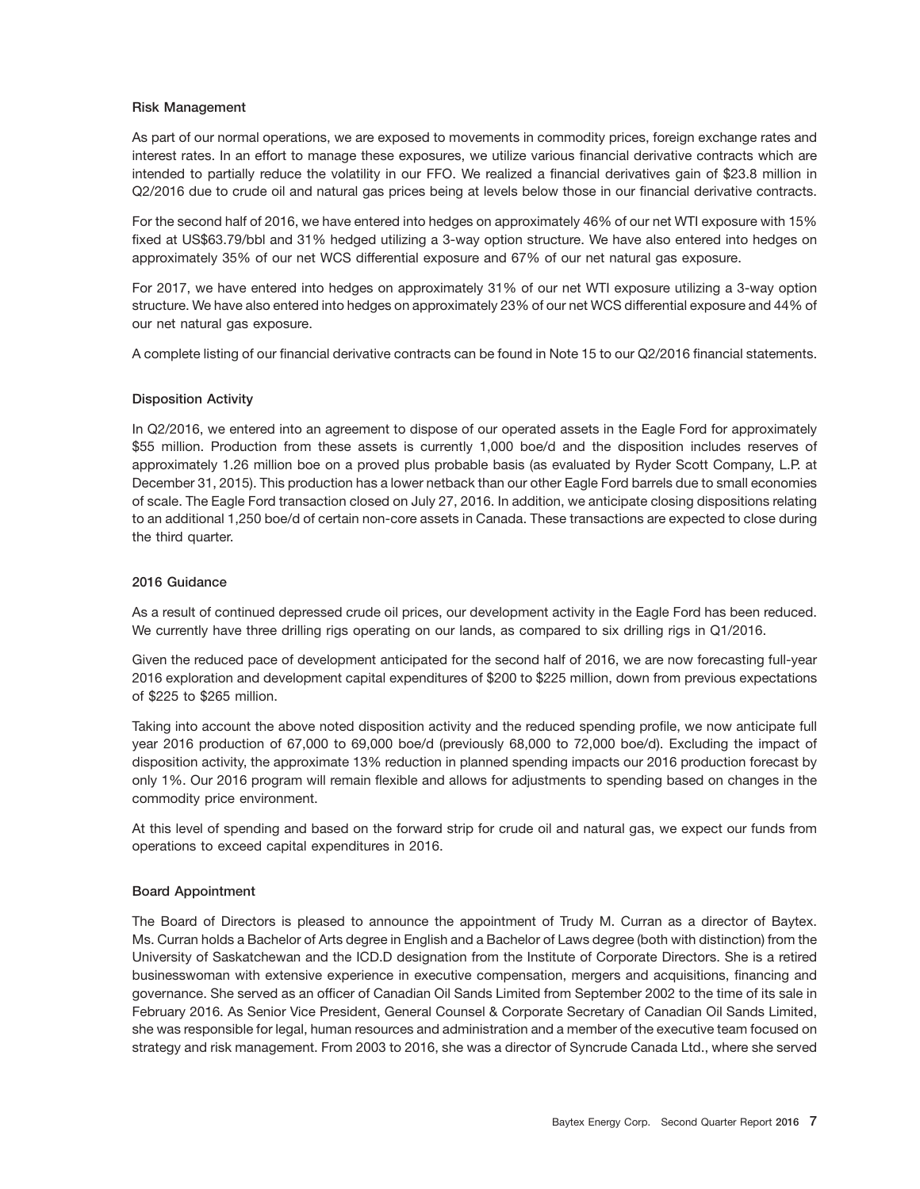### Risk Management

As part of our normal operations, we are exposed to movements in commodity prices, foreign exchange rates and interest rates. In an effort to manage these exposures, we utilize various financial derivative contracts which are intended to partially reduce the volatility in our FFO. We realized a financial derivatives gain of $23.8 million in Q2/2016 due to crude oil and natural gas prices being at levels below those in our financial derivative contracts.

For the second half of 2016, we have entered into hedges on approximately 46% of our net WTI exposure with 15% fixed at US$63.79/bbl and 31% hedged utilizing a 3-way option structure. We have also entered into hedges on approximately 35% of our net WCS differential exposure and 67% of our net natural gas exposure.

For 2017, we have entered into hedges on approximately 31% of our net WTI exposure utilizing a 3-way option structure. We have also entered into hedges on approximately 23% of our net WCS differential exposure and 44% of our net natural gas exposure.

A complete listing of our financial derivative contracts can be found in Note 15 to our Q2/2016 financial statements.

### Disposition Activity

In Q2/2016, we entered into an agreement to dispose of our operated assets in the Eagle Ford for approximately $55 million. Production from these assets is currently 1,000 boe/d and the disposition includes reserves of approximately 1.26 million boe on a proved plus probable basis (as evaluated by Ryder Scott Company, L.P. at December 31, 2015). This production has a lower netback than our other Eagle Ford barrels due to small economies of scale. The Eagle Ford transaction closed on July 27, 2016. In addition, we anticipate closing dispositions relating to an additional 1,250 boe/d of certain non-core assets in Canada. These transactions are expected to close during the third quarter.

### 2016 Guidance

As a result of continued depressed crude oil prices, our development activity in the Eagle Ford has been reduced. We currently have three drilling rigs operating on our lands, as compared to six drilling rigs in Q1/2016.

Given the reduced pace of development anticipated for the second half of 2016, we are now forecasting full-year 2016 exploration and development capital expenditures of $200 to $225 million, down from previous expectations of $225 to $265 million.

Taking into account the above noted disposition activity and the reduced spending profile, we now anticipate full year 2016 production of 67,000 to 69,000 boe/d (previously 68,000 to 72,000 boe/d). Excluding the impact of disposition activity, the approximate 13% reduction in planned spending impacts our 2016 production forecast by only 1%. Our 2016 program will remain flexible and allows for adjustments to spending based on changes in the commodity price environment.

At this level of spending and based on the forward strip for crude oil and natural gas, we expect our funds from operations to exceed capital expenditures in 2016.

### Board Appointment

The Board of Directors is pleased to announce the appointment of Trudy M. Curran as a director of Baytex. Ms. Curran holds a Bachelor of Arts degree in English and a Bachelor of Laws degree (both with distinction) from the University of Saskatchewan and the ICD.D designation from the Institute of Corporate Directors. She is a retired businesswoman with extensive experience in executive compensation, mergers and acquisitions, financing and governance. She served as an officer of Canadian Oil Sands Limited from September 2002 to the time of its sale in February 2016. As Senior Vice President, General Counsel & Corporate Secretary of Canadian Oil Sands Limited, she was responsible for legal, human resources and administration and a member of the executive team focused on strategy and risk management. From 2003 to 2016, she was a director of Syncrude Canada Ltd., where she served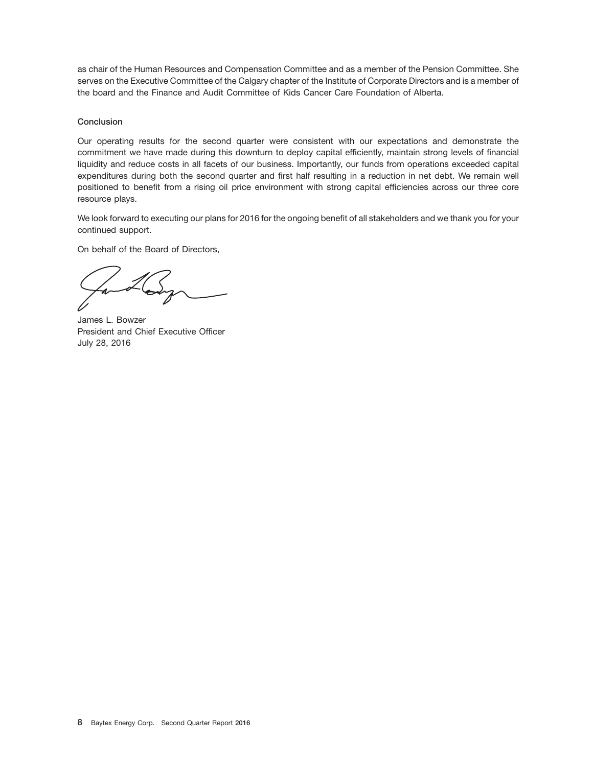as chair of the Human Resources and Compensation Committee and as a member of the Pension Committee. She serves on the Executive Committee of the Calgary chapter of the Institute of Corporate Directors and is a member of the board and the Finance and Audit Committee of Kids Cancer Care Foundation of Alberta.

### Conclusion

Our operating results for the second quarter were consistent with our expectations and demonstrate the commitment we have made during this downturn to deploy capital efficiently, maintain strong levels of financial liquidity and reduce costs in all facets of our business. Importantly, our funds from operations exceeded capital expenditures during both the second quarter and first half resulting in a reduction in net debt. We remain well positioned to benefit from a rising oil price environment with strong capital efficiencies across our three core resource plays.

We look forward to executing our plans for 2016 for the ongoing benefit of all stakeholders and we thank you for your continued support.

On behalf of the Board of Directors,

James L. Bowzer
President and Chief Executive Officer
July 28, 2016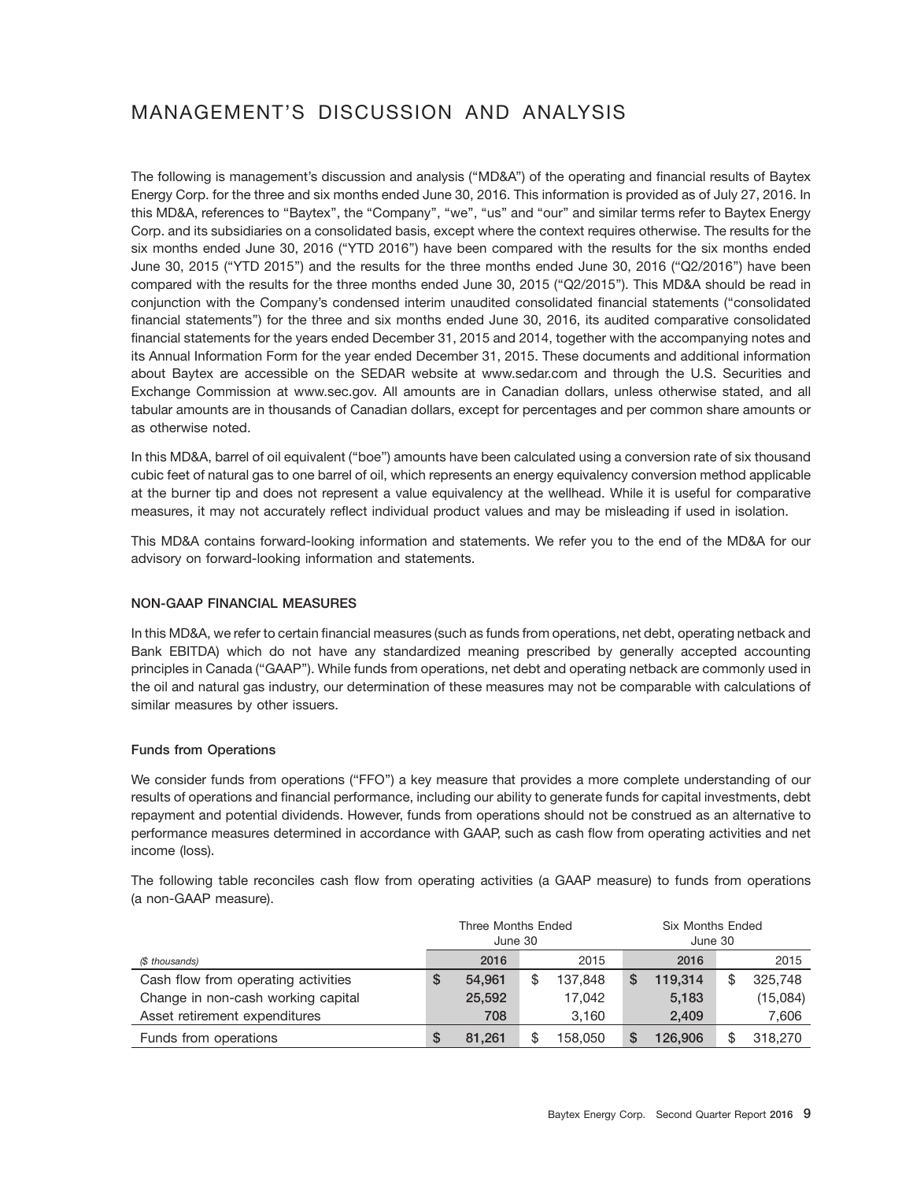# MANAGEMENT'S DISCUSSION AND ANALYSIS

The following is management's discussion and analysis ("MD&A") of the operating and financial results of Baytex Energy Corp. for the three and six months ended June 30, 2016. This information is provided as of July 27, 2016. In this MD&A, references to "Baytex", the "Company", "we", "us" and "our" and similar terms refer to Baytex Energy Corp. and its subsidiaries on a consolidated basis, except where the context requires otherwise. The results for the six months ended June 30, 2016 ("YTD 2016") have been compared with the results for the six months ended June 30, 2015 ("YTD 2015") and the results for the three months ended June 30, 2016 ("Q2/2016") have been compared with the results for the three months ended June 30, 2015 ("Q2/2015"). This MD&A should be read in conjunction with the Company's condensed interim unaudited consolidated financial statements ("consolidated financial statements") for the three and six months ended June 30, 2016, its audited comparative consolidated financial statements for the years ended December 31, 2015 and 2014, together with the accompanying notes and its Annual Information Form for the year ended December 31, 2015. These documents and additional information about Baytex are accessible on the SEDAR website at www.sedar.com and through the U.S. Securities and Exchange Commission at www.sec.gov. All amounts are in Canadian dollars, unless otherwise stated, and all tabular amounts are in thousands of Canadian dollars, except for percentages and per common share amounts or as otherwise noted.

In this MD&A, barrel of oil equivalent ("boe") amounts have been calculated using a conversion rate of six thousand cubic feet of natural gas to one barrel of oil, which represents an energy equivalency conversion method applicable at the burner tip and does not represent a value equivalency at the wellhead. While it is useful for comparative measures, it may not accurately reflect individual product values and may be misleading if used in isolation.

This MD&A contains forward-looking information and statements. We refer you to the end of the MD&A for our advisory on forward-looking information and statements.

### NON-GAAP FINANCIAL MEASURES

In this MD&A, we refer to certain financial measures (such as funds from operations, net debt, operating netback and Bank EBITDA) which do not have any standardized meaning prescribed by generally accepted accounting principles in Canada ("GAAP"). While funds from operations, net debt and operating netback are commonly used in the oil and natural gas industry, our determination of these measures may not be comparable with calculations of similar measures by other issuers.

#### Funds from Operations

We consider funds from operations ("FFO") a key measure that provides a more complete understanding of our results of operations and financial performance, including our ability to generate funds for capital investments, debt repayment and potential dividends. However, funds from operations should not be construed as an alternative to performance measures determined in accordance with GAAP, such as cash flow from operating activities and net income (loss).

The following table reconciles cash flow from operating activities (a GAAP measure) to funds from operations (a non-GAAP measure).

| | Three Months Ended June 30 | | Six Months Ended June 30 | |
|---|---|---|---|---|
| *($ thousands)* | **2016** | 2015 | **2016** | 2015 |
| Cash flow from operating activities | **$ 54,961** | $ 137,848 | **$ 119,314** | $ 325,748 |
| Change in non-cash working capital | **25,592** | 17,042 | **5,183** | (15,084) |
| Asset retirement expenditures | **708** | 3,160 | **2,409** | 7,606 |
| Funds from operations | **$ 81,261** | $ 158,050 | **$ 126,906** | $ 318,270 |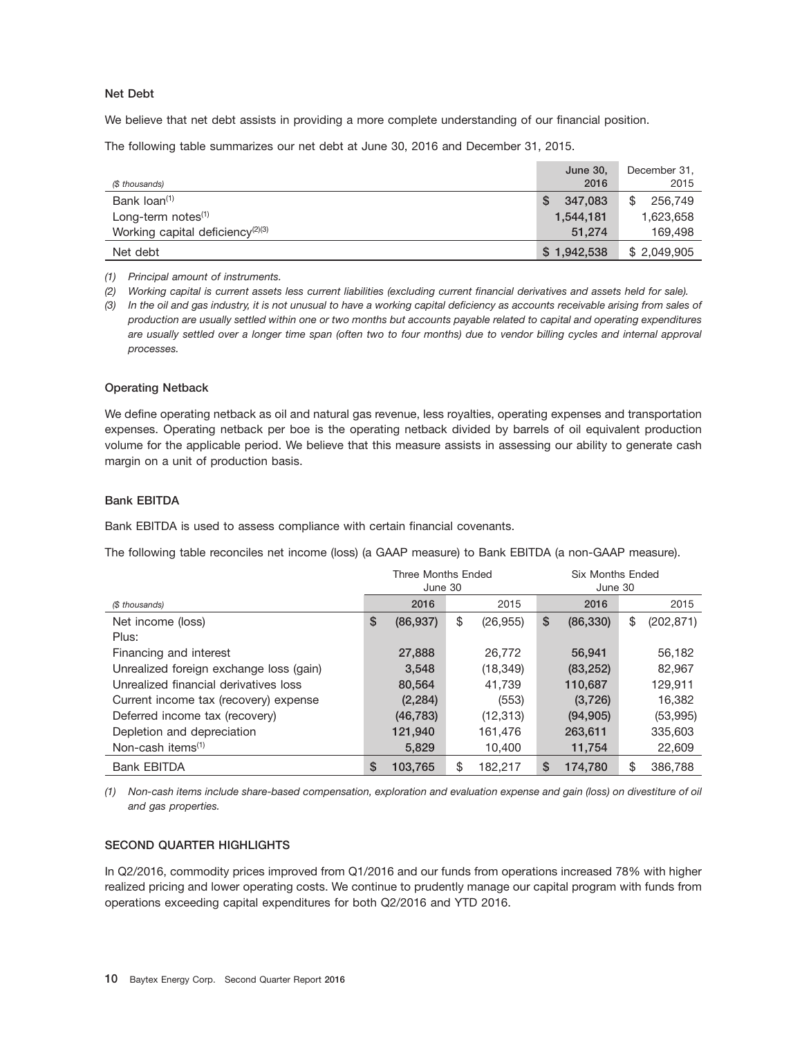### Net Debt

We believe that net debt assists in providing a more complete understanding of our financial position.

The following table summarizes our net debt at June 30, 2016 and December 31, 2015.

| ($ thousands) | June 30, 2016 | December 31, 2015 |
|---|---|---|
| Bank loan[1] | $ 347,083 | $ 256,749 |
| Long-term notes[1] | 1,544,181 | 1,623,658 |
| Working capital deficiency[2][3] | 51,274 | 169,498 |
| Net debt | $ 1,942,538 | $ 2,049,905 |

*(1) Principal amount of instruments.*

*(2) Working capital is current assets less current liabilities (excluding current financial derivatives and assets held for sale).*

*(3) In the oil and gas industry, it is not unusual to have a working capital deficiency as accounts receivable arising from sales of production are usually settled within one or two months but accounts payable related to capital and operating expenditures are usually settled over a longer time span (often two to four months) due to vendor billing cycles and internal approval processes.*

### Operating Netback

We define operating netback as oil and natural gas revenue, less royalties, operating expenses and transportation expenses. Operating netback per boe is the operating netback divided by barrels of oil equivalent production volume for the applicable period. We believe that this measure assists in assessing our ability to generate cash margin on a unit of production basis.

### Bank EBITDA

Bank EBITDA is used to assess compliance with certain financial covenants.

The following table reconciles net income (loss) (a GAAP measure) to Bank EBITDA (a non-GAAP measure).

| | Three Months Ended June 30 | | Six Months Ended June 30 | |
|---|---|---|---|---|
| ($ thousands) | 2016 | 2015 | 2016 | 2015 |
| Net income (loss) | $ (86,937) | $ (26,955) | $ (86,330) | $ (202,871) |
| Plus: | | | | |
| Financing and interest | 27,888 | 26,772 | 56,941 | 56,182 |
| Unrealized foreign exchange loss (gain) | 3,548 | (18,349) | (83,252) | 82,967 |
| Unrealized financial derivatives loss | 80,564 | 41,739 | 110,687 | 129,911 |
| Current income tax (recovery) expense | (2,284) | (553) | (3,726) | 16,382 |
| Deferred income tax (recovery) | (46,783) | (12,313) | (94,905) | (53,995) |
| Depletion and depreciation | 121,940 | 161,476 | 263,611 | 335,603 |
| Non-cash items[1] | 5,829 | 10,400 | 11,754 | 22,609 |
| Bank EBITDA | $ 103,765 | $ 182,217 | $ 174,780 | $ 386,788 |

*(1) Non-cash items include share-based compensation, exploration and evaluation expense and gain (loss) on divestiture of oil and gas properties.*

### SECOND QUARTER HIGHLIGHTS

In Q2/2016, commodity prices improved from Q1/2016 and our funds from operations increased 78% with higher realized pricing and lower operating costs. We continue to prudently manage our capital program with funds from operations exceeding capital expenditures for both Q2/2016 and YTD 2016.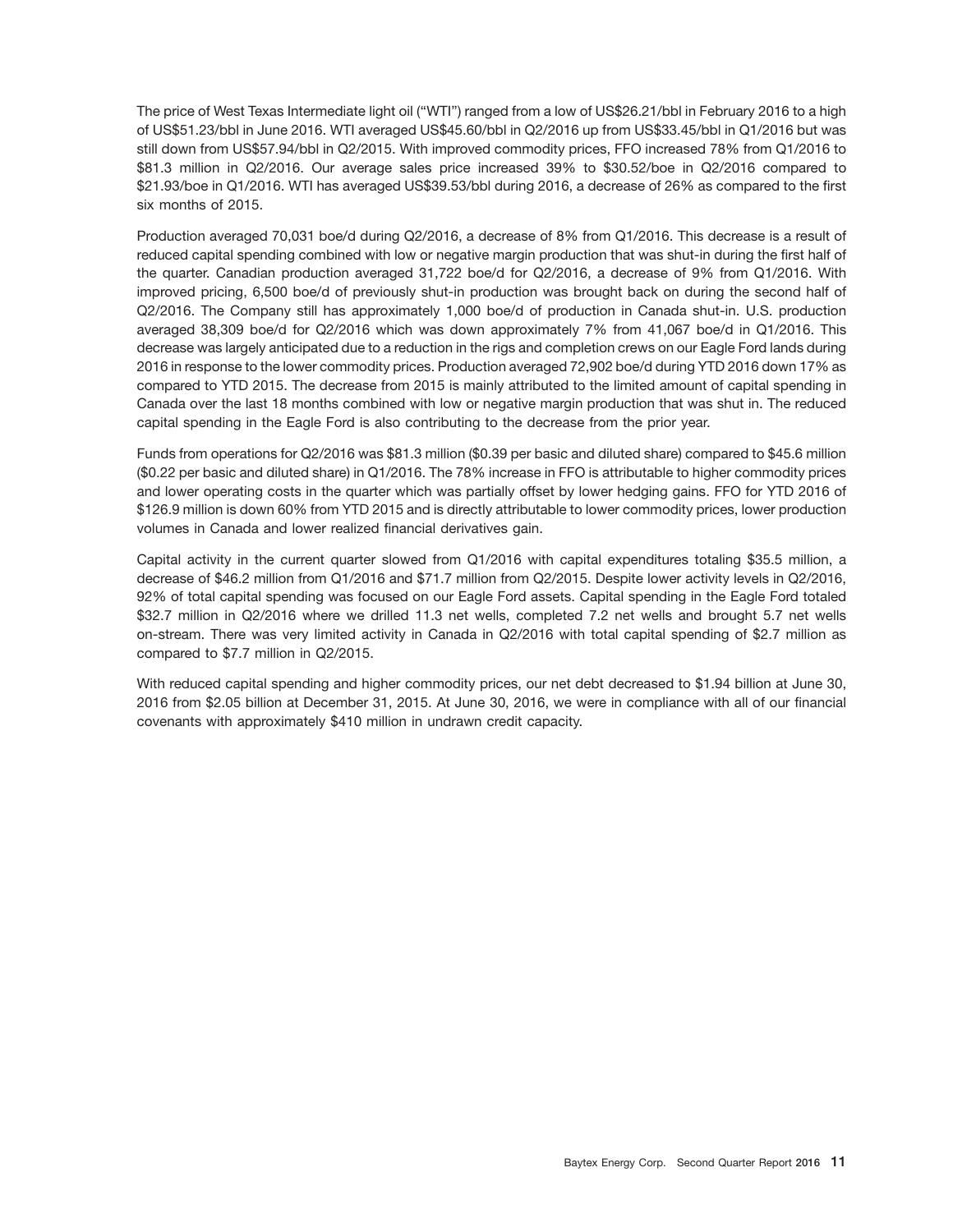The price of West Texas Intermediate light oil ("WTI") ranged from a low of US$26.21/bbl in February 2016 to a high of US$51.23/bbl in June 2016. WTI averaged US$45.60/bbl in Q2/2016 up from US$33.45/bbl in Q1/2016 but was still down from US$57.94/bbl in Q2/2015. With improved commodity prices, FFO increased 78% from Q1/2016 to $81.3 million in Q2/2016. Our average sales price increased 39% to $30.52/boe in Q2/2016 compared to $21.93/boe in Q1/2016. WTI has averaged US$39.53/bbl during 2016, a decrease of 26% as compared to the first six months of 2015.

Production averaged 70,031 boe/d during Q2/2016, a decrease of 8% from Q1/2016. This decrease is a result of reduced capital spending combined with low or negative margin production that was shut-in during the first half of the quarter. Canadian production averaged 31,722 boe/d for Q2/2016, a decrease of 9% from Q1/2016. With improved pricing, 6,500 boe/d of previously shut-in production was brought back on during the second half of Q2/2016. The Company still has approximately 1,000 boe/d of production in Canada shut-in. U.S. production averaged 38,309 boe/d for Q2/2016 which was down approximately 7% from 41,067 boe/d in Q1/2016. This decrease was largely anticipated due to a reduction in the rigs and completion crews on our Eagle Ford lands during 2016 in response to the lower commodity prices. Production averaged 72,902 boe/d during YTD 2016 down 17% as compared to YTD 2015. The decrease from 2015 is mainly attributed to the limited amount of capital spending in Canada over the last 18 months combined with low or negative margin production that was shut in. The reduced capital spending in the Eagle Ford is also contributing to the decrease from the prior year.

Funds from operations for Q2/2016 was $81.3 million ($0.39 per basic and diluted share) compared to $45.6 million ($0.22 per basic and diluted share) in Q1/2016. The 78% increase in FFO is attributable to higher commodity prices and lower operating costs in the quarter which was partially offset by lower hedging gains. FFO for YTD 2016 of $126.9 million is down 60% from YTD 2015 and is directly attributable to lower commodity prices, lower production volumes in Canada and lower realized financial derivatives gain.

Capital activity in the current quarter slowed from Q1/2016 with capital expenditures totaling $35.5 million, a decrease of $46.2 million from Q1/2016 and $71.7 million from Q2/2015. Despite lower activity levels in Q2/2016, 92% of total capital spending was focused on our Eagle Ford assets. Capital spending in the Eagle Ford totaled $32.7 million in Q2/2016 where we drilled 11.3 net wells, completed 7.2 net wells and brought 5.7 net wells on-stream. There was very limited activity in Canada in Q2/2016 with total capital spending of $2.7 million as compared to $7.7 million in Q2/2015.

With reduced capital spending and higher commodity prices, our net debt decreased to $1.94 billion at June 30, 2016 from $2.05 billion at December 31, 2015. At June 30, 2016, we were in compliance with all of our financial covenants with approximately $410 million in undrawn credit capacity.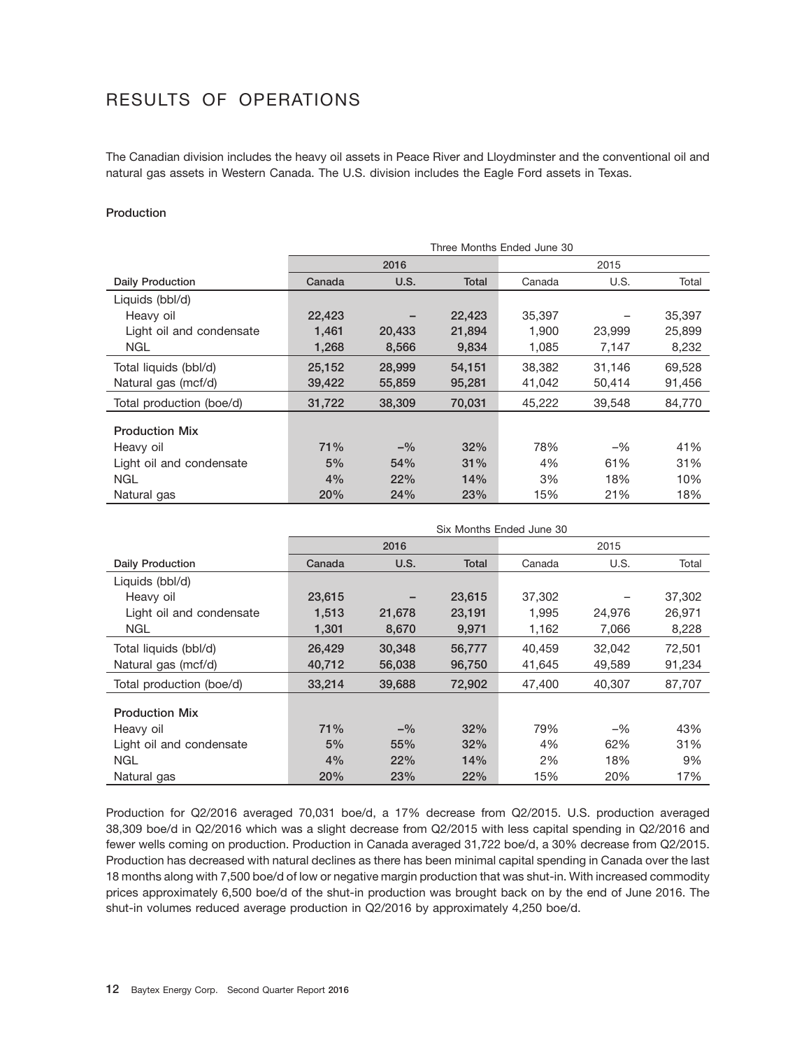# RESULTS OF OPERATIONS

The Canadian division includes the heavy oil assets in Peace River and Lloydminster and the conventional oil and natural gas assets in Western Canada. The U.S. division includes the Eagle Ford assets in Texas.

**Production**

| | Three Months Ended June 30 | | | | | |
|---|---|---|---|---|---|---|
| | 2016 | | | 2015 | | |
| **Daily Production** | **Canada** | **U.S.** | **Total** | Canada | U.S. | Total |
| Liquids (bbl/d) | | | | | | |
| Heavy oil | **22,423** | **–** | **22,423** | 35,397 | – | 35,397 |
| Light oil and condensate | **1,461** | **20,433** | **21,894** | 1,900 | 23,999 | 25,899 |
| NGL | **1,268** | **8,566** | **9,834** | 1,085 | 7,147 | 8,232 |
| Total liquids (bbl/d) | **25,152** | **28,999** | **54,151** | 38,382 | 31,146 | 69,528 |
| Natural gas (mcf/d) | **39,422** | **55,859** | **95,281** | 41,042 | 50,414 | 91,456 |
| Total production (boe/d) | **31,722** | **38,309** | **70,031** | 45,222 | 39,548 | 84,770 |
| **Production Mix** | | | | | | |
| Heavy oil | **71%** | **–%** | **32%** | 78% | –% | 41% |
| Light oil and condensate | **5%** | **54%** | **31%** | 4% | 61% | 31% |
| NGL | **4%** | **22%** | **14%** | 3% | 18% | 10% |
| Natural gas | **20%** | **24%** | **23%** | 15% | 21% | 18% |

| | Six Months Ended June 30 | | | | | |
|---|---|---|---|---|---|---|
| | 2016 | | | 2015 | | |
| **Daily Production** | **Canada** | **U.S.** | **Total** | Canada | U.S. | Total |
| Liquids (bbl/d) | | | | | | |
| Heavy oil | **23,615** | **–** | **23,615** | 37,302 | – | 37,302 |
| Light oil and condensate | **1,513** | **21,678** | **23,191** | 1,995 | 24,976 | 26,971 |
| NGL | **1,301** | **8,670** | **9,971** | 1,162 | 7,066 | 8,228 |
| Total liquids (bbl/d) | **26,429** | **30,348** | **56,777** | 40,459 | 32,042 | 72,501 |
| Natural gas (mcf/d) | **40,712** | **56,038** | **96,750** | 41,645 | 49,589 | 91,234 |
| Total production (boe/d) | **33,214** | **39,688** | **72,902** | 47,400 | 40,307 | 87,707 |
| **Production Mix** | | | | | | |
| Heavy oil | **71%** | **–%** | **32%** | 79% | –% | 43% |
| Light oil and condensate | **5%** | **55%** | **32%** | 4% | 62% | 31% |
| NGL | **4%** | **22%** | **14%** | 2% | 18% | 9% |
| Natural gas | **20%** | **23%** | **22%** | 15% | 20% | 17% |

Production for Q2/2016 averaged 70,031 boe/d, a 17% decrease from Q2/2015. U.S. production averaged 38,309 boe/d in Q2/2016 which was a slight decrease from Q2/2015 with less capital spending in Q2/2016 and fewer wells coming on production. Production in Canada averaged 31,722 boe/d, a 30% decrease from Q2/2015. Production has decreased with natural declines as there has been minimal capital spending in Canada over the last 18 months along with 7,500 boe/d of low or negative margin production that was shut-in. With increased commodity prices approximately 6,500 boe/d of the shut-in production was brought back on by the end of June 2016. The shut-in volumes reduced average production in Q2/2016 by approximately 4,250 boe/d.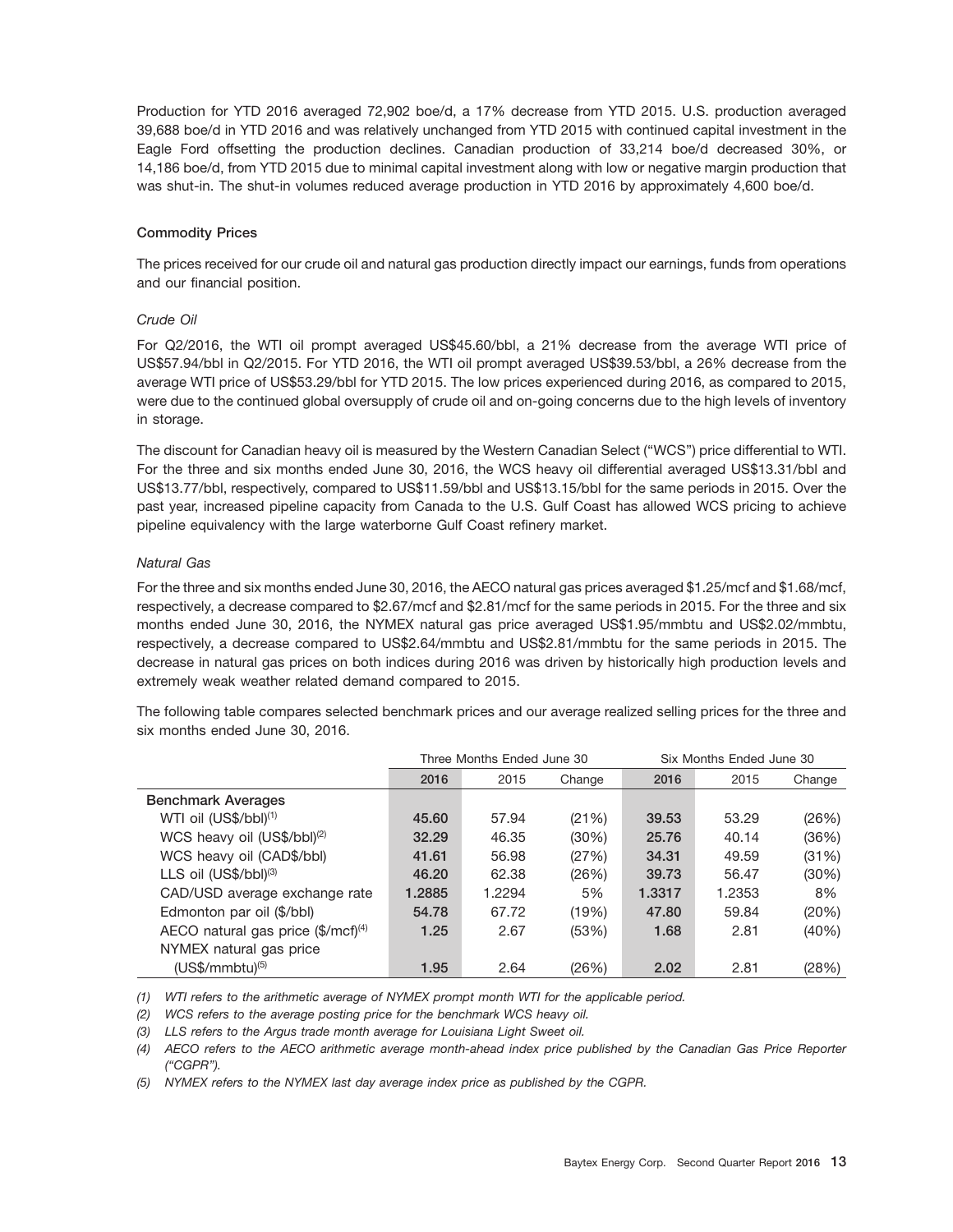Production for YTD 2016 averaged 72,902 boe/d, a 17% decrease from YTD 2015. U.S. production averaged 39,688 boe/d in YTD 2016 and was relatively unchanged from YTD 2015 with continued capital investment in the Eagle Ford offsetting the production declines. Canadian production of 33,214 boe/d decreased 30%, or 14,186 boe/d, from YTD 2015 due to minimal capital investment along with low or negative margin production that was shut-in. The shut-in volumes reduced average production in YTD 2016 by approximately 4,600 boe/d.

### Commodity Prices

The prices received for our crude oil and natural gas production directly impact our earnings, funds from operations and our financial position.

#### *Crude Oil*

For Q2/2016, the WTI oil prompt averaged US$45.60/bbl, a 21% decrease from the average WTI price of US$57.94/bbl in Q2/2015. For YTD 2016, the WTI oil prompt averaged US$39.53/bbl, a 26% decrease from the average WTI price of US$53.29/bbl for YTD 2015. The low prices experienced during 2016, as compared to 2015, were due to the continued global oversupply of crude oil and on-going concerns due to the high levels of inventory in storage.

The discount for Canadian heavy oil is measured by the Western Canadian Select ("WCS") price differential to WTI. For the three and six months ended June 30, 2016, the WCS heavy oil differential averaged US$13.31/bbl and US$13.77/bbl, respectively, compared to US$11.59/bbl and US$13.15/bbl for the same periods in 2015. Over the past year, increased pipeline capacity from Canada to the U.S. Gulf Coast has allowed WCS pricing to achieve pipeline equivalency with the large waterborne Gulf Coast refinery market.

#### *Natural Gas*

For the three and six months ended June 30, 2016, the AECO natural gas prices averaged $1.25/mcf and $1.68/mcf, respectively, a decrease compared to $2.67/mcf and $2.81/mcf for the same periods in 2015. For the three and six months ended June 30, 2016, the NYMEX natural gas price averaged US$1.95/mmbtu and US$2.02/mmbtu, respectively, a decrease compared to US$2.64/mmbtu and US$2.81/mmbtu for the same periods in 2015. The decrease in natural gas prices on both indices during 2016 was driven by historically high production levels and extremely weak weather related demand compared to 2015.

The following table compares selected benchmark prices and our average realized selling prices for the three and six months ended June 30, 2016.

| | Three Months Ended June 30 | | | Six Months Ended June 30 | | |
|---|---|---|---|---|---|---|
| | **2016** | 2015 | Change | **2016** | 2015 | Change |
| **Benchmark Averages** | | | | | | |
| WTI oil (US$/bbl)[1] | **45.60** | 57.94 | (21%) | **39.53** | 53.29 | (26%) |
| WCS heavy oil (US$/bbl)[2] | **32.29** | 46.35 | (30%) | **25.76** | 40.14 | (36%) |
| WCS heavy oil (CAD$/bbl) | **41.61** | 56.98 | (27%) | **34.31** | 49.59 | (31%) |
| LLS oil (US$/bbl)[3] | **46.20** | 62.38 | (26%) | **39.73** | 56.47 | (30%) |
| CAD/USD average exchange rate | **1.2885** | 1.2294 | 5% | **1.3317** | 1.2353 | 8% |
| Edmonton par oil ($/bbl) | **54.78** | 67.72 | (19%) | **47.80** | 59.84 | (20%) |
| AECO natural gas price ($/mcf)[4] | **1.25** | 2.67 | (53%) | **1.68** | 2.81 | (40%) |
| NYMEX natural gas price (US$/mmbtu)[5] | **1.95** | 2.64 | (26%) | **2.02** | 2.81 | (28%) |

*(1) WTI refers to the arithmetic average of NYMEX prompt month WTI for the applicable period.*

*(2) WCS refers to the average posting price for the benchmark WCS heavy oil.*

*(3) LLS refers to the Argus trade month average for Louisiana Light Sweet oil.*

*(4) AECO refers to the AECO arithmetic average month-ahead index price published by the Canadian Gas Price Reporter ("CGPR").*

*(5) NYMEX refers to the NYMEX last day average index price as published by the CGPR.*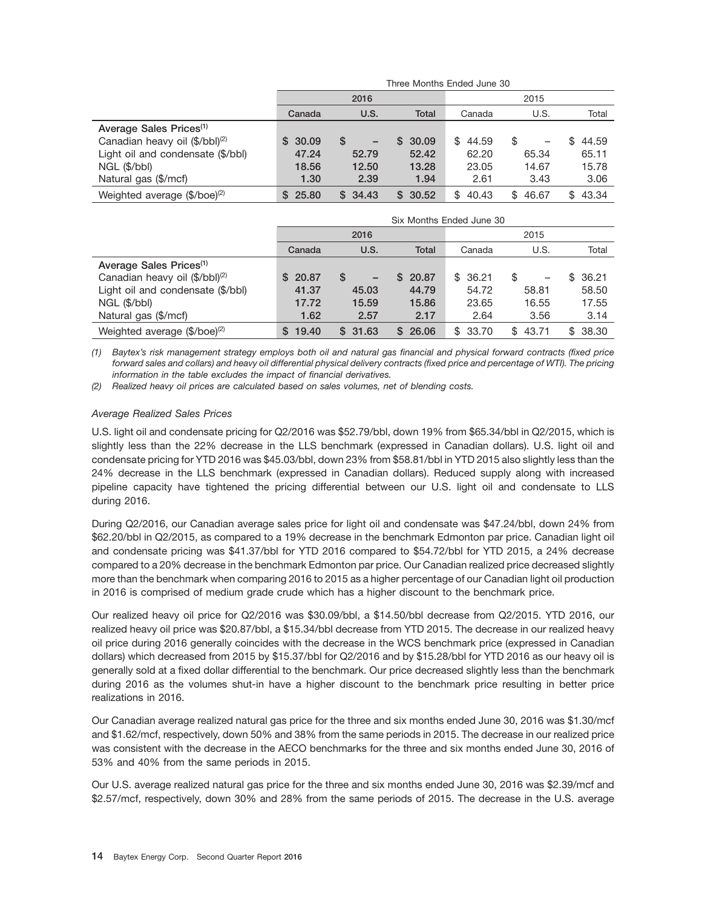| | Three Months Ended June 30 | | | | | |
|---|---|---|---|---|---|---|
| | 2016 | | | 2015 | | |
| | Canada | U.S. | Total | Canada | U.S. | Total |
| **Average Sales Prices**[(1)] | | | | | | |
| Canadian heavy oil ($/bbl)[(2)] | $ 30.09 | $ – | $ 30.09 | $ 44.59 | $ – | $ 44.59 |
| Light oil and condensate ($/bbl) | 47.24 | 52.79 | 52.42 | 62.20 | 65.34 | 65.11 |
| NGL ($/bbl) | 18.56 | 12.50 | 13.28 | 23.05 | 14.67 | 15.78 |
| Natural gas ($/mcf) | 1.30 | 2.39 | 1.94 | 2.61 | 3.43 | 3.06 |
| Weighted average ($/boe)[(2)] | $ 25.80 | $ 34.43 | $ 30.52 | $ 40.43 | $ 46.67 | $ 43.34 |

| | Six Months Ended June 30 | | | | | |
|---|---|---|---|---|---|---|
| | 2016 | | | 2015 | | |
| | Canada | U.S. | Total | Canada | U.S. | Total |
| **Average Sales Prices**[(1)] | | | | | | |
| Canadian heavy oil ($/bbl)[(2)] | $ 20.87 | $ – | $ 20.87 | $ 36.21 | $ – | $ 36.21 |
| Light oil and condensate ($/bbl) | 41.37 | 45.03 | 44.79 | 54.72 | 58.81 | 58.50 |
| NGL ($/bbl) | 17.72 | 15.59 | 15.86 | 23.65 | 16.55 | 17.55 |
| Natural gas ($/mcf) | 1.62 | 2.57 | 2.17 | 2.64 | 3.56 | 3.14 |
| Weighted average ($/boe)[(2)] | $ 19.40 | $ 31.63 | $ 26.06 | $ 33.70 | $ 43.71 | $ 38.30 |

*(1) Baytex's risk management strategy employs both oil and natural gas financial and physical forward contracts (fixed price forward sales and collars) and heavy oil differential physical delivery contracts (fixed price and percentage of WTI). The pricing information in the table excludes the impact of financial derivatives.*

*(2) Realized heavy oil prices are calculated based on sales volumes, net of blending costs.*

*Average Realized Sales Prices*

U.S. light oil and condensate pricing for Q2/2016 was $52.79/bbl, down 19% from $65.34/bbl in Q2/2015, which is slightly less than the 22% decrease in the LLS benchmark (expressed in Canadian dollars). U.S. light oil and condensate pricing for YTD 2016 was $45.03/bbl, down 23% from $58.81/bbl in YTD 2015 also slightly less than the 24% decrease in the LLS benchmark (expressed in Canadian dollars). Reduced supply along with increased pipeline capacity have tightened the pricing differential between our U.S. light oil and condensate to LLS during 2016.

During Q2/2016, our Canadian average sales price for light oil and condensate was $47.24/bbl, down 24% from $62.20/bbl in Q2/2015, as compared to a 19% decrease in the benchmark Edmonton par price. Canadian light oil and condensate pricing was $41.37/bbl for YTD 2016 compared to $54.72/bbl for YTD 2015, a 24% decrease compared to a 20% decrease in the benchmark Edmonton par price. Our Canadian realized price decreased slightly more than the benchmark when comparing 2016 to 2015 as a higher percentage of our Canadian light oil production in 2016 is comprised of medium grade crude which has a higher discount to the benchmark price.

Our realized heavy oil price for Q2/2016 was $30.09/bbl, a $14.50/bbl decrease from Q2/2015. YTD 2016, our realized heavy oil price was $20.87/bbl, a $15.34/bbl decrease from YTD 2015. The decrease in our realized heavy oil price during 2016 generally coincides with the decrease in the WCS benchmark price (expressed in Canadian dollars) which decreased from 2015 by $15.37/bbl for Q2/2016 and by $15.28/bbl for YTD 2016 as our heavy oil is generally sold at a fixed dollar differential to the benchmark. Our price decreased slightly less than the benchmark during 2016 as the volumes shut-in have a higher discount to the benchmark price resulting in better price realizations in 2016.

Our Canadian average realized natural gas price for the three and six months ended June 30, 2016 was $1.30/mcf and $1.62/mcf, respectively, down 50% and 38% from the same periods in 2015. The decrease in our realized price was consistent with the decrease in the AECO benchmarks for the three and six months ended June 30, 2016 of 53% and 40% from the same periods in 2015.

Our U.S. average realized natural gas price for the three and six months ended June 30, 2016 was $2.39/mcf and $2.57/mcf, respectively, down 30% and 28% from the same periods of 2015. The decrease in the U.S. average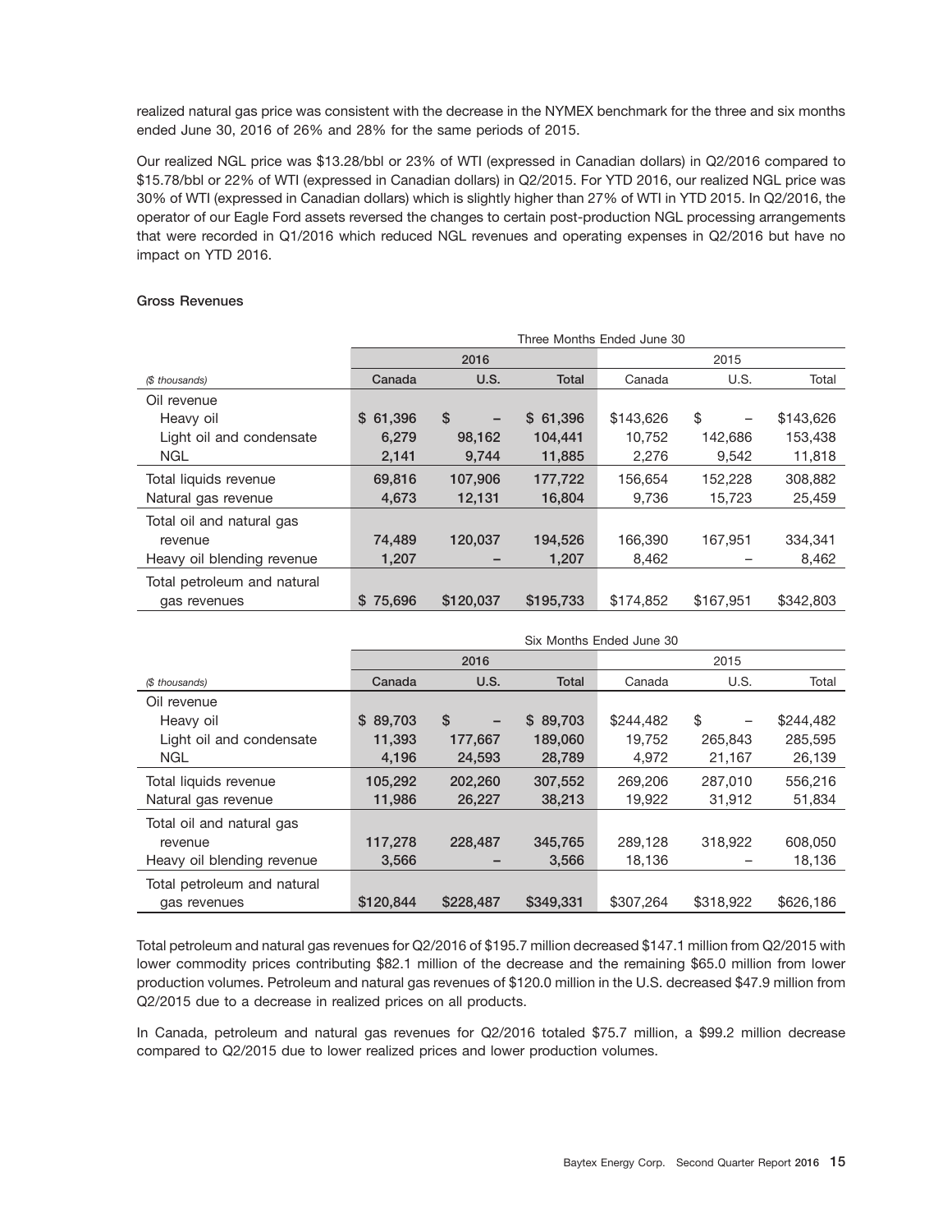realized natural gas price was consistent with the decrease in the NYMEX benchmark for the three and six months ended June 30, 2016 of 26% and 28% for the same periods of 2015.

Our realized NGL price was $13.28/bbl or 23% of WTI (expressed in Canadian dollars) in Q2/2016 compared to $15.78/bbl or 22% of WTI (expressed in Canadian dollars) in Q2/2015. For YTD 2016, our realized NGL price was 30% of WTI (expressed in Canadian dollars) which is slightly higher than 27% of WTI in YTD 2015. In Q2/2016, the operator of our Eagle Ford assets reversed the changes to certain post-production NGL processing arrangements that were recorded in Q1/2016 which reduced NGL revenues and operating expenses in Q2/2016 but have no impact on YTD 2016.

**Gross Revenues**

| | Three Months Ended June 30 | | | | | |
|---|---|---|---|---|---|---|
| | 2016 | | | 2015 | | |
| *($ thousands)* | **Canada** | **U.S.** | **Total** | Canada | U.S. | Total |
| Oil revenue | | | | | | |
| Heavy oil | **$ 61,396** | **$ –** | **$ 61,396** | $143,626 | $ – | $143,626 |
| Light oil and condensate | **6,279** | **98,162** | **104,441** | 10,752 | 142,686 | 153,438 |
| NGL | **2,141** | **9,744** | **11,885** | 2,276 | 9,542 | 11,818 |
| Total liquids revenue | **69,816** | **107,906** | **177,722** | 156,654 | 152,228 | 308,882 |
| Natural gas revenue | **4,673** | **12,131** | **16,804** | 9,736 | 15,723 | 25,459 |
| Total oil and natural gas revenue | **74,489** | **120,037** | **194,526** | 166,390 | 167,951 | 334,341 |
| Heavy oil blending revenue | **1,207** | **–** | **1,207** | 8,462 | – | 8,462 |
| Total petroleum and natural gas revenues | **$ 75,696** | **$120,037** | **$195,733** | $174,852 | $167,951 | $342,803 |

| | Six Months Ended June 30 | | | | | |
|---|---|---|---|---|---|---|
| | 2016 | | | 2015 | | |
| *($ thousands)* | **Canada** | **U.S.** | **Total** | Canada | U.S. | Total |
| Oil revenue | | | | | | |
| Heavy oil | **$ 89,703** | **$ –** | **$ 89,703** | $244,482 | $ – | $244,482 |
| Light oil and condensate | **11,393** | **177,667** | **189,060** | 19,752 | 265,843 | 285,595 |
| NGL | **4,196** | **24,593** | **28,789** | 4,972 | 21,167 | 26,139 |
| Total liquids revenue | **105,292** | **202,260** | **307,552** | 269,206 | 287,010 | 556,216 |
| Natural gas revenue | **11,986** | **26,227** | **38,213** | 19,922 | 31,912 | 51,834 |
| Total oil and natural gas revenue | **117,278** | **228,487** | **345,765** | 289,128 | 318,922 | 608,050 |
| Heavy oil blending revenue | **3,566** | **–** | **3,566** | 18,136 | – | 18,136 |
| Total petroleum and natural gas revenues | **$120,844** | **$228,487** | **$349,331** | $307,264 | $318,922 | $626,186 |

Total petroleum and natural gas revenues for Q2/2016 of $195.7 million decreased $147.1 million from Q2/2015 with lower commodity prices contributing $82.1 million of the decrease and the remaining $65.0 million from lower production volumes. Petroleum and natural gas revenues of $120.0 million in the U.S. decreased $47.9 million from Q2/2015 due to a decrease in realized prices on all products.

In Canada, petroleum and natural gas revenues for Q2/2016 totaled $75.7 million, a $99.2 million decrease compared to Q2/2015 due to lower realized prices and lower production volumes.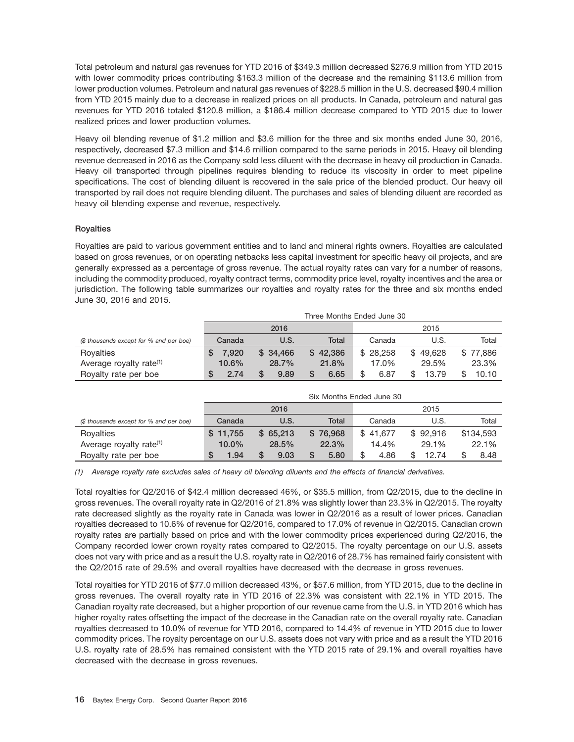Total petroleum and natural gas revenues for YTD 2016 of $349.3 million decreased $276.9 million from YTD 2015 with lower commodity prices contributing $163.3 million of the decrease and the remaining $113.6 million from lower production volumes. Petroleum and natural gas revenues of $228.5 million in the U.S. decreased $90.4 million from YTD 2015 mainly due to a decrease in realized prices on all products. In Canada, petroleum and natural gas revenues for YTD 2016 totaled $120.8 million, a $186.4 million decrease compared to YTD 2015 due to lower realized prices and lower production volumes.

Heavy oil blending revenue of $1.2 million and $3.6 million for the three and six months ended June 30, 2016, respectively, decreased $7.3 million and $14.6 million compared to the same periods in 2015. Heavy oil blending revenue decreased in 2016 as the Company sold less diluent with the decrease in heavy oil production in Canada. Heavy oil transported through pipelines requires blending to reduce its viscosity in order to meet pipeline specifications. The cost of blending diluent is recovered in the sale price of the blended product. Our heavy oil transported by rail does not require blending diluent. The purchases and sales of blending diluent are recorded as heavy oil blending expense and revenue, respectively.

### Royalties

Royalties are paid to various government entities and to land and mineral rights owners. Royalties are calculated based on gross revenues, or on operating netbacks less capital investment for specific heavy oil projects, and are generally expressed as a percentage of gross revenue. The actual royalty rates can vary for a number of reasons, including the commodity produced, royalty contract terms, commodity price level, royalty incentives and the area or jurisdiction. The following table summarizes our royalties and royalty rates for the three and six months ended June 30, 2016 and 2015.

| | Three Months Ended June 30 | | | | | |
|---|---|---|---|---|---|---|
| | **2016** | | | 2015 | | |
| *($ thousands except for % and per boe)* | **Canada** | **U.S.** | **Total** | Canada | U.S. | Total |
| Royalties | **$ 7,920** | **$ 34,466** | **$ 42,386** | $ 28,258 | $ 49,628 | $ 77,886 |
| Average royalty rate[(1)] | **10.6%** | **28.7%** | **21.8%** | 17.0% | 29.5% | 23.3% |
| Royalty rate per boe | **$ 2.74** | **$ 9.89** | **$ 6.65** | $ 6.87 | $ 13.79 | $ 10.10 |

| | Six Months Ended June 30 | | | | | |
|---|---|---|---|---|---|---|
| | **2016** | | | 2015 | | |
| *($ thousands except for % and per boe)* | **Canada** | **U.S.** | **Total** | Canada | U.S. | Total |
| Royalties | **$ 11,755** | **$ 65,213** | **$ 76,968** | $ 41,677 | $ 92,916 | $134,593 |
| Average royalty rate[(1)] | **10.0%** | **28.5%** | **22.3%** | 14.4% | 29.1% | 22.1% |
| Royalty rate per boe | **$ 1.94** | **$ 9.03** | **$ 5.80** | $ 4.86 | $ 12.74 | $ 8.48 |

*(1) Average royalty rate excludes sales of heavy oil blending diluents and the effects of financial derivatives.*

Total royalties for Q2/2016 of $42.4 million decreased 46%, or $35.5 million, from Q2/2015, due to the decline in gross revenues. The overall royalty rate in Q2/2016 of 21.8% was slightly lower than 23.3% in Q2/2015. The royalty rate decreased slightly as the royalty rate in Canada was lower in Q2/2016 as a result of lower prices. Canadian royalties decreased to 10.6% of revenue for Q2/2016, compared to 17.0% of revenue in Q2/2015. Canadian crown royalty rates are partially based on price and with the lower commodity prices experienced during Q2/2016, the Company recorded lower crown royalty rates compared to Q2/2015. The royalty percentage on our U.S. assets does not vary with price and as a result the U.S. royalty rate in Q2/2016 of 28.7% has remained fairly consistent with the Q2/2015 rate of 29.5% and overall royalties have decreased with the decrease in gross revenues.

Total royalties for YTD 2016 of $77.0 million decreased 43%, or $57.6 million, from YTD 2015, due to the decline in gross revenues. The overall royalty rate in YTD 2016 of 22.3% was consistent with 22.1% in YTD 2015. The Canadian royalty rate decreased, but a higher proportion of our revenue came from the U.S. in YTD 2016 which has higher royalty rates offsetting the impact of the decrease in the Canadian rate on the overall royalty rate. Canadian royalties decreased to 10.0% of revenue for YTD 2016, compared to 14.4% of revenue in YTD 2015 due to lower commodity prices. The royalty percentage on our U.S. assets does not vary with price and as a result the YTD 2016 U.S. royalty rate of 28.5% has remained consistent with the YTD 2015 rate of 29.1% and overall royalties have decreased with the decrease in gross revenues.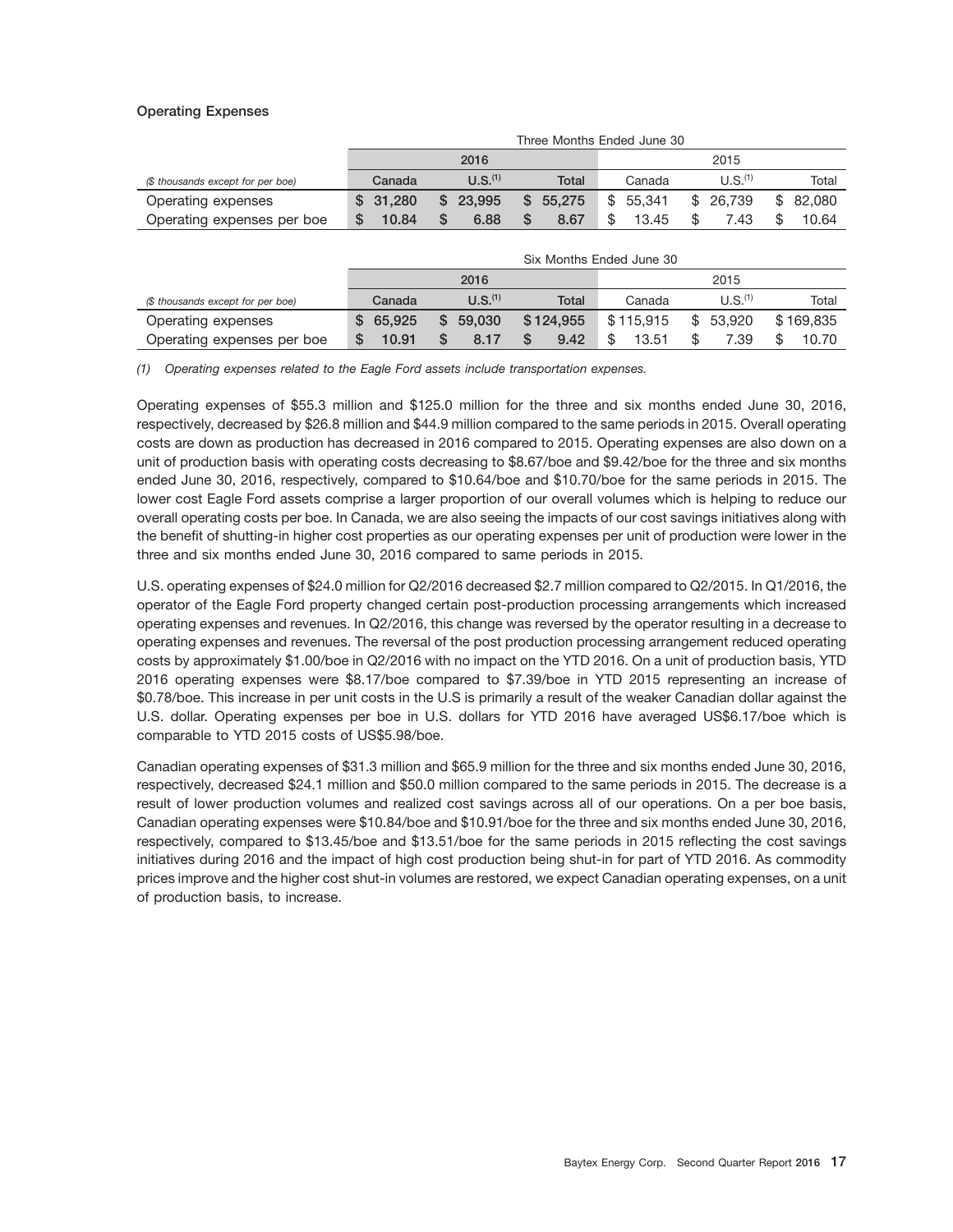### Operating Expenses

| | Three Months Ended June 30 | | | | | |
|---|---|---|---|---|---|---|
| | 2016 | | | 2015 | | |
| *($ thousands except for per boe)* | Canada | U.S.[(1)] | Total | Canada | U.S.[(1)] | Total |
| Operating expenses | $ 31,280 | $ 23,995 | $ 55,275 | $ 55,341 | $ 26,739 | $ 82,080 |
| Operating expenses per boe | $ 10.84 | $ 6.88 | $ 8.67 | $ 13.45 | $ 7.43 | $ 10.64 |

| | Six Months Ended June 30 | | | | | |
|---|---|---|---|---|---|---|
| | 2016 | | | 2015 | | |
| *($ thousands except for per boe)* | Canada | U.S.[(1)] | Total | Canada | U.S.[(1)] | Total |
| Operating expenses | $ 65,925 | $ 59,030 | $ 124,955 | $ 115,915 | $ 53,920 | $ 169,835 |
| Operating expenses per boe | $ 10.91 | $ 8.17 | $ 9.42 | $ 13.51 | $ 7.39 | $ 10.70 |

*(1) Operating expenses related to the Eagle Ford assets include transportation expenses.*

Operating expenses of $55.3 million and $125.0 million for the three and six months ended June 30, 2016, respectively, decreased by $26.8 million and $44.9 million compared to the same periods in 2015. Overall operating costs are down as production has decreased in 2016 compared to 2015. Operating expenses are also down on a unit of production basis with operating costs decreasing to $8.67/boe and $9.42/boe for the three and six months ended June 30, 2016, respectively, compared to $10.64/boe and $10.70/boe for the same periods in 2015. The lower cost Eagle Ford assets comprise a larger proportion of our overall volumes which is helping to reduce our overall operating costs per boe. In Canada, we are also seeing the impacts of our cost savings initiatives along with the benefit of shutting-in higher cost properties as our operating expenses per unit of production were lower in the three and six months ended June 30, 2016 compared to same periods in 2015.

U.S. operating expenses of $24.0 million for Q2/2016 decreased $2.7 million compared to Q2/2015. In Q1/2016, the operator of the Eagle Ford property changed certain post-production processing arrangements which increased operating expenses and revenues. In Q2/2016, this change was reversed by the operator resulting in a decrease to operating expenses and revenues. The reversal of the post production processing arrangement reduced operating costs by approximately $1.00/boe in Q2/2016 with no impact on the YTD 2016. On a unit of production basis, YTD 2016 operating expenses were $8.17/boe compared to $7.39/boe in YTD 2015 representing an increase of $0.78/boe. This increase in per unit costs in the U.S is primarily a result of the weaker Canadian dollar against the U.S. dollar. Operating expenses per boe in U.S. dollars for YTD 2016 have averaged US$6.17/boe which is comparable to YTD 2015 costs of US$5.98/boe.

Canadian operating expenses of $31.3 million and $65.9 million for the three and six months ended June 30, 2016, respectively, decreased $24.1 million and $50.0 million compared to the same periods in 2015. The decrease is a result of lower production volumes and realized cost savings across all of our operations. On a per boe basis, Canadian operating expenses were $10.84/boe and $10.91/boe for the three and six months ended June 30, 2016, respectively, compared to $13.45/boe and $13.51/boe for the same periods in 2015 reflecting the cost savings initiatives during 2016 and the impact of high cost production being shut-in for part of YTD 2016. As commodity prices improve and the higher cost shut-in volumes are restored, we expect Canadian operating expenses, on a unit of production basis, to increase.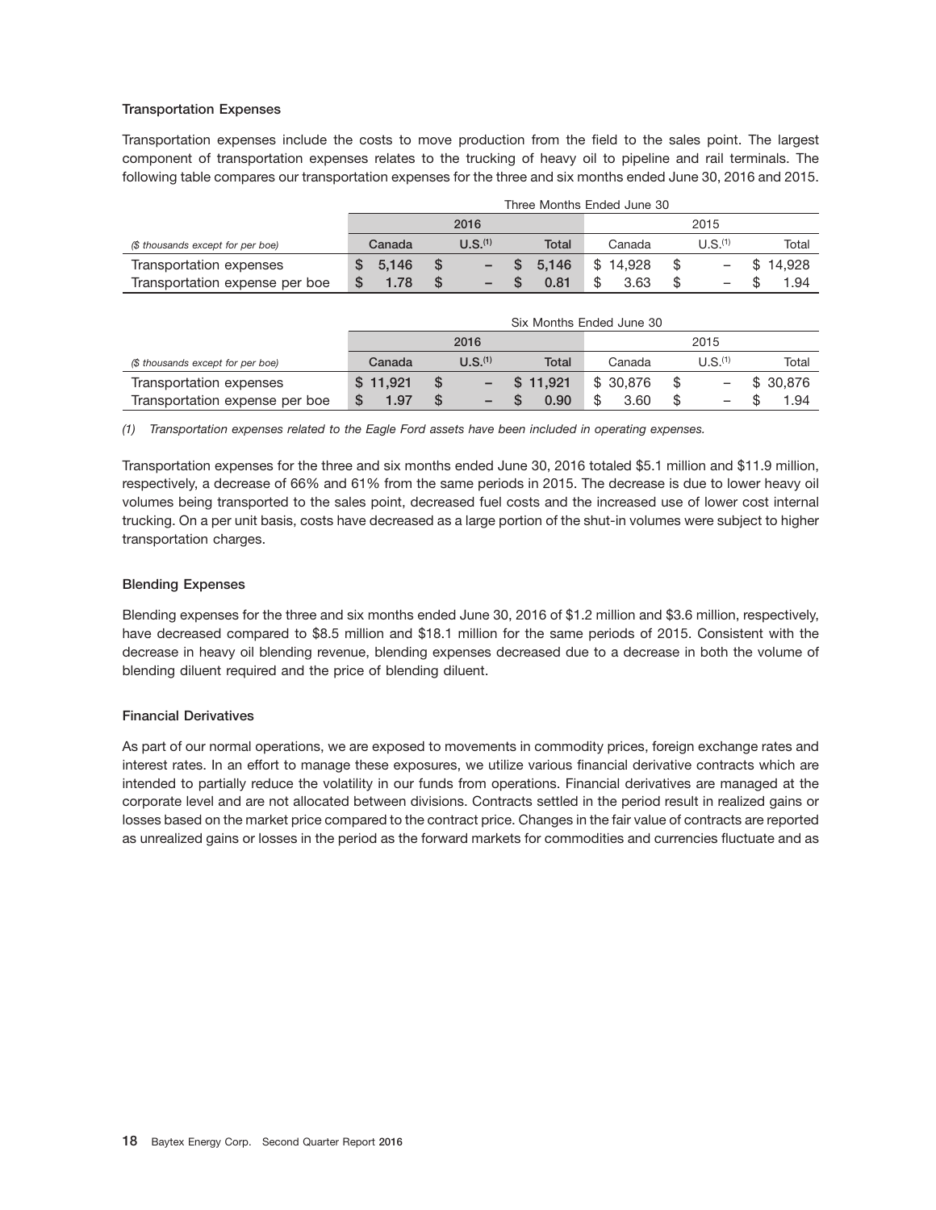### Transportation Expenses

Transportation expenses include the costs to move production from the field to the sales point. The largest component of transportation expenses relates to the trucking of heavy oil to pipeline and rail terminals. The following table compares our transportation expenses for the three and six months ended June 30, 2016 and 2015.

| | Three Months Ended June 30 | | | | | |
|---|---|---|---|---|---|---|
| | 2016 | | | 2015 | | |
| *($ thousands except for per boe)* | **Canada** | **U.S.[(1)]** | **Total** | Canada | U.S.[(1)] | Total |
| Transportation expenses | **$ 5,146** | **$ –** | **$ 5,146** | $ 14,928 | $ – | $ 14,928 |
| Transportation expense per boe | **$ 1.78** | **$ –** | **$ 0.81** | $ 3.63 | $ – | $ 1.94 |

| | Six Months Ended June 30 | | | | | |
|---|---|---|---|---|---|---|
| | 2016 | | | 2015 | | |
| *($ thousands except for per boe)* | **Canada** | **U.S.[(1)]** | **Total** | Canada | U.S.[(1)] | Total |
| Transportation expenses | **$ 11,921** | **$ –** | **$ 11,921** | $ 30,876 | $ – | $ 30,876 |
| Transportation expense per boe | **$ 1.97** | **$ –** | **$ 0.90** | $ 3.60 | $ – | $ 1.94 |

*(1) Transportation expenses related to the Eagle Ford assets have been included in operating expenses.*

Transportation expenses for the three and six months ended June 30, 2016 totaled $5.1 million and $11.9 million, respectively, a decrease of 66% and 61% from the same periods in 2015. The decrease is due to lower heavy oil volumes being transported to the sales point, decreased fuel costs and the increased use of lower cost internal trucking. On a per unit basis, costs have decreased as a large portion of the shut-in volumes were subject to higher transportation charges.

### Blending Expenses

Blending expenses for the three and six months ended June 30, 2016 of $1.2 million and $3.6 million, respectively, have decreased compared to $8.5 million and $18.1 million for the same periods of 2015. Consistent with the decrease in heavy oil blending revenue, blending expenses decreased due to a decrease in both the volume of blending diluent required and the price of blending diluent.

### Financial Derivatives

As part of our normal operations, we are exposed to movements in commodity prices, foreign exchange rates and interest rates. In an effort to manage these exposures, we utilize various financial derivative contracts which are intended to partially reduce the volatility in our funds from operations. Financial derivatives are managed at the corporate level and are not allocated between divisions. Contracts settled in the period result in realized gains or losses based on the market price compared to the contract price. Changes in the fair value of contracts are reported as unrealized gains or losses in the period as the forward markets for commodities and currencies fluctuate and as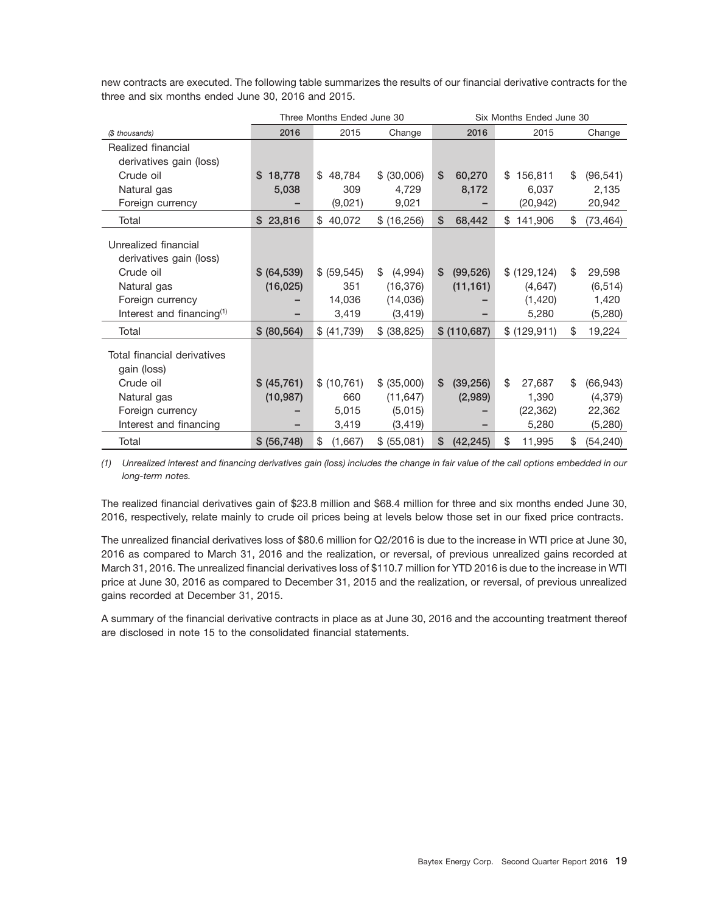new contracts are executed. The following table summarizes the results of our financial derivative contracts for the three and six months ended June 30, 2016 and 2015.

| | Three Months Ended June 30 | | | Six Months Ended June 30 | | |
|---|---|---|---|---|---|---|
| *($ thousands)* | **2016** | 2015 | Change | **2016** | 2015 | Change |
| Realized financial derivatives gain (loss) | | | | | | |
| Crude oil | **$ 18,778** | $ 48,784 | $ (30,006) | **$ 60,270** | $ 156,811 | $ (96,541) |
| Natural gas | **5,038** | 309 | 4,729 | **8,172** | 6,037 | 2,135 |
| Foreign currency | **–** | (9,021) | 9,021 | **–** | (20,942) | 20,942 |
| Total | **$ 23,816** | $ 40,072 | $ (16,256) | **$ 68,442** | $ 141,906 | $ (73,464) |
| Unrealized financial derivatives gain (loss) | | | | | | |
| Crude oil | **$ (64,539)** | $ (59,545) | $ (4,994) | **$ (99,526)** | $ (129,124) | $ 29,598 |
| Natural gas | **(16,025)** | 351 | (16,376) | **(11,161)** | (4,647) | (6,514) |
| Foreign currency | **–** | 14,036 | (14,036) | **–** | (1,420) | 1,420 |
| Interest and financing[(1)] | **–** | 3,419 | (3,419) | **–** | 5,280 | (5,280) |
| Total | **$ (80,564)** | $ (41,739) | $ (38,825) | **$ (110,687)** | $ (129,911) | $ 19,224 |
| Total financial derivatives gain (loss) | | | | | | |
| Crude oil | **$ (45,761)** | $ (10,761) | $ (35,000) | **$ (39,256)** | $ 27,687 | $ (66,943) |
| Natural gas | **(10,987)** | 660 | (11,647) | **(2,989)** | 1,390 | (4,379) |
| Foreign currency | **–** | 5,015 | (5,015) | **–** | (22,362) | 22,362 |
| Interest and financing | **–** | 3,419 | (3,419) | **–** | 5,280 | (5,280) |
| Total | **$ (56,748)** | $ (1,667) | $ (55,081) | **$ (42,245)** | $ 11,995 | $ (54,240) |

*(1) Unrealized interest and financing derivatives gain (loss) includes the change in fair value of the call options embedded in our long-term notes.*

The realized financial derivatives gain of $23.8 million and $68.4 million for three and six months ended June 30, 2016, respectively, relate mainly to crude oil prices being at levels below those set in our fixed price contracts.

The unrealized financial derivatives loss of $80.6 million for Q2/2016 is due to the increase in WTI price at June 30, 2016 as compared to March 31, 2016 and the realization, or reversal, of previous unrealized gains recorded at March 31, 2016. The unrealized financial derivatives loss of $110.7 million for YTD 2016 is due to the increase in WTI price at June 30, 2016 as compared to December 31, 2015 and the realization, or reversal, of previous unrealized gains recorded at December 31, 2015.

A summary of the financial derivative contracts in place as at June 30, 2016 and the accounting treatment thereof are disclosed in note 15 to the consolidated financial statements.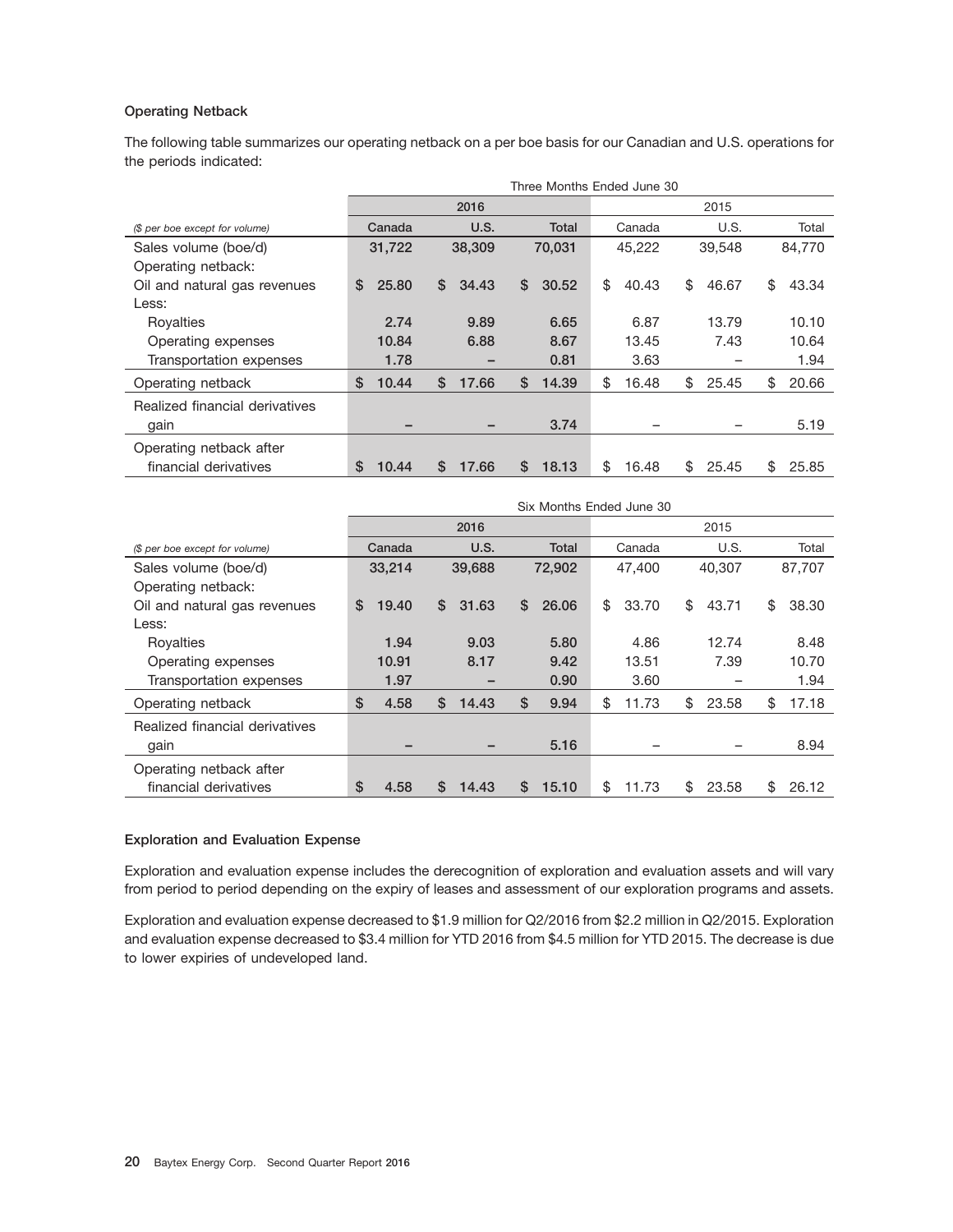### Operating Netback

The following table summarizes our operating netback on a per boe basis for our Canadian and U.S. operations for the periods indicated:

| | Three Months Ended June 30 | | | | | |
|---|---|---|---|---|---|---|
| | 2016 | | | 2015 | | |
| *($ per boe except for volume)* | Canada | U.S. | Total | Canada | U.S. | Total |
| Sales volume (boe/d) | 31,722 | 38,309 | 70,031 | 45,222 | 39,548 | 84,770 |
| Operating netback: | | | | | | |
| Oil and natural gas revenues | $ 25.80 | $ 34.43 | $ 30.52 | $ 40.43 | $ 46.67 | $ 43.34 |
| Less: | | | | | | |
| Royalties | 2.74 | 9.89 | 6.65 | 6.87 | 13.79 | 10.10 |
| Operating expenses | 10.84 | 6.88 | 8.67 | 13.45 | 7.43 | 10.64 |
| Transportation expenses | 1.78 | – | 0.81 | 3.63 | – | 1.94 |
| Operating netback | $ 10.44 | $ 17.66 | $ 14.39 | $ 16.48 | $ 25.45 | $ 20.66 |
| Realized financial derivatives gain | – | – | 3.74 | – | – | 5.19 |
| Operating netback after financial derivatives | $ 10.44 | $ 17.66 | $ 18.13 | $ 16.48 | $ 25.45 | $ 25.85 |

| | Six Months Ended June 30 | | | | | |
|---|---|---|---|---|---|---|
| | 2016 | | | 2015 | | |
| *($ per boe except for volume)* | Canada | U.S. | Total | Canada | U.S. | Total |
| Sales volume (boe/d) | 33,214 | 39,688 | 72,902 | 47,400 | 40,307 | 87,707 |
| Operating netback: | | | | | | |
| Oil and natural gas revenues | $ 19.40 | $ 31.63 | $ 26.06 | $ 33.70 | $ 43.71 | $ 38.30 |
| Less: | | | | | | |
| Royalties | 1.94 | 9.03 | 5.80 | 4.86 | 12.74 | 8.48 |
| Operating expenses | 10.91 | 8.17 | 9.42 | 13.51 | 7.39 | 10.70 |
| Transportation expenses | 1.97 | – | 0.90 | 3.60 | – | 1.94 |
| Operating netback | $ 4.58 | $ 14.43 | $ 9.94 | $ 11.73 | $ 23.58 | $ 17.18 |
| Realized financial derivatives gain | – | – | 5.16 | – | – | 8.94 |
| Operating netback after financial derivatives | $ 4.58 | $ 14.43 | $ 15.10 | $ 11.73 | $ 23.58 | $ 26.12 |

### Exploration and Evaluation Expense

Exploration and evaluation expense includes the derecognition of exploration and evaluation assets and will vary from period to period depending on the expiry of leases and assessment of our exploration programs and assets.

Exploration and evaluation expense decreased to $1.9 million for Q2/2016 from $2.2 million in Q2/2015. Exploration and evaluation expense decreased to $3.4 million for YTD 2016 from $4.5 million for YTD 2015. The decrease is due to lower expiries of undeveloped land.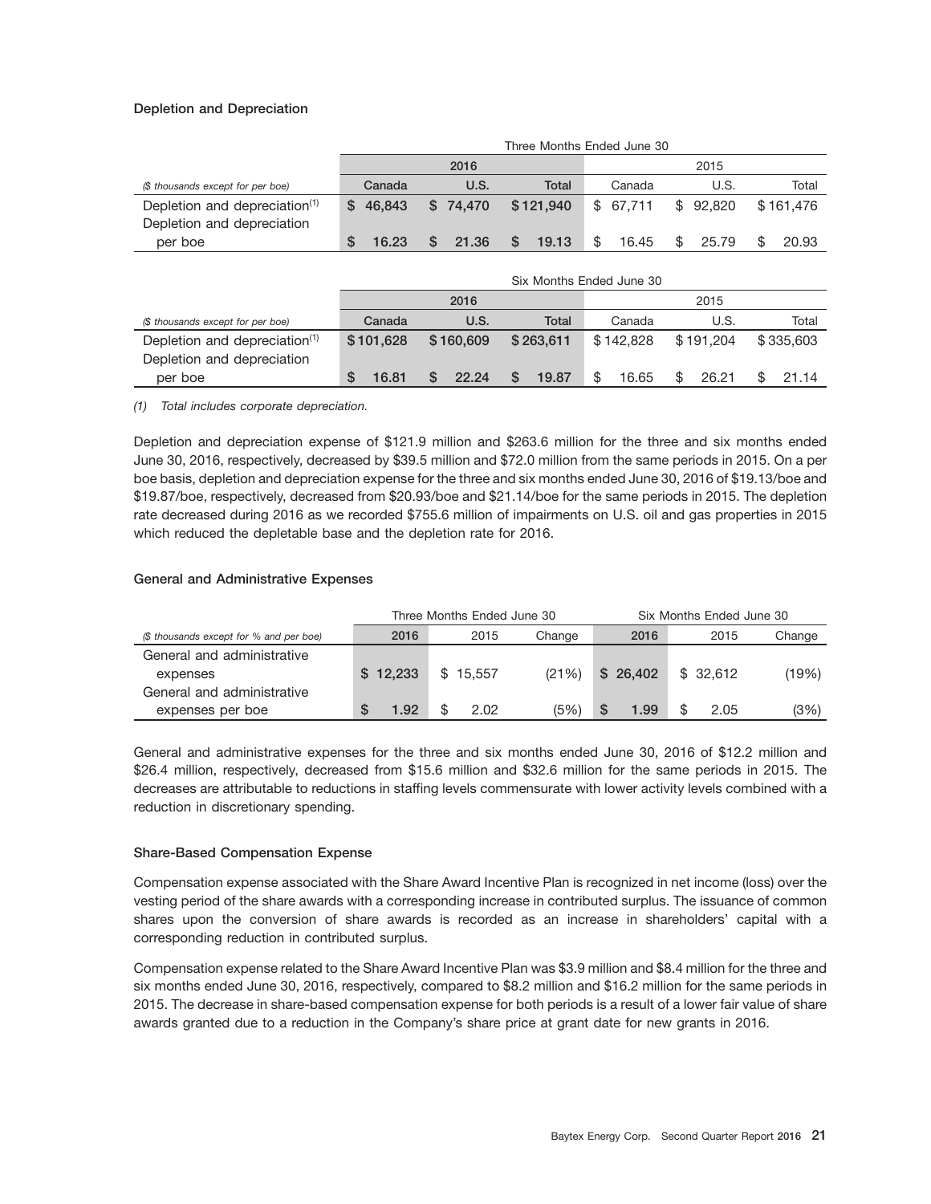### Depletion and Depreciation

| ($ thousands except for per boe) | Three Months Ended June 30 | | | | | |
|---|---|---|---|---|---|---|
| | 2016 | | | 2015 | | |
| | Canada | U.S. | Total | Canada | U.S. | Total |
| Depletion and depreciation[(1)] | $ 46,843 | $ 74,470 | $ 121,940 | $ 67,711 | $ 92,820 | $ 161,476 |
| Depletion and depreciation per boe | $ 16.23 | $ 21.36 | $ 19.13 | $ 16.45 | $ 25.79 | $ 20.93 |

| ($ thousands except for per boe) | Six Months Ended June 30 | | | | | |
|---|---|---|---|---|---|---|
| | 2016 | | | 2015 | | |
| | Canada | U.S. | Total | Canada | U.S. | Total |
| Depletion and depreciation[(1)] | $ 101,628 | $ 160,609 | $ 263,611 | $ 142,828 | $ 191,204 | $ 335,603 |
| Depletion and depreciation per boe | $ 16.81 | $ 22.24 | $ 19.87 | $ 16.65 | $ 26.21 | $ 21.14 |

*(1) Total includes corporate depreciation.*

Depletion and depreciation expense of $121.9 million and $263.6 million for the three and six months ended June 30, 2016, respectively, decreased by $39.5 million and $72.0 million from the same periods in 2015. On a per boe basis, depletion and depreciation expense for the three and six months ended June 30, 2016 of $19.13/boe and $19.87/boe, respectively, decreased from $20.93/boe and $21.14/boe for the same periods in 2015. The depletion rate decreased during 2016 as we recorded $755.6 million of impairments on U.S. oil and gas properties in 2015 which reduced the depletable base and the depletion rate for 2016.

### General and Administrative Expenses

| ($ thousands except for % and per boe) | Three Months Ended June 30 | | | Six Months Ended June 30 | | |
|---|---|---|---|---|---|---|
| | 2016 | 2015 | Change | 2016 | 2015 | Change |
| General and administrative expenses | $ 12,233 | $ 15,557 | (21%) | $ 26,402 | $ 32,612 | (19%) |
| General and administrative expenses per boe | $ 1.92 | $ 2.02 | (5%) | $ 1.99 | $ 2.05 | (3%) |

General and administrative expenses for the three and six months ended June 30, 2016 of $12.2 million and $26.4 million, respectively, decreased from $15.6 million and $32.6 million for the same periods in 2015. The decreases are attributable to reductions in staffing levels commensurate with lower activity levels combined with a reduction in discretionary spending.

### Share-Based Compensation Expense

Compensation expense associated with the Share Award Incentive Plan is recognized in net income (loss) over the vesting period of the share awards with a corresponding increase in contributed surplus. The issuance of common shares upon the conversion of share awards is recorded as an increase in shareholders' capital with a corresponding reduction in contributed surplus.

Compensation expense related to the Share Award Incentive Plan was $3.9 million and $8.4 million for the three and six months ended June 30, 2016, respectively, compared to $8.2 million and $16.2 million for the same periods in 2015. The decrease in share-based compensation expense for both periods is a result of a lower fair value of share awards granted due to a reduction in the Company's share price at grant date for new grants in 2016.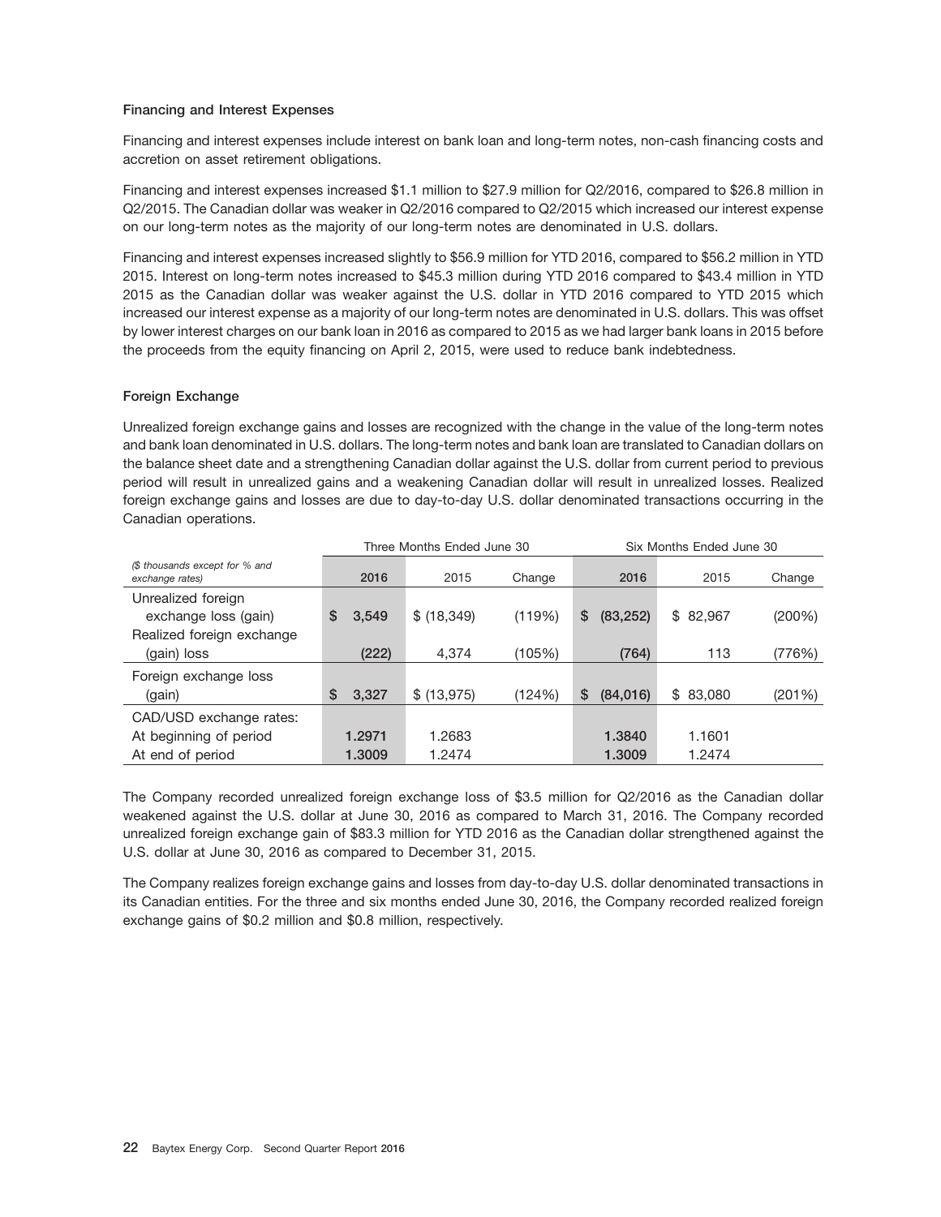### Financing and Interest Expenses

Financing and interest expenses include interest on bank loan and long-term notes, non-cash financing costs and accretion on asset retirement obligations.

Financing and interest expenses increased $1.1 million to $27.9 million for Q2/2016, compared to $26.8 million in Q2/2015. The Canadian dollar was weaker in Q2/2016 compared to Q2/2015 which increased our interest expense on our long-term notes as the majority of our long-term notes are denominated in U.S. dollars.

Financing and interest expenses increased slightly to $56.9 million for YTD 2016, compared to $56.2 million in YTD 2015. Interest on long-term notes increased to $45.3 million during YTD 2016 compared to $43.4 million in YTD 2015 as the Canadian dollar was weaker against the U.S. dollar in YTD 2016 compared to YTD 2015 which increased our interest expense as a majority of our long-term notes are denominated in U.S. dollars. This was offset by lower interest charges on our bank loan in 2016 as compared to 2015 as we had larger bank loans in 2015 before the proceeds from the equity financing on April 2, 2015, were used to reduce bank indebtedness.

### Foreign Exchange

Unrealized foreign exchange gains and losses are recognized with the change in the value of the long-term notes and bank loan denominated in U.S. dollars. The long-term notes and bank loan are translated to Canadian dollars on the balance sheet date and a strengthening Canadian dollar against the U.S. dollar from current period to previous period will result in unrealized gains and a weakening Canadian dollar will result in unrealized losses. Realized foreign exchange gains and losses are due to day-to-day U.S. dollar denominated transactions occurring in the Canadian operations.

| | Three Months Ended June 30 | | | Six Months Ended June 30 | | |
|---|---|---|---|---|---|---|
| *($ thousands except for % and exchange rates)* | **2016** | 2015 | Change | **2016** | 2015 | Change |
| Unrealized foreign exchange loss (gain) | **$ 3,549** | $ (18,349) | (119%) | **$ (83,252)** | $ 82,967 | (200%) |
| Realized foreign exchange (gain) loss | **(222)** | 4,374 | (105%) | **(764)** | 113 | (776%) |
| Foreign exchange loss (gain) | **$ 3,327** | $ (13,975) | (124%) | **$ (84,016)** | $ 83,080 | (201%) |
| CAD/USD exchange rates: | | | | | | |
| At beginning of period | **1.2971** | 1.2683 | | **1.3840** | 1.1601 | |
| At end of period | **1.3009** | 1.2474 | | **1.3009** | 1.2474 | |

The Company recorded unrealized foreign exchange loss of $3.5 million for Q2/2016 as the Canadian dollar weakened against the U.S. dollar at June 30, 2016 as compared to March 31, 2016. The Company recorded unrealized foreign exchange gain of $83.3 million for YTD 2016 as the Canadian dollar strengthened against the U.S. dollar at June 30, 2016 as compared to December 31, 2015.

The Company realizes foreign exchange gains and losses from day-to-day U.S. dollar denominated transactions in its Canadian entities. For the three and six months ended June 30, 2016, the Company recorded realized foreign exchange gains of $0.2 million and $0.8 million, respectively.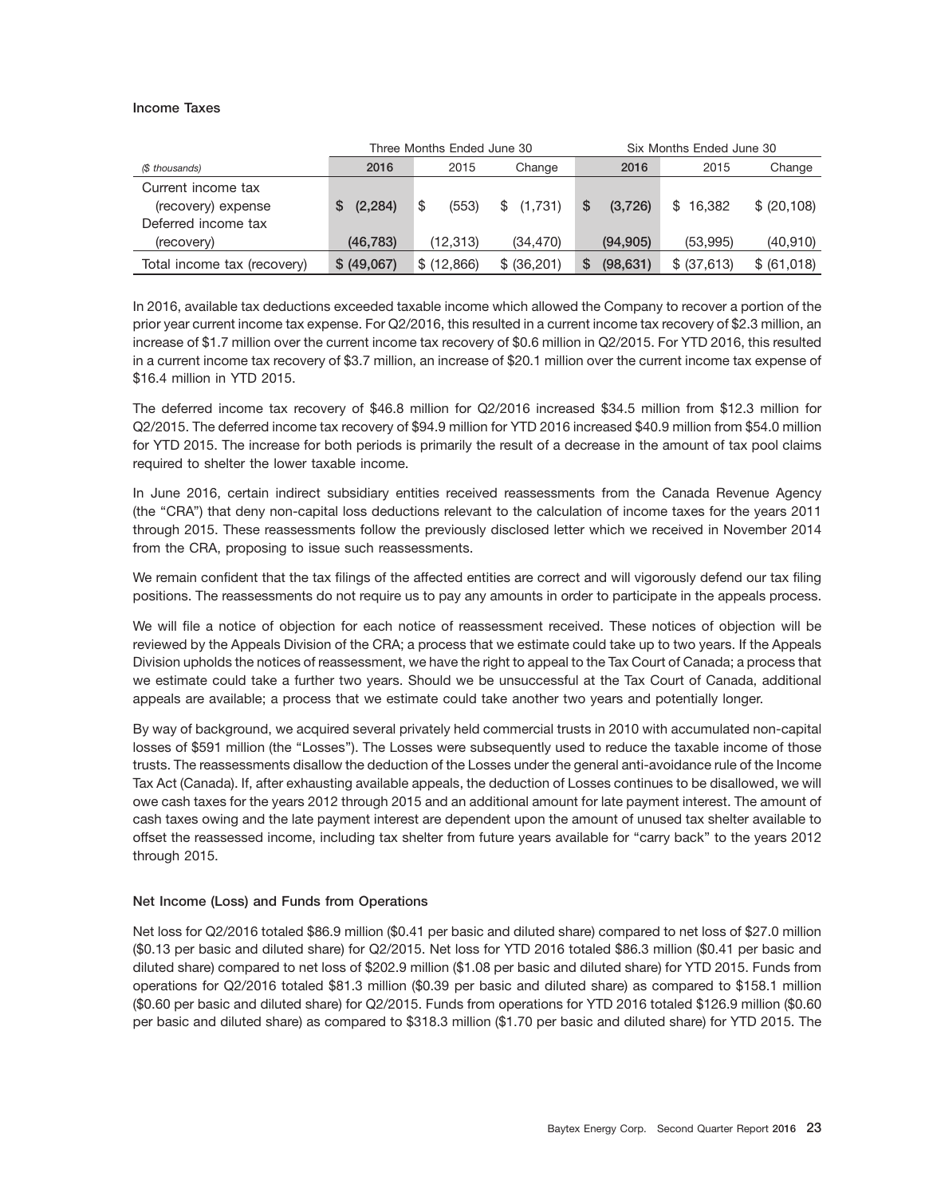### Income Taxes

| ($ thousands) | Three Months Ended June 30 | | | Six Months Ended June 30 | | |
|---|---|---|---|---|---|---|
| | 2016 | 2015 | Change | 2016 | 2015 | Change |
| Current income tax (recovery) expense | $ (2,284) | $ (553) | $ (1,731) | $ (3,726) | $ 16,382 | $ (20,108) |
| Deferred income tax (recovery) | (46,783) | (12,313) | (34,470) | (94,905) | (53,995) | (40,910) |
| Total income tax (recovery) | $ (49,067) | $ (12,866) | $ (36,201) | $ (98,631) | $ (37,613) | $ (61,018) |

In 2016, available tax deductions exceeded taxable income which allowed the Company to recover a portion of the prior year current income tax expense. For Q2/2016, this resulted in a current income tax recovery of $2.3 million, an increase of $1.7 million over the current income tax recovery of $0.6 million in Q2/2015. For YTD 2016, this resulted in a current income tax recovery of $3.7 million, an increase of $20.1 million over the current income tax expense of $16.4 million in YTD 2015.

The deferred income tax recovery of $46.8 million for Q2/2016 increased $34.5 million from $12.3 million for Q2/2015. The deferred income tax recovery of $94.9 million for YTD 2016 increased $40.9 million from $54.0 million for YTD 2015. The increase for both periods is primarily the result of a decrease in the amount of tax pool claims required to shelter the lower taxable income.

In June 2016, certain indirect subsidiary entities received reassessments from the Canada Revenue Agency (the "CRA") that deny non-capital loss deductions relevant to the calculation of income taxes for the years 2011 through 2015. These reassessments follow the previously disclosed letter which we received in November 2014 from the CRA, proposing to issue such reassessments.

We remain confident that the tax filings of the affected entities are correct and will vigorously defend our tax filing positions. The reassessments do not require us to pay any amounts in order to participate in the appeals process.

We will file a notice of objection for each notice of reassessment received. These notices of objection will be reviewed by the Appeals Division of the CRA; a process that we estimate could take up to two years. If the Appeals Division upholds the notices of reassessment, we have the right to appeal to the Tax Court of Canada; a process that we estimate could take a further two years. Should we be unsuccessful at the Tax Court of Canada, additional appeals are available; a process that we estimate could take another two years and potentially longer.

By way of background, we acquired several privately held commercial trusts in 2010 with accumulated non-capital losses of $591 million (the "Losses"). The Losses were subsequently used to reduce the taxable income of those trusts. The reassessments disallow the deduction of the Losses under the general anti-avoidance rule of the Income Tax Act (Canada). If, after exhausting available appeals, the deduction of Losses continues to be disallowed, we will owe cash taxes for the years 2012 through 2015 and an additional amount for late payment interest. The amount of cash taxes owing and the late payment interest are dependent upon the amount of unused tax shelter available to offset the reassessed income, including tax shelter from future years available for "carry back" to the years 2012 through 2015.

### Net Income (Loss) and Funds from Operations

Net loss for Q2/2016 totaled $86.9 million ($0.41 per basic and diluted share) compared to net loss of $27.0 million ($0.13 per basic and diluted share) for Q2/2015. Net loss for YTD 2016 totaled $86.3 million ($0.41 per basic and diluted share) compared to net loss of $202.9 million ($1.08 per basic and diluted share) for YTD 2015. Funds from operations for Q2/2016 totaled $81.3 million ($0.39 per basic and diluted share) as compared to $158.1 million ($0.60 per basic and diluted share) for Q2/2015. Funds from operations for YTD 2016 totaled $126.9 million ($0.60 per basic and diluted share) as compared to $318.3 million ($1.70 per basic and diluted share) for YTD 2015. The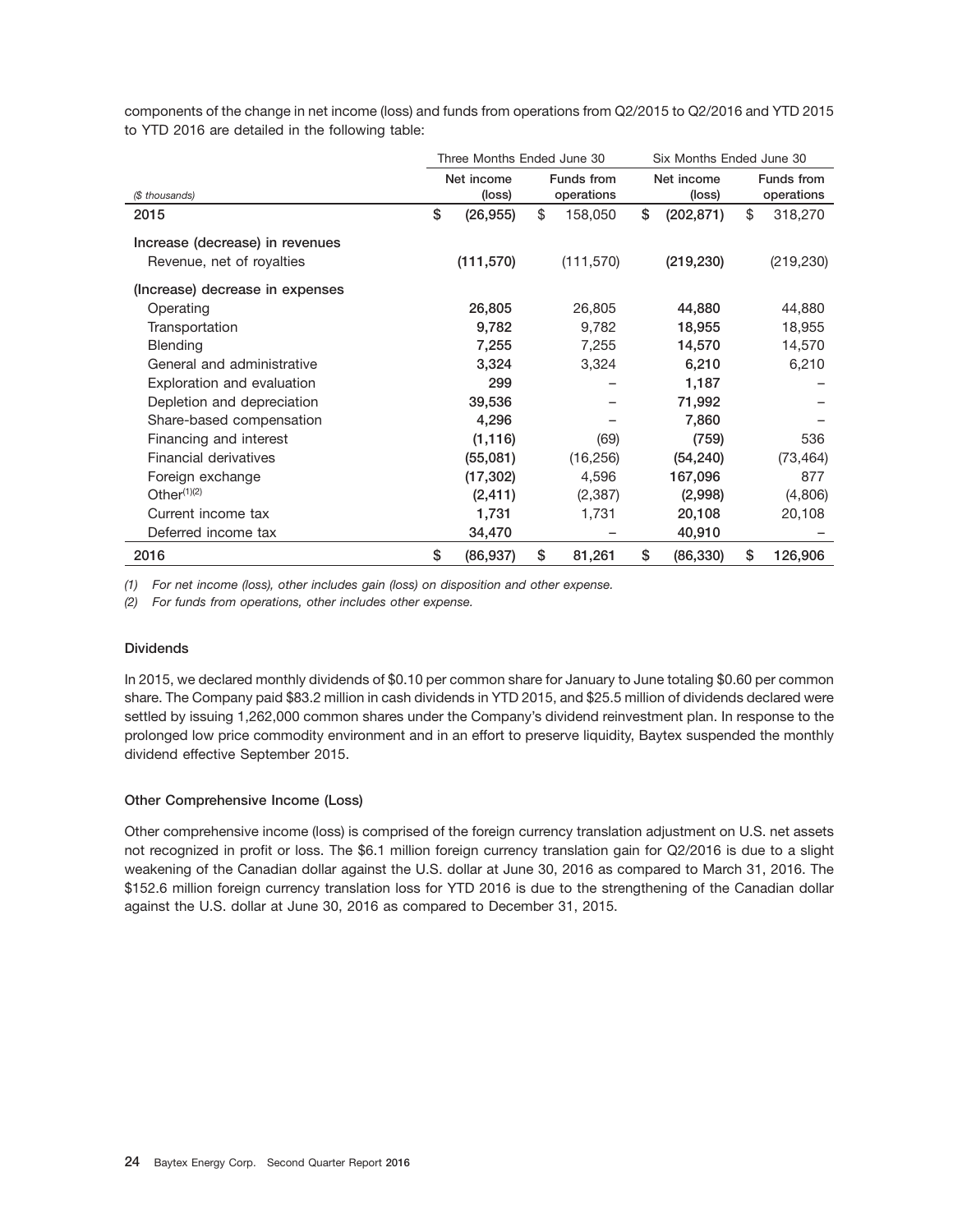components of the change in net income (loss) and funds from operations from Q2/2015 to Q2/2016 and YTD 2015 to YTD 2016 are detailed in the following table:

| | Three Months Ended June 30 | | Six Months Ended June 30 | |
|---|---|---|---|---|
| *($ thousands)* | Net income (loss) | Funds from operations | Net income (loss) | Funds from operations |
| **2015** | $ (26,955) | $ 158,050 | $ (202,871) | $ 318,270 |
| Increase (decrease) in revenues | | | | |
| Revenue, net of royalties | (111,570) | (111,570) | (219,230) | (219,230) |
| (Increase) decrease in expenses | | | | |
| Operating | 26,805 | 26,805 | 44,880 | 44,880 |
| Transportation | 9,782 | 9,782 | 18,955 | 18,955 |
| Blending | 7,255 | 7,255 | 14,570 | 14,570 |
| General and administrative | 3,324 | 3,324 | 6,210 | 6,210 |
| Exploration and evaluation | 299 | – | 1,187 | – |
| Depletion and depreciation | 39,536 | – | 71,992 | – |
| Share-based compensation | 4,296 | – | 7,860 | – |
| Financing and interest | (1,116) | (69) | (759) | 536 |
| Financial derivatives | (55,081) | (16,256) | (54,240) | (73,464) |
| Foreign exchange | (17,302) | 4,596 | 167,096 | 877 |
| Other[(1)(2)] | (2,411) | (2,387) | (2,998) | (4,806) |
| Current income tax | 1,731 | 1,731 | 20,108 | 20,108 |
| Deferred income tax | 34,470 | – | 40,910 | – |
| **2016** | $ (86,937) | $ 81,261 | $ (86,330) | $ 126,906 |

*(1) For net income (loss), other includes gain (loss) on disposition and other expense.*

*(2) For funds from operations, other includes other expense.*

### Dividends

In 2015, we declared monthly dividends of $0.10 per common share for January to June totaling $0.60 per common share. The Company paid $83.2 million in cash dividends in YTD 2015, and $25.5 million of dividends declared were settled by issuing 1,262,000 common shares under the Company's dividend reinvestment plan. In response to the prolonged low price commodity environment and in an effort to preserve liquidity, Baytex suspended the monthly dividend effective September 2015.

### Other Comprehensive Income (Loss)

Other comprehensive income (loss) is comprised of the foreign currency translation adjustment on U.S. net assets not recognized in profit or loss. The $6.1 million foreign currency translation gain for Q2/2016 is due to a slight weakening of the Canadian dollar against the U.S. dollar at June 30, 2016 as compared to March 31, 2016. The $152.6 million foreign currency translation loss for YTD 2016 is due to the strengthening of the Canadian dollar against the U.S. dollar at June 30, 2016 as compared to December 31, 2015.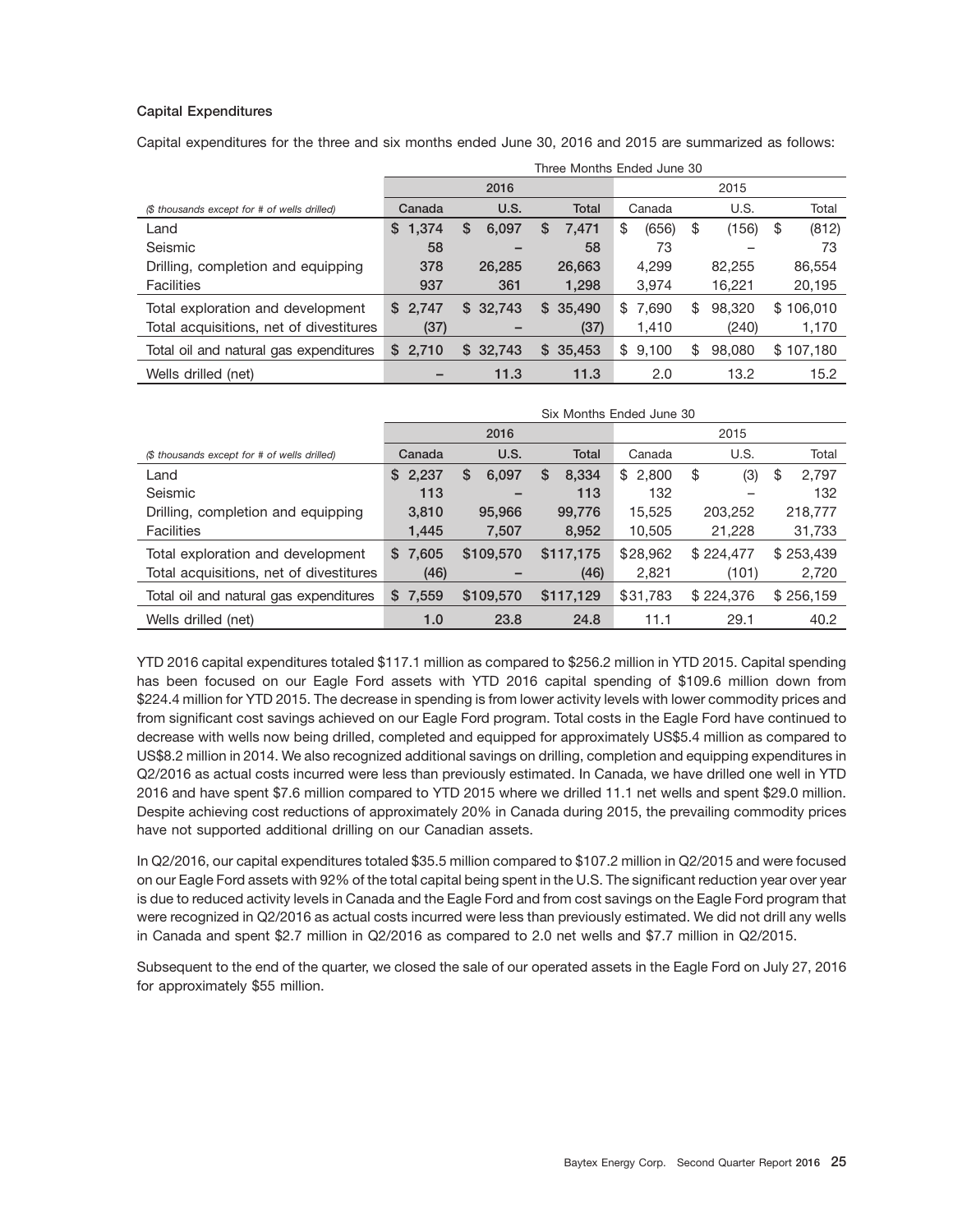### Capital Expenditures

Capital expenditures for the three and six months ended June 30, 2016 and 2015 are summarized as follows:

| | Three Months Ended June 30 | | | | | |
|---|---|---|---|---|---|---|
| | 2016 | | | 2015 | | |
| *($ thousands except for # of wells drilled)* | Canada | U.S. | Total | Canada | U.S. | Total |
| Land | $ 1,374 | $ 6,097 | $ 7,471 | $ (656) | $ (156) | $ (812) |
| Seismic | 58 | – | 58 | 73 | – | 73 |
| Drilling, completion and equipping | 378 | 26,285 | 26,663 | 4,299 | 82,255 | 86,554 |
| Facilities | 937 | 361 | 1,298 | 3,974 | 16,221 | 20,195 |
| Total exploration and development | $ 2,747 | $ 32,743 | $ 35,490 | $ 7,690 | $ 98,320 | $ 106,010 |
| Total acquisitions, net of divestitures | (37) | – | (37) | 1,410 | (240) | 1,170 |
| Total oil and natural gas expenditures | $ 2,710 | $ 32,743 | $ 35,453 | $ 9,100 | $ 98,080 | $ 107,180 |
| Wells drilled (net) | – | 11.3 | 11.3 | 2.0 | 13.2 | 15.2 |

| | Six Months Ended June 30 | | | | | |
|---|---|---|---|---|---|---|
| | 2016 | | | 2015 | | |
| *($ thousands except for # of wells drilled)* | Canada | U.S. | Total | Canada | U.S. | Total |
| Land | $ 2,237 | $ 6,097 | $ 8,334 | $ 2,800 | $ (3) | $ 2,797 |
| Seismic | 113 | – | 113 | 132 | – | 132 |
| Drilling, completion and equipping | 3,810 | 95,966 | 99,776 | 15,525 | 203,252 | 218,777 |
| Facilities | 1,445 | 7,507 | 8,952 | 10,505 | 21,228 | 31,733 |
| Total exploration and development | $ 7,605 | $109,570 | $117,175 | $28,962 | $ 224,477 | $ 253,439 |
| Total acquisitions, net of divestitures | (46) | – | (46) | 2,821 | (101) | 2,720 |
| Total oil and natural gas expenditures | $ 7,559 | $109,570 | $117,129 | $31,783 | $ 224,376 | $ 256,159 |
| Wells drilled (net) | 1.0 | 23.8 | 24.8 | 11.1 | 29.1 | 40.2 |

YTD 2016 capital expenditures totaled $117.1 million as compared to $256.2 million in YTD 2015. Capital spending has been focused on our Eagle Ford assets with YTD 2016 capital spending of $109.6 million down from $224.4 million for YTD 2015. The decrease in spending is from lower activity levels with lower commodity prices and from significant cost savings achieved on our Eagle Ford program. Total costs in the Eagle Ford have continued to decrease with wells now being drilled, completed and equipped for approximately US$5.4 million as compared to US$8.2 million in 2014. We also recognized additional savings on drilling, completion and equipping expenditures in Q2/2016 as actual costs incurred were less than previously estimated. In Canada, we have drilled one well in YTD 2016 and have spent $7.6 million compared to YTD 2015 where we drilled 11.1 net wells and spent $29.0 million. Despite achieving cost reductions of approximately 20% in Canada during 2015, the prevailing commodity prices have not supported additional drilling on our Canadian assets.

In Q2/2016, our capital expenditures totaled $35.5 million compared to $107.2 million in Q2/2015 and were focused on our Eagle Ford assets with 92% of the total capital being spent in the U.S. The significant reduction year over year is due to reduced activity levels in Canada and the Eagle Ford and from cost savings on the Eagle Ford program that were recognized in Q2/2016 as actual costs incurred were less than previously estimated. We did not drill any wells in Canada and spent $2.7 million in Q2/2016 as compared to 2.0 net wells and $7.7 million in Q2/2015.

Subsequent to the end of the quarter, we closed the sale of our operated assets in the Eagle Ford on July 27, 2016 for approximately $55 million.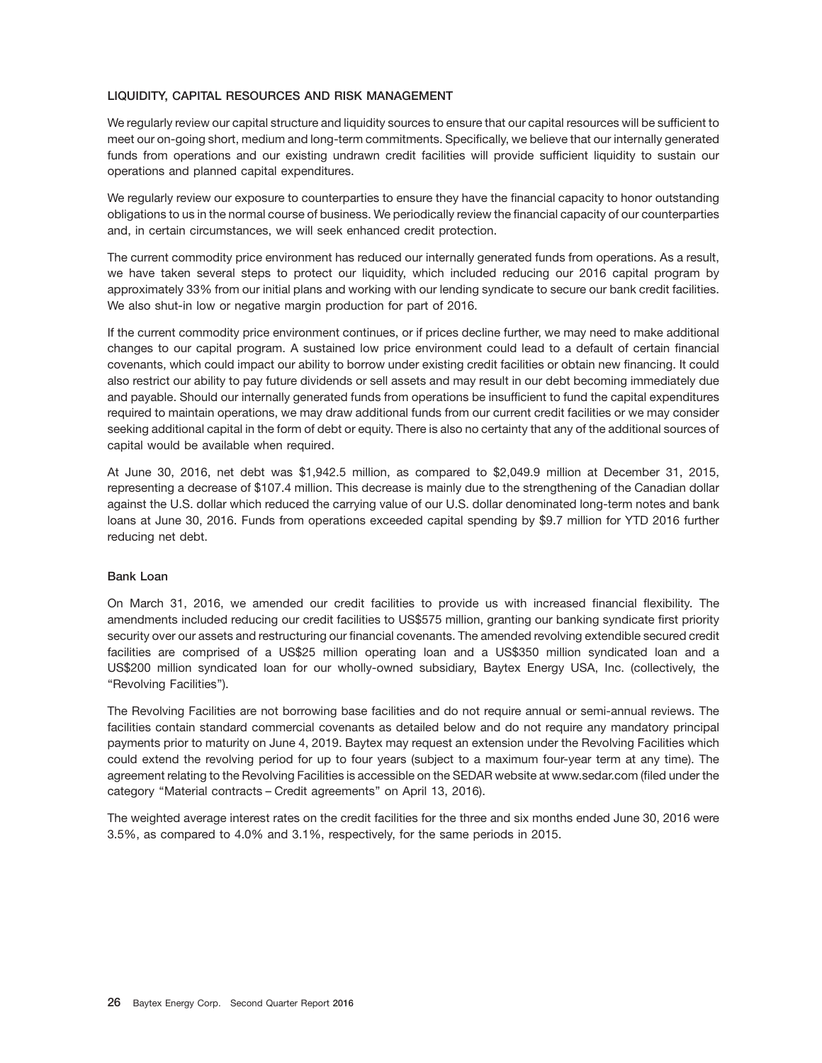## LIQUIDITY, CAPITAL RESOURCES AND RISK MANAGEMENT

We regularly review our capital structure and liquidity sources to ensure that our capital resources will be sufficient to meet our on-going short, medium and long-term commitments. Specifically, we believe that our internally generated funds from operations and our existing undrawn credit facilities will provide sufficient liquidity to sustain our operations and planned capital expenditures.

We regularly review our exposure to counterparties to ensure they have the financial capacity to honor outstanding obligations to us in the normal course of business. We periodically review the financial capacity of our counterparties and, in certain circumstances, we will seek enhanced credit protection.

The current commodity price environment has reduced our internally generated funds from operations. As a result, we have taken several steps to protect our liquidity, which included reducing our 2016 capital program by approximately 33% from our initial plans and working with our lending syndicate to secure our bank credit facilities. We also shut-in low or negative margin production for part of 2016.

If the current commodity price environment continues, or if prices decline further, we may need to make additional changes to our capital program. A sustained low price environment could lead to a default of certain financial covenants, which could impact our ability to borrow under existing credit facilities or obtain new financing. It could also restrict our ability to pay future dividends or sell assets and may result in our debt becoming immediately due and payable. Should our internally generated funds from operations be insufficient to fund the capital expenditures required to maintain operations, we may draw additional funds from our current credit facilities or we may consider seeking additional capital in the form of debt or equity. There is also no certainty that any of the additional sources of capital would be available when required.

At June 30, 2016, net debt was $1,942.5 million, as compared to $2,049.9 million at December 31, 2015, representing a decrease of $107.4 million. This decrease is mainly due to the strengthening of the Canadian dollar against the U.S. dollar which reduced the carrying value of our U.S. dollar denominated long-term notes and bank loans at June 30, 2016. Funds from operations exceeded capital spending by $9.7 million for YTD 2016 further reducing net debt.

### Bank Loan

On March 31, 2016, we amended our credit facilities to provide us with increased financial flexibility. The amendments included reducing our credit facilities to US$575 million, granting our banking syndicate first priority security over our assets and restructuring our financial covenants. The amended revolving extendible secured credit facilities are comprised of a US$25 million operating loan and a US$350 million syndicated loan and a US$200 million syndicated loan for our wholly-owned subsidiary, Baytex Energy USA, Inc. (collectively, the "Revolving Facilities").

The Revolving Facilities are not borrowing base facilities and do not require annual or semi-annual reviews. The facilities contain standard commercial covenants as detailed below and do not require any mandatory principal payments prior to maturity on June 4, 2019. Baytex may request an extension under the Revolving Facilities which could extend the revolving period for up to four years (subject to a maximum four-year term at any time). The agreement relating to the Revolving Facilities is accessible on the SEDAR website at www.sedar.com (filed under the category "Material contracts – Credit agreements" on April 13, 2016).

The weighted average interest rates on the credit facilities for the three and six months ended June 30, 2016 were 3.5%, as compared to 4.0% and 3.1%, respectively, for the same periods in 2015.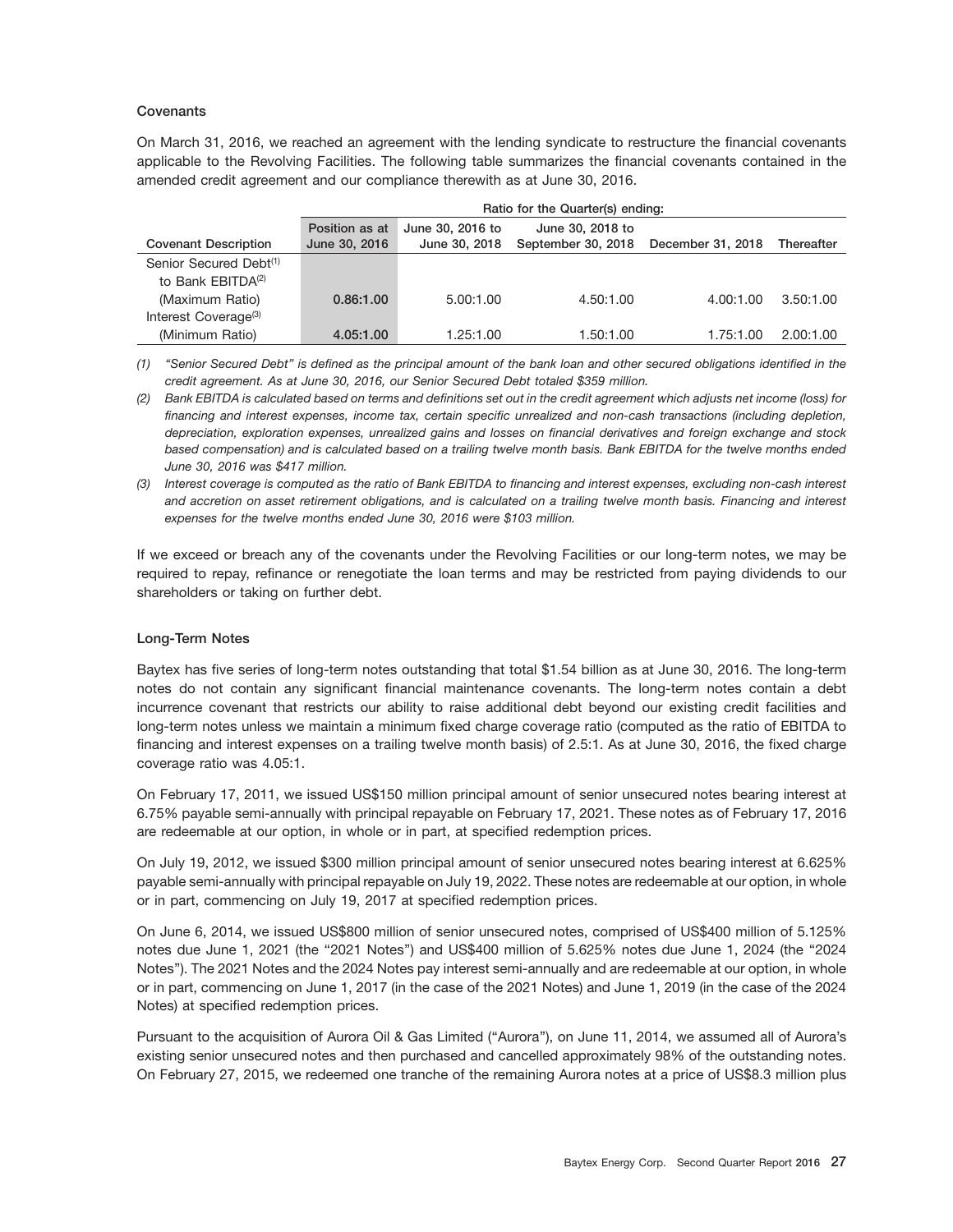### Covenants

On March 31, 2016, we reached an agreement with the lending syndicate to restructure the financial covenants applicable to the Revolving Facilities. The following table summarizes the financial covenants contained in the amended credit agreement and our compliance therewith as at June 30, 2016.

| | | Ratio for the Quarter(s) ending: | | | |
|---|---|---|---|---|---|
| **Covenant Description** | **Position as at June 30, 2016** | **June 30, 2016 to June 30, 2018** | **June 30, 2018 to September 30, 2018** | **December 31, 2018** | **Thereafter** |
| Senior Secured Debt[(1)] to Bank EBITDA[(2)] (Maximum Ratio) | **0.86:1.00** | 5.00:1.00 | 4.50:1.00 | 4.00:1.00 | 3.50:1.00 |
| Interest Coverage[(3)] (Minimum Ratio) | **4.05:1.00** | 1.25:1.00 | 1.50:1.00 | 1.75:1.00 | 2.00:1.00 |

*(1) "Senior Secured Debt" is defined as the principal amount of the bank loan and other secured obligations identified in the credit agreement. As at June 30, 2016, our Senior Secured Debt totaled $359 million.*

*(2) Bank EBITDA is calculated based on terms and definitions set out in the credit agreement which adjusts net income (loss) for financing and interest expenses, income tax, certain specific unrealized and non-cash transactions (including depletion, depreciation, exploration expenses, unrealized gains and losses on financial derivatives and foreign exchange and stock based compensation) and is calculated based on a trailing twelve month basis. Bank EBITDA for the twelve months ended June 30, 2016 was $417 million.*

*(3) Interest coverage is computed as the ratio of Bank EBITDA to financing and interest expenses, excluding non-cash interest and accretion on asset retirement obligations, and is calculated on a trailing twelve month basis. Financing and interest expenses for the twelve months ended June 30, 2016 were $103 million.*

If we exceed or breach any of the covenants under the Revolving Facilities or our long-term notes, we may be required to repay, refinance or renegotiate the loan terms and may be restricted from paying dividends to our shareholders or taking on further debt.

### Long-Term Notes

Baytex has five series of long-term notes outstanding that total $1.54 billion as at June 30, 2016. The long-term notes do not contain any significant financial maintenance covenants. The long-term notes contain a debt incurrence covenant that restricts our ability to raise additional debt beyond our existing credit facilities and long-term notes unless we maintain a minimum fixed charge coverage ratio (computed as the ratio of EBITDA to financing and interest expenses on a trailing twelve month basis) of 2.5:1. As at June 30, 2016, the fixed charge coverage ratio was 4.05:1.

On February 17, 2011, we issued US$150 million principal amount of senior unsecured notes bearing interest at 6.75% payable semi-annually with principal repayable on February 17, 2021. These notes as of February 17, 2016 are redeemable at our option, in whole or in part, at specified redemption prices.

On July 19, 2012, we issued $300 million principal amount of senior unsecured notes bearing interest at 6.625% payable semi-annually with principal repayable on July 19, 2022. These notes are redeemable at our option, in whole or in part, commencing on July 19, 2017 at specified redemption prices.

On June 6, 2014, we issued US$800 million of senior unsecured notes, comprised of US$400 million of 5.125% notes due June 1, 2021 (the "2021 Notes") and US$400 million of 5.625% notes due June 1, 2024 (the "2024 Notes"). The 2021 Notes and the 2024 Notes pay interest semi-annually and are redeemable at our option, in whole or in part, commencing on June 1, 2017 (in the case of the 2021 Notes) and June 1, 2019 (in the case of the 2024 Notes) at specified redemption prices.

Pursuant to the acquisition of Aurora Oil & Gas Limited ("Aurora"), on June 11, 2014, we assumed all of Aurora's existing senior unsecured notes and then purchased and cancelled approximately 98% of the outstanding notes. On February 27, 2015, we redeemed one tranche of the remaining Aurora notes at a price of US$8.3 million plus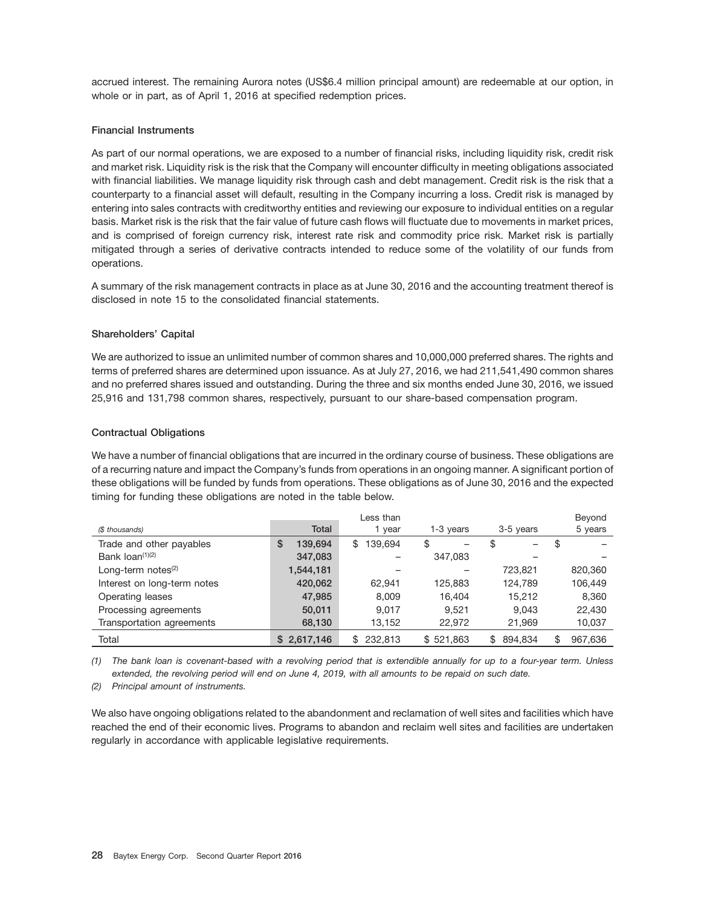accrued interest. The remaining Aurora notes (US$6.4 million principal amount) are redeemable at our option, in whole or in part, as of April 1, 2016 at specified redemption prices.

### Financial Instruments

As part of our normal operations, we are exposed to a number of financial risks, including liquidity risk, credit risk and market risk. Liquidity risk is the risk that the Company will encounter difficulty in meeting obligations associated with financial liabilities. We manage liquidity risk through cash and debt management. Credit risk is the risk that a counterparty to a financial asset will default, resulting in the Company incurring a loss. Credit risk is managed by entering into sales contracts with creditworthy entities and reviewing our exposure to individual entities on a regular basis. Market risk is the risk that the fair value of future cash flows will fluctuate due to movements in market prices, and is comprised of foreign currency risk, interest rate risk and commodity price risk. Market risk is partially mitigated through a series of derivative contracts intended to reduce some of the volatility of our funds from operations.

A summary of the risk management contracts in place as at June 30, 2016 and the accounting treatment thereof is disclosed in note 15 to the consolidated financial statements.

### Shareholders' Capital

We are authorized to issue an unlimited number of common shares and 10,000,000 preferred shares. The rights and terms of preferred shares are determined upon issuance. As at July 27, 2016, we had 211,541,490 common shares and no preferred shares issued and outstanding. During the three and six months ended June 30, 2016, we issued 25,916 and 131,798 common shares, respectively, pursuant to our share-based compensation program.

### Contractual Obligations

We have a number of financial obligations that are incurred in the ordinary course of business. These obligations are of a recurring nature and impact the Company's funds from operations in an ongoing manner. A significant portion of these obligations will be funded by funds from operations. These obligations as of June 30, 2016 and the expected timing for funding these obligations are noted in the table below.

| *($ thousands)* | Total | Less than 1 year | 1-3 years | 3-5 years | Beyond 5 years |
|---|---|---|---|---|---|
| Trade and other payables | $ 139,694 | $ 139,694 | $ – | $ – | $ – |
| Bank loan[(1)(2)] | 347,083 | – | 347,083 | – | – |
| Long-term notes[(2)] | 1,544,181 | – | – | 723,821 | 820,360 |
| Interest on long-term notes | 420,062 | 62,941 | 125,883 | 124,789 | 106,449 |
| Operating leases | 47,985 | 8,009 | 16,404 | 15,212 | 8,360 |
| Processing agreements | 50,011 | 9,017 | 9,521 | 9,043 | 22,430 |
| Transportation agreements | 68,130 | 13,152 | 22,972 | 21,969 | 10,037 |
| Total | $ 2,617,146 | $ 232,813 | $ 521,863 | $ 894,834 | $ 967,636 |

*(1) The bank loan is covenant-based with a revolving period that is extendible annually for up to a four-year term. Unless extended, the revolving period will end on June 4, 2019, with all amounts to be repaid on such date.*

*(2) Principal amount of instruments.*

We also have ongoing obligations related to the abandonment and reclamation of well sites and facilities which have reached the end of their economic lives. Programs to abandon and reclaim well sites and facilities are undertaken regularly in accordance with applicable legislative requirements.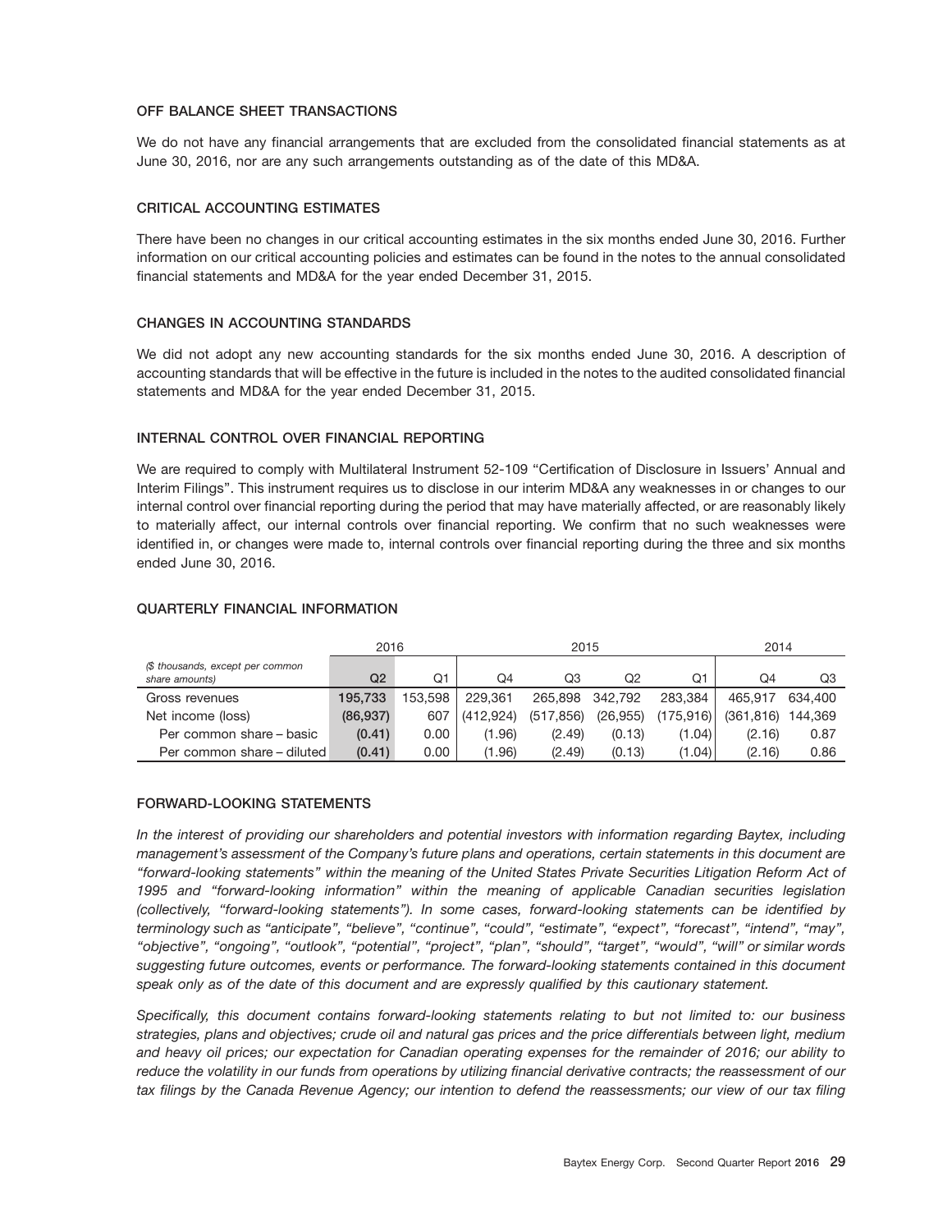### OFF BALANCE SHEET TRANSACTIONS

We do not have any financial arrangements that are excluded from the consolidated financial statements as at June 30, 2016, nor are any such arrangements outstanding as of the date of this MD&A.

### CRITICAL ACCOUNTING ESTIMATES

There have been no changes in our critical accounting estimates in the six months ended June 30, 2016. Further information on our critical accounting policies and estimates can be found in the notes to the annual consolidated financial statements and MD&A for the year ended December 31, 2015.

### CHANGES IN ACCOUNTING STANDARDS

We did not adopt any new accounting standards for the six months ended June 30, 2016. A description of accounting standards that will be effective in the future is included in the notes to the audited consolidated financial statements and MD&A for the year ended December 31, 2015.

### INTERNAL CONTROL OVER FINANCIAL REPORTING

We are required to comply with Multilateral Instrument 52-109 "Certification of Disclosure in Issuers' Annual and Interim Filings". This instrument requires us to disclose in our interim MD&A any weaknesses in or changes to our internal control over financial reporting during the period that may have materially affected, or are reasonably likely to materially affect, our internal controls over financial reporting. We confirm that no such weaknesses were identified in, or changes were made to, internal controls over financial reporting during the three and six months ended June 30, 2016.

### QUARTERLY FINANCIAL INFORMATION

| | 2016 | | 2015 | | | | 2014 | |
|---|---|---|---|---|---|---|---|---|
| *($ thousands, except per common share amounts)* | **Q2** | Q1 | Q4 | Q3 | Q2 | Q1 | Q4 | Q3 |
| Gross revenues | **195,733** | 153,598 | 229,361 | 265,898 | 342,792 | 283,384 | 465,917 | 634,400 |
| Net income (loss) | **(86,937)** | 607 | (412,924) | (517,856) | (26,955) | (175,916) | (361,816) | 144,369 |
| Per common share – basic | **(0.41)** | 0.00 | (1.96) | (2.49) | (0.13) | (1.04) | (2.16) | 0.87 |
| Per common share – diluted | **(0.41)** | 0.00 | (1.96) | (2.49) | (0.13) | (1.04) | (2.16) | 0.86 |

### FORWARD-LOOKING STATEMENTS

*In the interest of providing our shareholders and potential investors with information regarding Baytex, including management's assessment of the Company's future plans and operations, certain statements in this document are "forward-looking statements" within the meaning of the United States Private Securities Litigation Reform Act of 1995 and "forward-looking information" within the meaning of applicable Canadian securities legislation (collectively, "forward-looking statements"). In some cases, forward-looking statements can be identified by terminology such as "anticipate", "believe", "continue", "could", "estimate", "expect", "forecast", "intend", "may", "objective", "ongoing", "outlook", "potential", "project", "plan", "should", "target", "would", "will" or similar words suggesting future outcomes, events or performance. The forward-looking statements contained in this document speak only as of the date of this document and are expressly qualified by this cautionary statement.*

*Specifically, this document contains forward-looking statements relating to but not limited to: our business strategies, plans and objectives; crude oil and natural gas prices and the price differentials between light, medium and heavy oil prices; our expectation for Canadian operating expenses for the remainder of 2016; our ability to reduce the volatility in our funds from operations by utilizing financial derivative contracts; the reassessment of our tax filings by the Canada Revenue Agency; our intention to defend the reassessments; our view of our tax filing*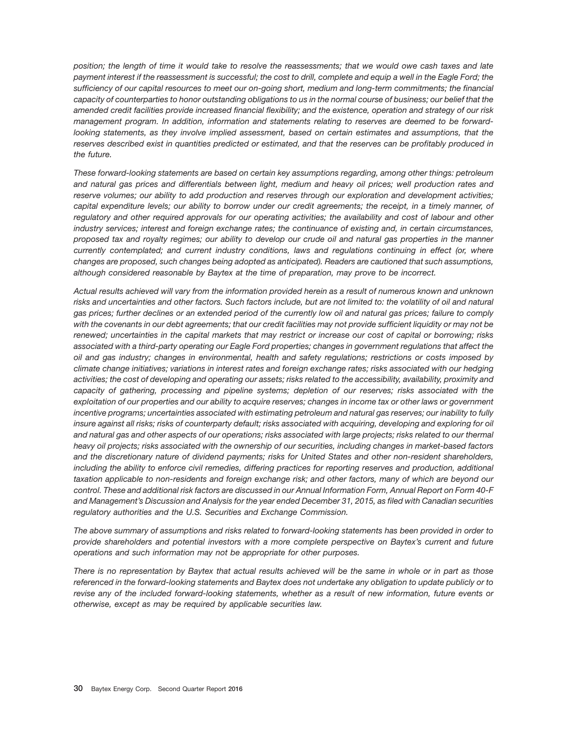*position; the length of time it would take to resolve the reassessments; that we would owe cash taxes and late payment interest if the reassessment is successful; the cost to drill, complete and equip a well in the Eagle Ford; the sufficiency of our capital resources to meet our on-going short, medium and long-term commitments; the financial capacity of counterparties to honor outstanding obligations to us in the normal course of business; our belief that the amended credit facilities provide increased financial flexibility; and the existence, operation and strategy of our risk management program. In addition, information and statements relating to reserves are deemed to be forward-looking statements, as they involve implied assessment, based on certain estimates and assumptions, that the reserves described exist in quantities predicted or estimated, and that the reserves can be profitably produced in the future.*

*These forward-looking statements are based on certain key assumptions regarding, among other things: petroleum and natural gas prices and differentials between light, medium and heavy oil prices; well production rates and reserve volumes; our ability to add production and reserves through our exploration and development activities; capital expenditure levels; our ability to borrow under our credit agreements; the receipt, in a timely manner, of regulatory and other required approvals for our operating activities; the availability and cost of labour and other industry services; interest and foreign exchange rates; the continuance of existing and, in certain circumstances, proposed tax and royalty regimes; our ability to develop our crude oil and natural gas properties in the manner currently contemplated; and current industry conditions, laws and regulations continuing in effect (or, where changes are proposed, such changes being adopted as anticipated). Readers are cautioned that such assumptions, although considered reasonable by Baytex at the time of preparation, may prove to be incorrect.*

*Actual results achieved will vary from the information provided herein as a result of numerous known and unknown risks and uncertainties and other factors. Such factors include, but are not limited to: the volatility of oil and natural gas prices; further declines or an extended period of the currently low oil and natural gas prices; failure to comply with the covenants in our debt agreements; that our credit facilities may not provide sufficient liquidity or may not be renewed; uncertainties in the capital markets that may restrict or increase our cost of capital or borrowing; risks associated with a third-party operating our Eagle Ford properties; changes in government regulations that affect the oil and gas industry; changes in environmental, health and safety regulations; restrictions or costs imposed by climate change initiatives; variations in interest rates and foreign exchange rates; risks associated with our hedging activities; the cost of developing and operating our assets; risks related to the accessibility, availability, proximity and capacity of gathering, processing and pipeline systems; depletion of our reserves; risks associated with the exploitation of our properties and our ability to acquire reserves; changes in income tax or other laws or government incentive programs; uncertainties associated with estimating petroleum and natural gas reserves; our inability to fully insure against all risks; risks of counterparty default; risks associated with acquiring, developing and exploring for oil and natural gas and other aspects of our operations; risks associated with large projects; risks related to our thermal heavy oil projects; risks associated with the ownership of our securities, including changes in market-based factors and the discretionary nature of dividend payments; risks for United States and other non-resident shareholders, including the ability to enforce civil remedies, differing practices for reporting reserves and production, additional taxation applicable to non-residents and foreign exchange risk; and other factors, many of which are beyond our control. These and additional risk factors are discussed in our Annual Information Form, Annual Report on Form 40-F and Management's Discussion and Analysis for the year ended December 31, 2015, as filed with Canadian securities regulatory authorities and the U.S. Securities and Exchange Commission.*

*The above summary of assumptions and risks related to forward-looking statements has been provided in order to provide shareholders and potential investors with a more complete perspective on Baytex's current and future operations and such information may not be appropriate for other purposes.*

*There is no representation by Baytex that actual results achieved will be the same in whole or in part as those referenced in the forward-looking statements and Baytex does not undertake any obligation to update publicly or to revise any of the included forward-looking statements, whether as a result of new information, future events or otherwise, except as may be required by applicable securities law.*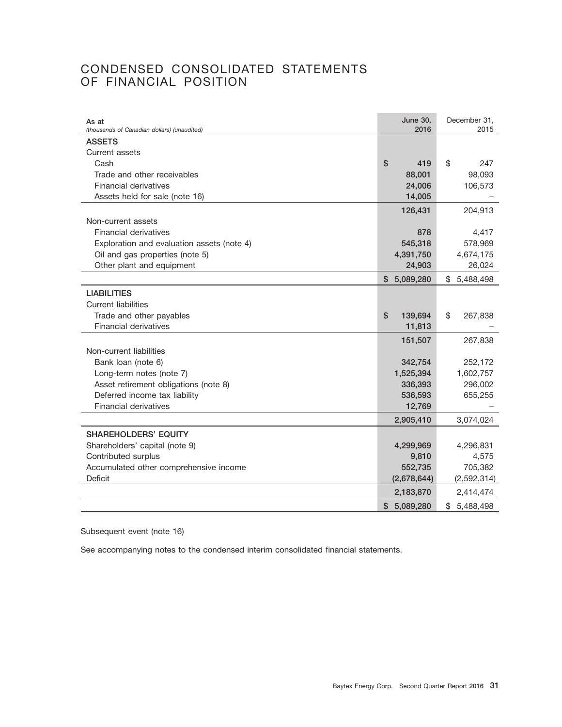# CONDENSED CONSOLIDATED STATEMENTS OF FINANCIAL POSITION

| As at<br>*(thousands of Canadian dollars) (unaudited)* | June 30, 2016 | December 31, 2015 |
|---|---|---|
| **ASSETS** | | |
| Current assets | | |
| Cash | $ 419 | $ 247 |
| Trade and other receivables | 88,001 | 98,093 |
| Financial derivatives | 24,006 | 106,573 |
| Assets held for sale (note 16) | 14,005 | – |
| | 126,431 | 204,913 |
| Non-current assets | | |
| Financial derivatives | 878 | 4,417 |
| Exploration and evaluation assets (note 4) | 545,318 | 578,969 |
| Oil and gas properties (note 5) | 4,391,750 | 4,674,175 |
| Other plant and equipment | 24,903 | 26,024 |
| | $ 5,089,280 | $ 5,488,498 |
| **LIABILITIES** | | |
| Current liabilities | | |
| Trade and other payables | $ 139,694 | $ 267,838 |
| Financial derivatives | 11,813 | – |
| | 151,507 | 267,838 |
| Non-current liabilities | | |
| Bank loan (note 6) | 342,754 | 252,172 |
| Long-term notes (note 7) | 1,525,394 | 1,602,757 |
| Asset retirement obligations (note 8) | 336,393 | 296,002 |
| Deferred income tax liability | 536,593 | 655,255 |
| Financial derivatives | 12,769 | – |
| | 2,905,410 | 3,074,024 |
| **SHAREHOLDERS' EQUITY** | | |
| Shareholders' capital (note 9) | 4,299,969 | 4,296,831 |
| Contributed surplus | 9,810 | 4,575 |
| Accumulated other comprehensive income | 552,735 | 705,382 |
| Deficit | (2,678,644) | (2,592,314) |
| | 2,183,870 | 2,414,474 |
| | $ 5,089,280 | $ 5,488,498 |

Subsequent event (note 16)

See accompanying notes to the condensed interim consolidated financial statements.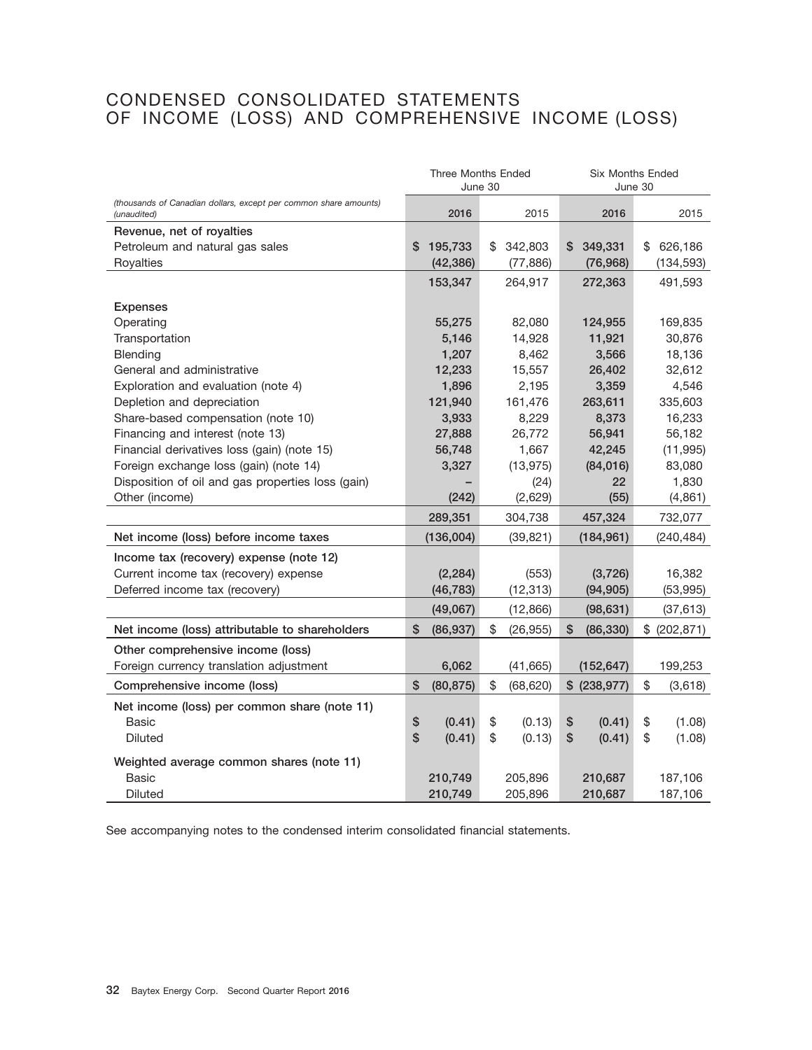# CONDENSED CONSOLIDATED STATEMENTS OF INCOME (LOSS) AND COMPREHENSIVE INCOME (LOSS)

| *(thousands of Canadian dollars, except per common share amounts) (unaudited)* | Three Months Ended June 30 2016 | Three Months Ended June 30 2015 | Six Months Ended June 30 2016 | Six Months Ended June 30 2015 |
|---|---|---|---|---|
| **Revenue, net of royalties** | | | | |
| Petroleum and natural gas sales | $ 195,733 | $ 342,803 | $ 349,331 | $ 626,186 |
| Royalties | (42,386) | (77,886) | (76,968) | (134,593) |
| | 153,347 | 264,917 | 272,363 | 491,593 |
| **Expenses** | | | | |
| Operating | 55,275 | 82,080 | 124,955 | 169,835 |
| Transportation | 5,146 | 14,928 | 11,921 | 30,876 |
| Blending | 1,207 | 8,462 | 3,566 | 18,136 |
| General and administrative | 12,233 | 15,557 | 26,402 | 32,612 |
| Exploration and evaluation (note 4) | 1,896 | 2,195 | 3,359 | 4,546 |
| Depletion and depreciation | 121,940 | 161,476 | 263,611 | 335,603 |
| Share-based compensation (note 10) | 3,933 | 8,229 | 8,373 | 16,233 |
| Financing and interest (note 13) | 27,888 | 26,772 | 56,941 | 56,182 |
| Financial derivatives loss (gain) (note 15) | 56,748 | 1,667 | 42,245 | (11,995) |
| Foreign exchange loss (gain) (note 14) | 3,327 | (13,975) | (84,016) | 83,080 |
| Disposition of oil and gas properties loss (gain) | – | (24) | 22 | 1,830 |
| Other (income) | (242) | (2,629) | (55) | (4,861) |
| | 289,351 | 304,738 | 457,324 | 732,077 |
| **Net income (loss) before income taxes** | (136,004) | (39,821) | (184,961) | (240,484) |
| **Income tax (recovery) expense (note 12)** | | | | |
| Current income tax (recovery) expense | (2,284) | (553) | (3,726) | 16,382 |
| Deferred income tax (recovery) | (46,783) | (12,313) | (94,905) | (53,995) |
| | (49,067) | (12,866) | (98,631) | (37,613) |
| **Net income (loss) attributable to shareholders** | $ (86,937) | $ (26,955) | $ (86,330) | $ (202,871) |
| **Other comprehensive income (loss)** | | | | |
| Foreign currency translation adjustment | 6,062 | (41,665) | (152,647) | 199,253 |
| **Comprehensive income (loss)** | $ (80,875) | $ (68,620) | $ (238,977) | $ (3,618) |
| **Net income (loss) per common share (note 11)** | | | | |
| Basic | $ (0.41) | $ (0.13) | $ (0.41) | $ (1.08) |
| Diluted | $ (0.41) | $ (0.13) | $ (0.41) | $ (1.08) |
| **Weighted average common shares (note 11)** | | | | |
| Basic | 210,749 | 205,896 | 210,687 | 187,106 |
| Diluted | 210,749 | 205,896 | 210,687 | 187,106 |

See accompanying notes to the condensed interim consolidated financial statements.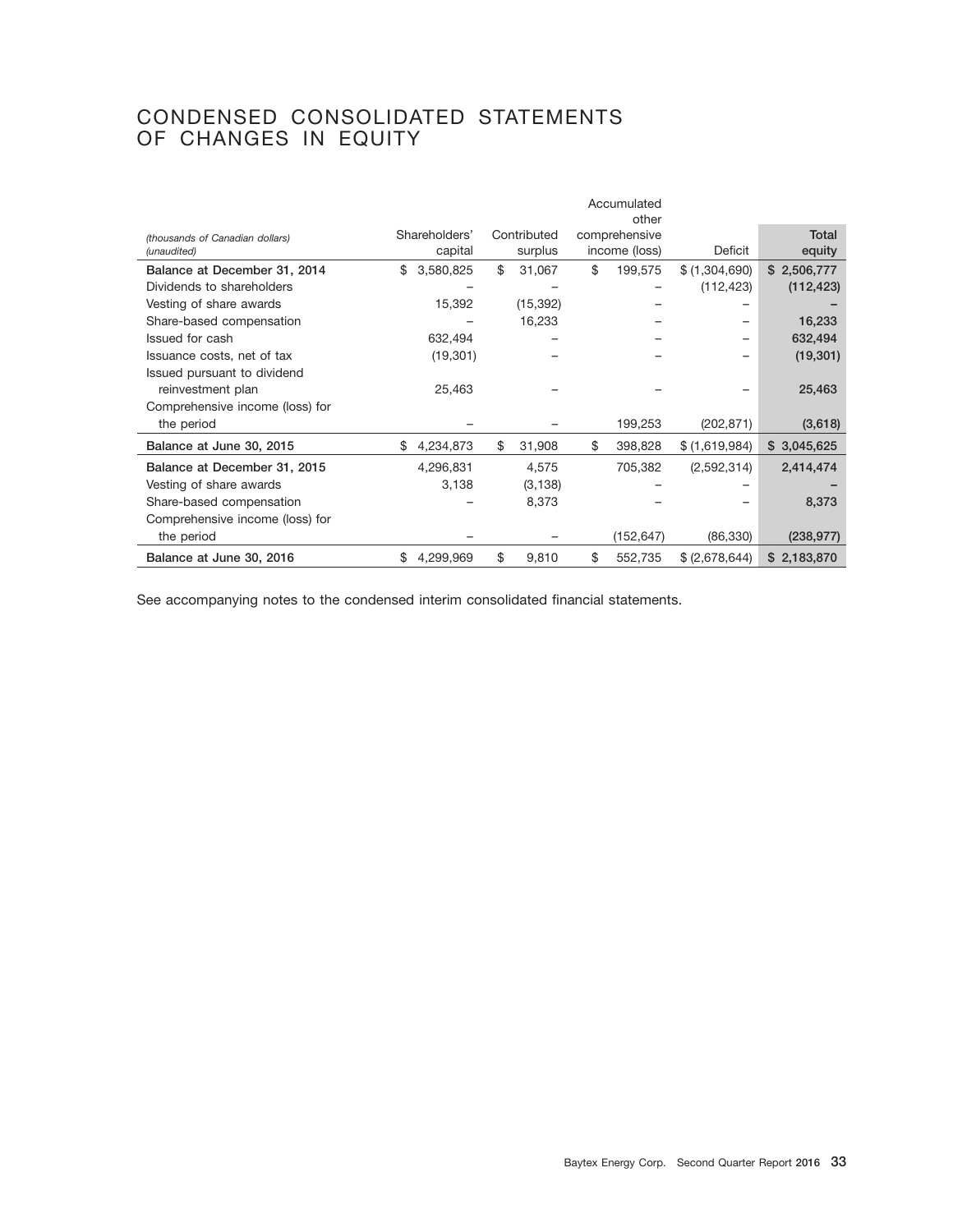# CONDENSED CONSOLIDATED STATEMENTS OF CHANGES IN EQUITY

| *(thousands of Canadian dollars)* *(unaudited)* | Shareholders' capital | Contributed surplus | Accumulated other comprehensive income (loss) | Deficit | Total equity |
|---|---|---|---|---|---|
| **Balance at December 31, 2014** | $ 3,580,825 | $ 31,067 | $ 199,575 | $ (1,304,690) | **$ 2,506,777** |
| Dividends to shareholders | – | – | – | (112,423) | **(112,423)** |
| Vesting of share awards | 15,392 | (15,392) | – | – | **–** |
| Share-based compensation | – | 16,233 | – | – | **16,233** |
| Issued for cash | 632,494 | – | – | – | **632,494** |
| Issuance costs, net of tax | (19,301) | – | – | – | **(19,301)** |
| Issued pursuant to dividend reinvestment plan | 25,463 | – | – | – | **25,463** |
| Comprehensive income (loss) for the period | – | – | 199,253 | (202,871) | **(3,618)** |
| **Balance at June 30, 2015** | $ 4,234,873 | $ 31,908 | $ 398,828 | $ (1,619,984) | **$ 3,045,625** |
| **Balance at December 31, 2015** | 4,296,831 | 4,575 | 705,382 | (2,592,314) | **2,414,474** |
| Vesting of share awards | 3,138 | (3,138) | – | – | **–** |
| Share-based compensation | – | 8,373 | – | – | **8,373** |
| Comprehensive income (loss) for the period | – | – | (152,647) | (86,330) | **(238,977)** |
| **Balance at June 30, 2016** | $ 4,299,969 | $ 9,810 | $ 552,735 | $ (2,678,644) | **$ 2,183,870** |

See accompanying notes to the condensed interim consolidated financial statements.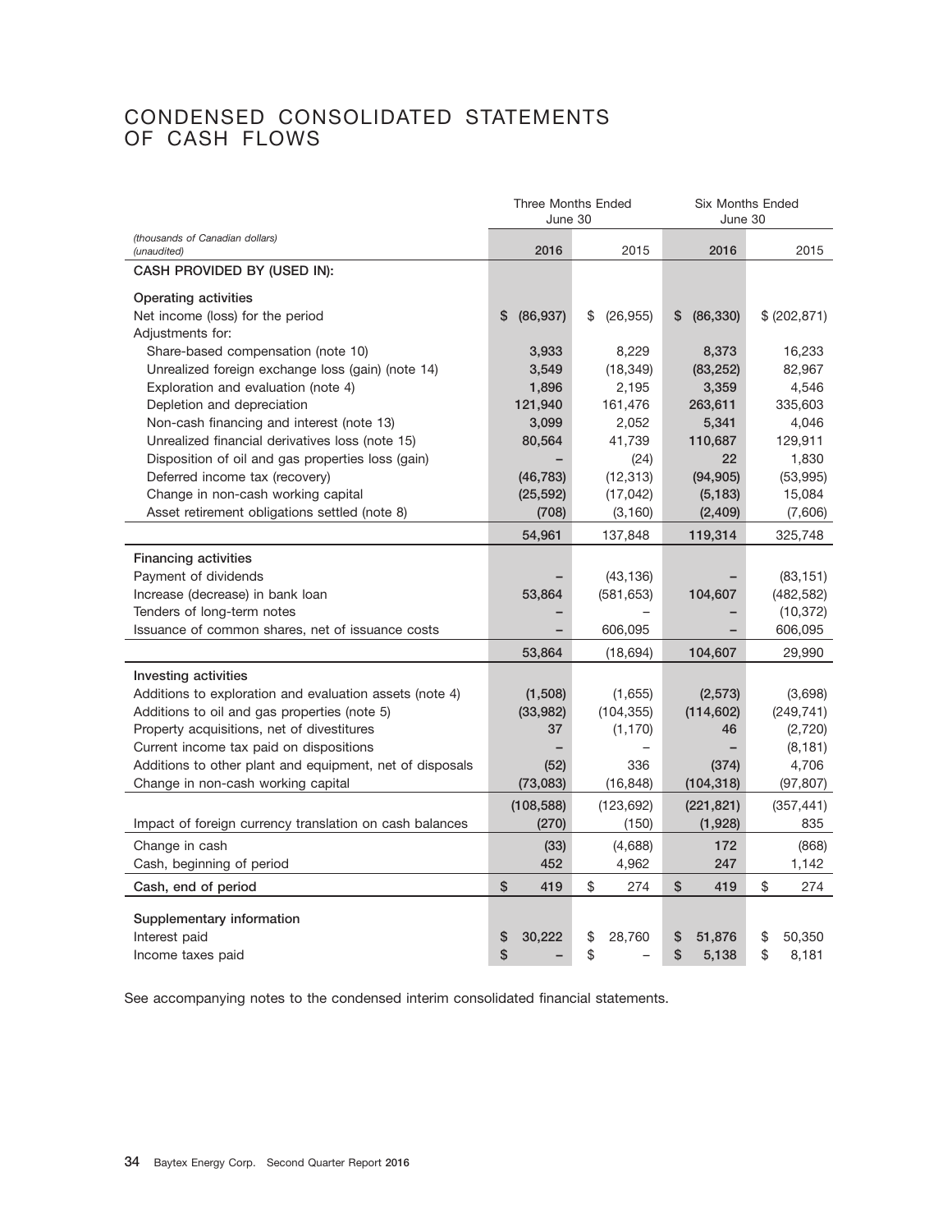# CONDENSED CONSOLIDATED STATEMENTS OF CASH FLOWS

| *(thousands of Canadian dollars)* *(unaudited)* | Three Months Ended June 30 2016 | Three Months Ended June 30 2015 | Six Months Ended June 30 2016 | Six Months Ended June 30 2015 |
|---|---|---|---|---|
| **CASH PROVIDED BY (USED IN):** | | | | |
| **Operating activities** | | | | |
| Net income (loss) for the period | **$ (86,937)** | $ (26,955) | **$ (86,330)** | $ (202,871) |
| Adjustments for: | | | | |
| Share-based compensation (note 10) | **3,933** | 8,229 | **8,373** | 16,233 |
| Unrealized foreign exchange loss (gain) (note 14) | **3,549** | (18,349) | **(83,252)** | 82,967 |
| Exploration and evaluation (note 4) | **1,896** | 2,195 | **3,359** | 4,546 |
| Depletion and depreciation | **121,940** | 161,476 | **263,611** | 335,603 |
| Non-cash financing and interest (note 13) | **3,099** | 2,052 | **5,341** | 4,046 |
| Unrealized financial derivatives loss (note 15) | **80,564** | 41,739 | **110,687** | 129,911 |
| Disposition of oil and gas properties loss (gain) | **–** | (24) | **22** | 1,830 |
| Deferred income tax (recovery) | **(46,783)** | (12,313) | **(94,905)** | (53,995) |
| Change in non-cash working capital | **(25,592)** | (17,042) | **(5,183)** | 15,084 |
| Asset retirement obligations settled (note 8) | **(708)** | (3,160) | **(2,409)** | (7,606) |
| | **54,961** | 137,848 | **119,314** | 325,748 |
| **Financing activities** | | | | |
| Payment of dividends | **–** | (43,136) | **–** | (83,151) |
| Increase (decrease) in bank loan | **53,864** | (581,653) | **104,607** | (482,582) |
| Tenders of long-term notes | **–** | – | **–** | (10,372) |
| Issuance of common shares, net of issuance costs | **–** | 606,095 | **–** | 606,095 |
| | **53,864** | (18,694) | **104,607** | 29,990 |
| **Investing activities** | | | | |
| Additions to exploration and evaluation assets (note 4) | **(1,508)** | (1,655) | **(2,573)** | (3,698) |
| Additions to oil and gas properties (note 5) | **(33,982)** | (104,355) | **(114,602)** | (249,741) |
| Property acquisitions, net of divestitures | **37** | (1,170) | **46** | (2,720) |
| Current income tax paid on dispositions | **–** | – | **–** | (8,181) |
| Additions to other plant and equipment, net of disposals | **(52)** | 336 | **(374)** | 4,706 |
| Change in non-cash working capital | **(73,083)** | (16,848) | **(104,318)** | (97,807) |
| | **(108,588)** | (123,692) | **(221,821)** | (357,441) |
| Impact of foreign currency translation on cash balances | **(270)** | (150) | **(1,928)** | 835 |
| Change in cash | **(33)** | (4,688) | **172** | (868) |
| Cash, beginning of period | **452** | 4,962 | **247** | 1,142 |
| **Cash, end of period** | **$ 419** | $ 274 | **$ 419** | $ 274 |
| **Supplementary information** | | | | |
| Interest paid | **$ 30,222** | $ 28,760 | **$ 51,876** | $ 50,350 |
| Income taxes paid | **$ –** | $ – | **$ 5,138** | $ 8,181 |

See accompanying notes to the condensed interim consolidated financial statements.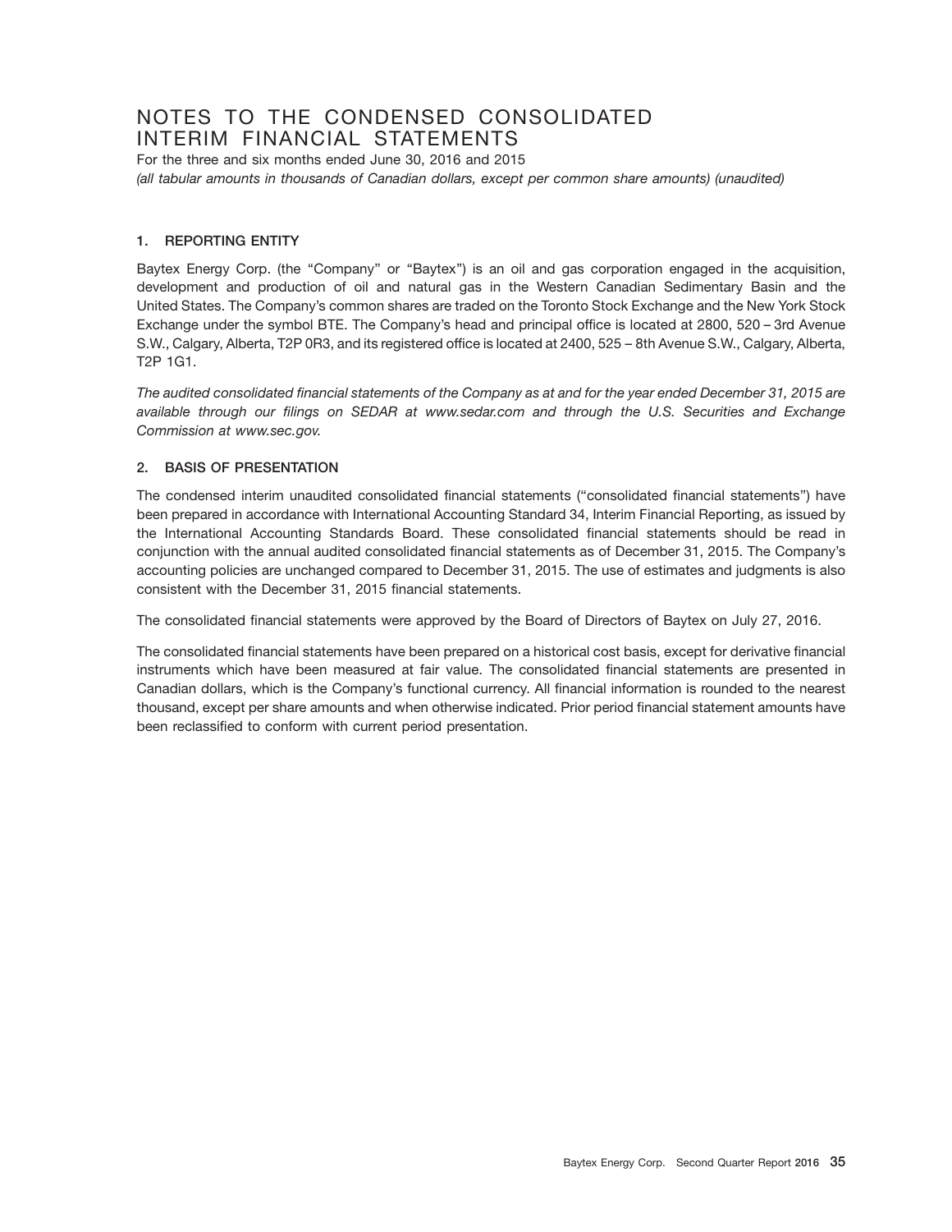# NOTES TO THE CONDENSED CONSOLIDATED INTERIM FINANCIAL STATEMENTS

For the three and six months ended June 30, 2016 and 2015

*(all tabular amounts in thousands of Canadian dollars, except per common share amounts) (unaudited)*

## 1. REPORTING ENTITY

Baytex Energy Corp. (the "Company" or "Baytex") is an oil and gas corporation engaged in the acquisition, development and production of oil and natural gas in the Western Canadian Sedimentary Basin and the United States. The Company's common shares are traded on the Toronto Stock Exchange and the New York Stock Exchange under the symbol BTE. The Company's head and principal office is located at 2800, 520 – 3rd Avenue S.W., Calgary, Alberta, T2P 0R3, and its registered office is located at 2400, 525 – 8th Avenue S.W., Calgary, Alberta, T2P 1G1.

*The audited consolidated financial statements of the Company as at and for the year ended December 31, 2015 are available through our filings on SEDAR at www.sedar.com and through the U.S. Securities and Exchange Commission at www.sec.gov.*

## 2. BASIS OF PRESENTATION

The condensed interim unaudited consolidated financial statements ("consolidated financial statements") have been prepared in accordance with International Accounting Standard 34, Interim Financial Reporting, as issued by the International Accounting Standards Board. These consolidated financial statements should be read in conjunction with the annual audited consolidated financial statements as of December 31, 2015. The Company's accounting policies are unchanged compared to December 31, 2015. The use of estimates and judgments is also consistent with the December 31, 2015 financial statements.

The consolidated financial statements were approved by the Board of Directors of Baytex on July 27, 2016.

The consolidated financial statements have been prepared on a historical cost basis, except for derivative financial instruments which have been measured at fair value. The consolidated financial statements are presented in Canadian dollars, which is the Company's functional currency. All financial information is rounded to the nearest thousand, except per share amounts and when otherwise indicated. Prior period financial statement amounts have been reclassified to conform with current period presentation.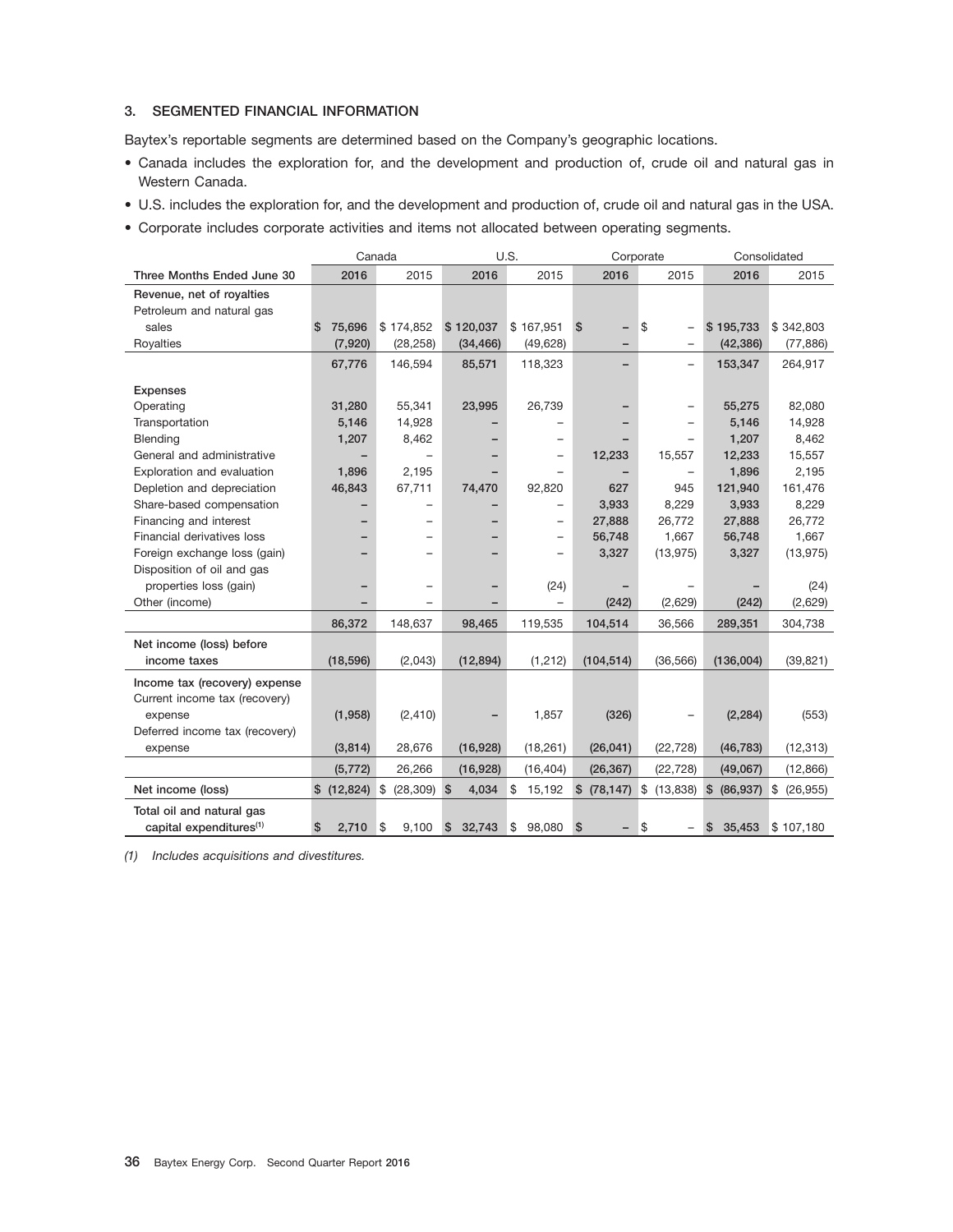### 3. SEGMENTED FINANCIAL INFORMATION

Baytex's reportable segments are determined based on the Company's geographic locations.

- Canada includes the exploration for, and the development and production of, crude oil and natural gas in Western Canada.
- U.S. includes the exploration for, and the development and production of, crude oil and natural gas in the USA.
- Corporate includes corporate activities and items not allocated between operating segments.

| | Canada | | U.S. | | Corporate | | Consolidated | |
|---|---|---|---|---|---|---|---|---|
| **Three Months Ended June 30** | **2016** | 2015 | **2016** | 2015 | **2016** | 2015 | **2016** | 2015 |
| **Revenue, net of royalties** | | | | | | | | |
| Petroleum and natural gas sales | **$ 75,696** | $ 174,852 | **$ 120,037** | $ 167,951 | **$ –** | $ – | **$ 195,733** | $ 342,803 |
| Royalties | **(7,920)** | (28,258) | **(34,466)** | (49,628) | **–** | – | **(42,386)** | (77,886) |
| | **67,776** | 146,594 | **85,571** | 118,323 | **–** | – | **153,347** | 264,917 |
| **Expenses** | | | | | | | | |
| Operating | **31,280** | 55,341 | **23,995** | 26,739 | **–** | – | **55,275** | 82,080 |
| Transportation | **5,146** | 14,928 | **–** | – | **–** | – | **5,146** | 14,928 |
| Blending | **1,207** | 8,462 | **–** | – | **–** | – | **1,207** | 8,462 |
| General and administrative | **–** | – | **–** | – | **12,233** | 15,557 | **12,233** | 15,557 |
| Exploration and evaluation | **1,896** | 2,195 | **–** | – | **–** | – | **1,896** | 2,195 |
| Depletion and depreciation | **46,843** | 67,711 | **74,470** | 92,820 | **627** | 945 | **121,940** | 161,476 |
| Share-based compensation | **–** | – | **–** | – | **3,933** | 8,229 | **3,933** | 8,229 |
| Financing and interest | **–** | – | **–** | – | **27,888** | 26,772 | **27,888** | 26,772 |
| Financial derivatives loss | **–** | – | **–** | – | **56,748** | 1,667 | **56,748** | 1,667 |
| Foreign exchange loss (gain) | **–** | – | **–** | – | **3,327** | (13,975) | **3,327** | (13,975) |
| Disposition of oil and gas properties loss (gain) | **–** | – | **–** | (24) | **–** | – | **–** | (24) |
| Other (income) | **–** | – | **–** | – | **(242)** | (2,629) | **(242)** | (2,629) |
| | **86,372** | 148,637 | **98,465** | 119,535 | **104,514** | 36,566 | **289,351** | 304,738 |
| **Net income (loss) before income taxes** | **(18,596)** | (2,043) | **(12,894)** | (1,212) | **(104,514)** | (36,566) | **(136,004)** | (39,821) |
| **Income tax (recovery) expense** | | | | | | | | |
| Current income tax (recovery) expense | **(1,958)** | (2,410) | **–** | 1,857 | **(326)** | – | **(2,284)** | (553) |
| Deferred income tax (recovery) expense | **(3,814)** | 28,676 | **(16,928)** | (18,261) | **(26,041)** | (22,728) | **(46,783)** | (12,313) |
| | **(5,772)** | 26,266 | **(16,928)** | (16,404) | **(26,367)** | (22,728) | **(49,067)** | (12,866) |
| **Net income (loss)** | **$ (12,824)** | $ (28,309) | **$ 4,034** | $ 15,192 | **$ (78,147)** | $ (13,838) | **$ (86,937)** | $ (26,955) |
| **Total oil and natural gas capital expenditures[(1)]** | **$ 2,710** | $ 9,100 | **$ 32,743** | $ 98,080 | **$ –** | $ – | **$ 35,453** | $ 107,180 |

*(1) Includes acquisitions and divestitures.*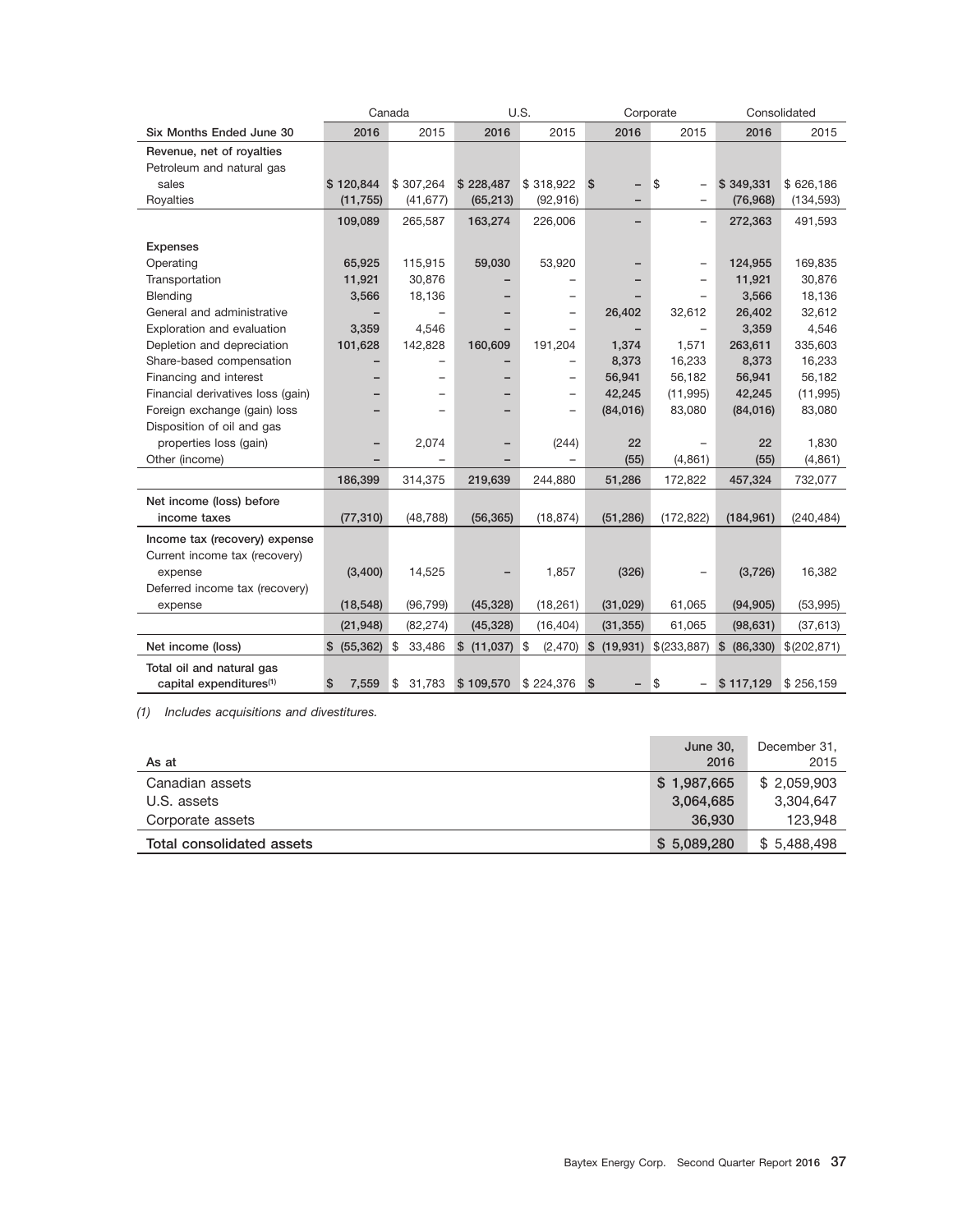| | Canada | | U.S. | | Corporate | | Consolidated | |
|---|---|---|---|---|---|---|---|---|
| **Six Months Ended June 30** | **2016** | 2015 | **2016** | 2015 | **2016** | 2015 | **2016** | 2015 |
| **Revenue, net of royalties** | | | | | | | | |
| Petroleum and natural gas sales | **$ 120,844** | $ 307,264 | **$ 228,487** | $ 318,922 | **$ –** | $ – | **$ 349,331** | $ 626,186 |
| Royalties | **(11,755)** | (41,677) | **(65,213)** | (92,916) | **–** | – | **(76,968)** | (134,593) |
| | **109,089** | 265,587 | **163,274** | 226,006 | **–** | – | **272,363** | 491,593 |
| **Expenses** | | | | | | | | |
| Operating | **65,925** | 115,915 | **59,030** | 53,920 | **–** | – | **124,955** | 169,835 |
| Transportation | **11,921** | 30,876 | **–** | – | **–** | – | **11,921** | 30,876 |
| Blending | **3,566** | 18,136 | **–** | – | **–** | – | **3,566** | 18,136 |
| General and administrative | **–** | – | **–** | – | **26,402** | 32,612 | **26,402** | 32,612 |
| Exploration and evaluation | **3,359** | 4,546 | **–** | – | **–** | – | **3,359** | 4,546 |
| Depletion and depreciation | **101,628** | 142,828 | **160,609** | 191,204 | **1,374** | 1,571 | **263,611** | 335,603 |
| Share-based compensation | **–** | – | **–** | – | **8,373** | 16,233 | **8,373** | 16,233 |
| Financing and interest | **–** | – | **–** | – | **56,941** | 56,182 | **56,941** | 56,182 |
| Financial derivatives loss (gain) | **–** | – | **–** | – | **42,245** | (11,995) | **42,245** | (11,995) |
| Foreign exchange (gain) loss | **–** | – | **–** | – | **(84,016)** | 83,080 | **(84,016)** | 83,080 |
| Disposition of oil and gas properties loss (gain) | **–** | 2,074 | **–** | (244) | **22** | – | **22** | 1,830 |
| Other (income) | **–** | – | **–** | – | **(55)** | (4,861) | **(55)** | (4,861) |
| | **186,399** | 314,375 | **219,639** | 244,880 | **51,286** | 172,822 | **457,324** | 732,077 |
| **Net income (loss) before income taxes** | **(77,310)** | (48,788) | **(56,365)** | (18,874) | **(51,286)** | (172,822) | **(184,961)** | (240,484) |
| **Income tax (recovery) expense** | | | | | | | | |
| Current income tax (recovery) expense | **(3,400)** | 14,525 | **–** | 1,857 | **(326)** | – | **(3,726)** | 16,382 |
| Deferred income tax (recovery) expense | **(18,548)** | (96,799) | **(45,328)** | (18,261) | **(31,029)** | 61,065 | **(94,905)** | (53,995) |
| | **(21,948)** | (82,274) | **(45,328)** | (16,404) | **(31,355)** | 61,065 | **(98,631)** | (37,613) |
| **Net income (loss)** | **$ (55,362)** | $ 33,486 | **$ (11,037)** | $ (2,470) | **$ (19,931)** | $(233,887) | **$ (86,330)** | $(202,871) |
| **Total oil and natural gas capital expenditures[(1)]** | **$ 7,559** | $ 31,783 | **$ 109,570** | $ 224,376 | **$ –** | $ – | **$ 117,129** | $ 256,159 |

*(1) Includes acquisitions and divestitures.*

| As at | **June 30, 2016** | December 31, 2015 |
|---|---|---|
| Canadian assets | **$ 1,987,665** | $ 2,059,903 |
| U.S. assets | **3,064,685** | 3,304,647 |
| Corporate assets | **36,930** | 123,948 |
| **Total consolidated assets** | **$ 5,089,280** | $ 5,488,498 |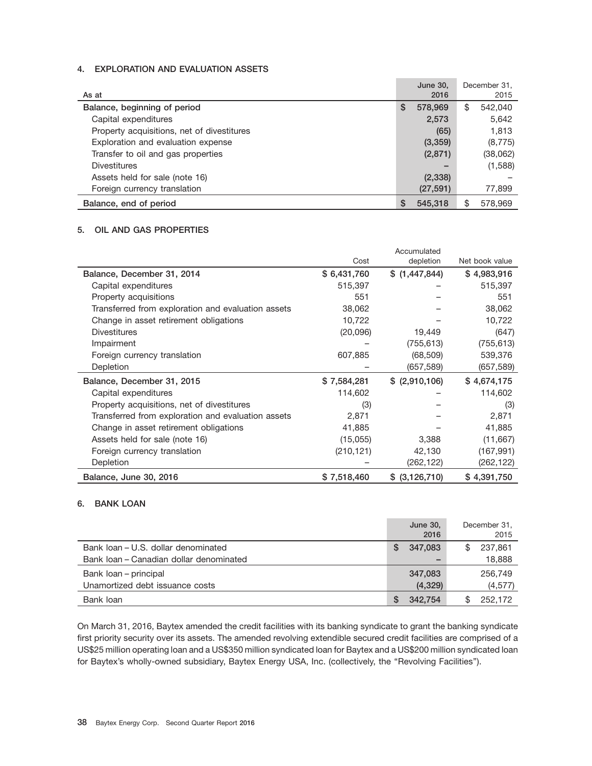## 4. EXPLORATION AND EVALUATION ASSETS

| As at | June 30, 2016 | December 31, 2015 |
|---|---|---|
| Balance, beginning of period | $ 578,969 | $ 542,040 |
| Capital expenditures | 2,573 | 5,642 |
| Property acquisitions, net of divestitures | (65) | 1,813 |
| Exploration and evaluation expense | (3,359) | (8,775) |
| Transfer to oil and gas properties | (2,871) | (38,062) |
| Divestitures | – | (1,588) |
| Assets held for sale (note 16) | (2,338) | – |
| Foreign currency translation | (27,591) | 77,899 |
| Balance, end of period | $ 545,318 | $ 578,969 |

## 5. OIL AND GAS PROPERTIES

| | Cost | Accumulated depletion | Net book value |
|---|---|---|---|
| Balance, December 31, 2014 | $ 6,431,760 | $ (1,447,844) | $ 4,983,916 |
| Capital expenditures | 515,397 | – | 515,397 |
| Property acquisitions | 551 | – | 551 |
| Transferred from exploration and evaluation assets | 38,062 | – | 38,062 |
| Change in asset retirement obligations | 10,722 | – | 10,722 |
| Divestitures | (20,096) | 19,449 | (647) |
| Impairment | – | (755,613) | (755,613) |
| Foreign currency translation | 607,885 | (68,509) | 539,376 |
| Depletion | – | (657,589) | (657,589) |
| Balance, December 31, 2015 | $ 7,584,281 | $ (2,910,106) | $ 4,674,175 |
| Capital expenditures | 114,602 | – | 114,602 |
| Property acquisitions, net of divestitures | (3) | – | (3) |
| Transferred from exploration and evaluation assets | 2,871 | – | 2,871 |
| Change in asset retirement obligations | 41,885 | – | 41,885 |
| Assets held for sale (note 16) | (15,055) | 3,388 | (11,667) |
| Foreign currency translation | (210,121) | 42,130 | (167,991) |
| Depletion | – | (262,122) | (262,122) |
| Balance, June 30, 2016 | $ 7,518,460 | $ (3,126,710) | $ 4,391,750 |

## 6. BANK LOAN

| | June 30, 2016 | December 31, 2015 |
|---|---|---|
| Bank loan – U.S. dollar denominated | $ 347,083 | $ 237,861 |
| Bank loan – Canadian dollar denominated | – | 18,888 |
| Bank loan – principal | 347,083 | 256,749 |
| Unamortized debt issuance costs | (4,329) | (4,577) |
| Bank loan | $ 342,754 | $ 252,172 |

On March 31, 2016, Baytex amended the credit facilities with its banking syndicate to grant the banking syndicate first priority security over its assets. The amended revolving extendible secured credit facilities are comprised of a US$25 million operating loan and a US$350 million syndicated loan for Baytex and a US$200 million syndicated loan for Baytex's wholly-owned subsidiary, Baytex Energy USA, Inc. (collectively, the "Revolving Facilities").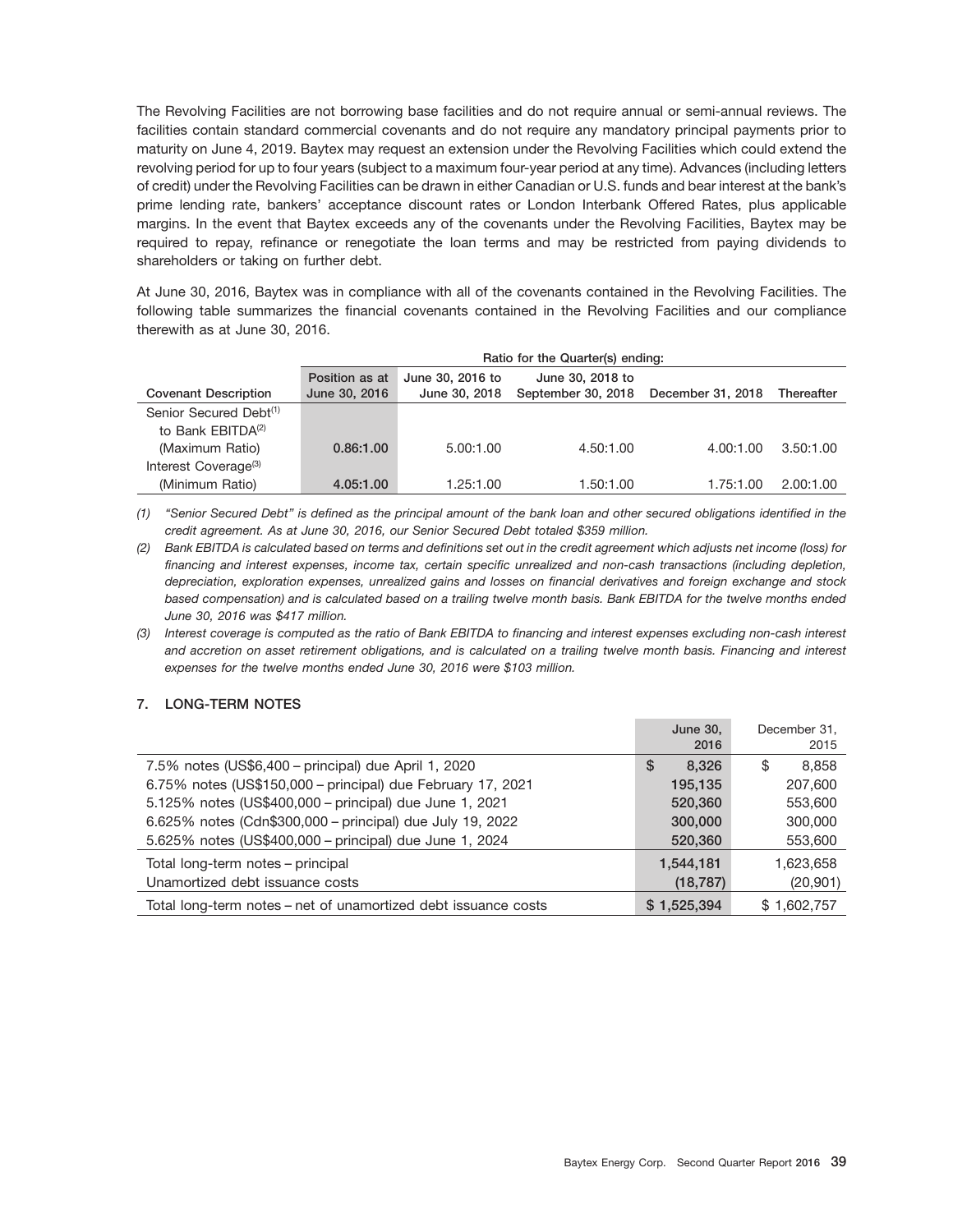The Revolving Facilities are not borrowing base facilities and do not require annual or semi-annual reviews. The facilities contain standard commercial covenants and do not require any mandatory principal payments prior to maturity on June 4, 2019. Baytex may request an extension under the Revolving Facilities which could extend the revolving period for up to four years (subject to a maximum four-year period at any time). Advances (including letters of credit) under the Revolving Facilities can be drawn in either Canadian or U.S. funds and bear interest at the bank's prime lending rate, bankers' acceptance discount rates or London Interbank Offered Rates, plus applicable margins. In the event that Baytex exceeds any of the covenants under the Revolving Facilities, Baytex may be required to repay, refinance or renegotiate the loan terms and may be restricted from paying dividends to shareholders or taking on further debt.

At June 30, 2016, Baytex was in compliance with all of the covenants contained in the Revolving Facilities. The following table summarizes the financial covenants contained in the Revolving Facilities and our compliance therewith as at June 30, 2016.

| | | Ratio for the Quarter(s) ending: | | | |
|---|---|---|---|---|---|
| **Covenant Description** | **Position as at June 30, 2016** | **June 30, 2016 to June 30, 2018** | **June 30, 2018 to September 30, 2018** | **December 31, 2018** | **Thereafter** |
| Senior Secured Debt[(1)] to Bank EBITDA[(2)] (Maximum Ratio) | **0.86:1.00** | 5.00:1.00 | 4.50:1.00 | 4.00:1.00 | 3.50:1.00 |
| Interest Coverage[(3)] (Minimum Ratio) | **4.05:1.00** | 1.25:1.00 | 1.50:1.00 | 1.75:1.00 | 2.00:1.00 |

*(1) "Senior Secured Debt" is defined as the principal amount of the bank loan and other secured obligations identified in the credit agreement. As at June 30, 2016, our Senior Secured Debt totaled $359 million.*

*(2) Bank EBITDA is calculated based on terms and definitions set out in the credit agreement which adjusts net income (loss) for financing and interest expenses, income tax, certain specific unrealized and non-cash transactions (including depletion, depreciation, exploration expenses, unrealized gains and losses on financial derivatives and foreign exchange and stock based compensation) and is calculated based on a trailing twelve month basis. Bank EBITDA for the twelve months ended June 30, 2016 was $417 million.*

*(3) Interest coverage is computed as the ratio of Bank EBITDA to financing and interest expenses excluding non-cash interest and accretion on asset retirement obligations, and is calculated on a trailing twelve month basis. Financing and interest expenses for the twelve months ended June 30, 2016 were $103 million.*

## 7. LONG-TERM NOTES

| | June 30, 2016 | December 31, 2015 |
|---|---|---|
| 7.5% notes (US$6,400 – principal) due April 1, 2020 | $ 8,326 | $ 8,858 |
| 6.75% notes (US$150,000 – principal) due February 17, 2021 | 195,135 | 207,600 |
| 5.125% notes (US$400,000 – principal) due June 1, 2021 | 520,360 | 553,600 |
| 6.625% notes (Cdn$300,000 – principal) due July 19, 2022 | 300,000 | 300,000 |
| 5.625% notes (US$400,000 – principal) due June 1, 2024 | 520,360 | 553,600 |
| Total long-term notes – principal | 1,544,181 | 1,623,658 |
| Unamortized debt issuance costs | (18,787) | (20,901) |
| Total long-term notes – net of unamortized debt issuance costs | $ 1,525,394 | $ 1,602,757 |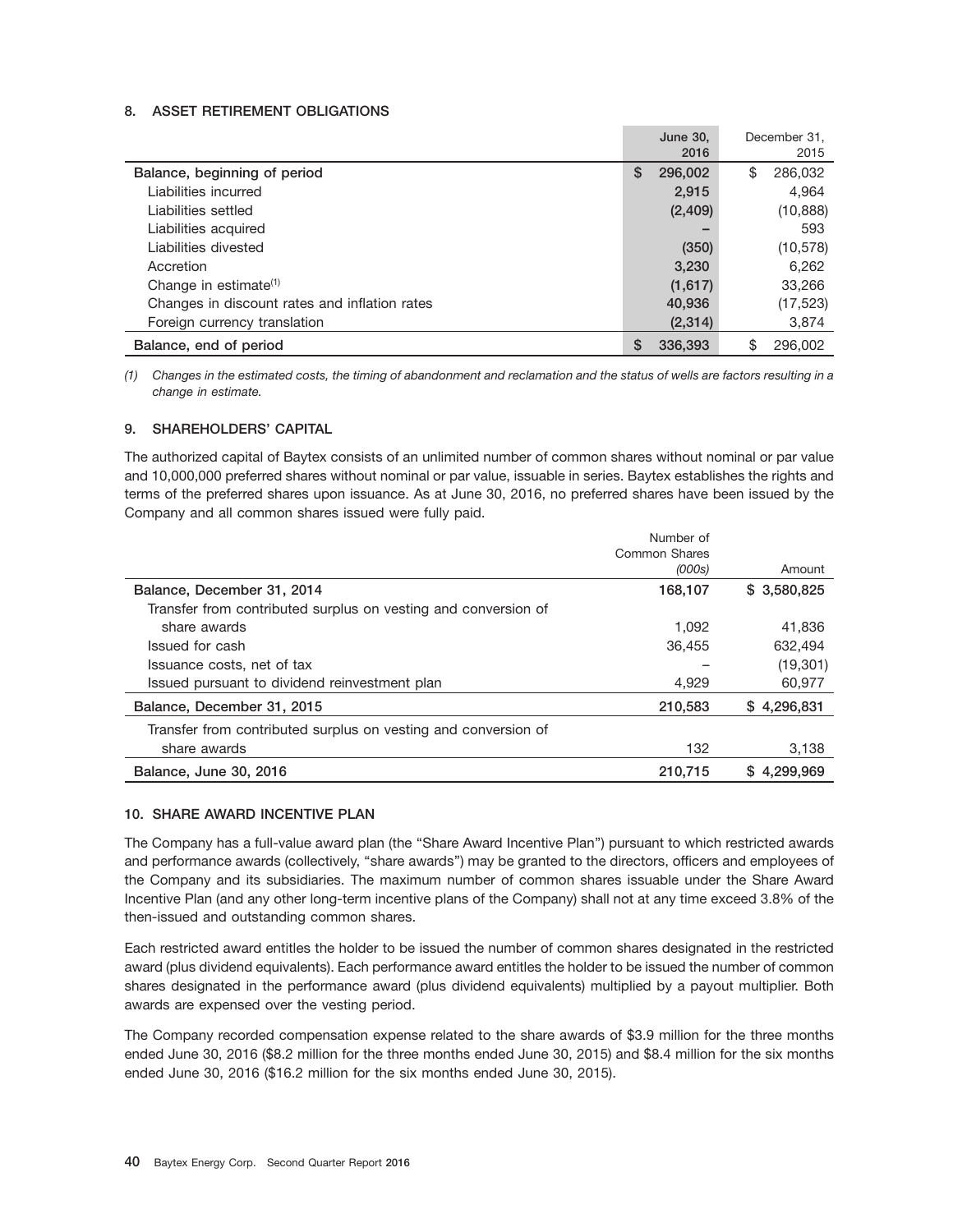## 8. ASSET RETIREMENT OBLIGATIONS

| | June 30, 2016 | December 31, 2015 |
|---|---|---|
| **Balance, beginning of period** | **$ 296,002** | $ 286,032 |
| Liabilities incurred | **2,915** | 4,964 |
| Liabilities settled | **(2,409)** | (10,888) |
| Liabilities acquired | **–** | 593 |
| Liabilities divested | **(350)** | (10,578) |
| Accretion | **3,230** | 6,262 |
| Change in estimate[1] | **(1,617)** | 33,266 |
| Changes in discount rates and inflation rates | **40,936** | (17,523) |
| Foreign currency translation | **(2,314)** | 3,874 |
| **Balance, end of period** | **$ 336,393** | $ 296,002 |

*(1) Changes in the estimated costs, the timing of abandonment and reclamation and the status of wells are factors resulting in a change in estimate.*

## 9. SHAREHOLDERS' CAPITAL

The authorized capital of Baytex consists of an unlimited number of common shares without nominal or par value and 10,000,000 preferred shares without nominal or par value, issuable in series. Baytex establishes the rights and terms of the preferred shares upon issuance. As at June 30, 2016, no preferred shares have been issued by the Company and all common shares issued were fully paid.

| | Number of Common Shares *(000s)* | Amount |
|---|---|---|
| **Balance, December 31, 2014** | **168,107** | **$ 3,580,825** |
| Transfer from contributed surplus on vesting and conversion of share awards | 1,092 | 41,836 |
| Issued for cash | 36,455 | 632,494 |
| Issuance costs, net of tax | – | (19,301) |
| Issued pursuant to dividend reinvestment plan | 4,929 | 60,977 |
| **Balance, December 31, 2015** | **210,583** | **$ 4,296,831** |
| Transfer from contributed surplus on vesting and conversion of share awards | 132 | 3,138 |
| **Balance, June 30, 2016** | **210,715** | **$ 4,299,969** |

## 10. SHARE AWARD INCENTIVE PLAN

The Company has a full-value award plan (the "Share Award Incentive Plan") pursuant to which restricted awards and performance awards (collectively, "share awards") may be granted to the directors, officers and employees of the Company and its subsidiaries. The maximum number of common shares issuable under the Share Award Incentive Plan (and any other long-term incentive plans of the Company) shall not at any time exceed 3.8% of the then-issued and outstanding common shares.

Each restricted award entitles the holder to be issued the number of common shares designated in the restricted award (plus dividend equivalents). Each performance award entitles the holder to be issued the number of common shares designated in the performance award (plus dividend equivalents) multiplied by a payout multiplier. Both awards are expensed over the vesting period.

The Company recorded compensation expense related to the share awards of $3.9 million for the three months ended June 30, 2016 ($8.2 million for the three months ended June 30, 2015) and $8.4 million for the six months ended June 30, 2016 ($16.2 million for the six months ended June 30, 2015).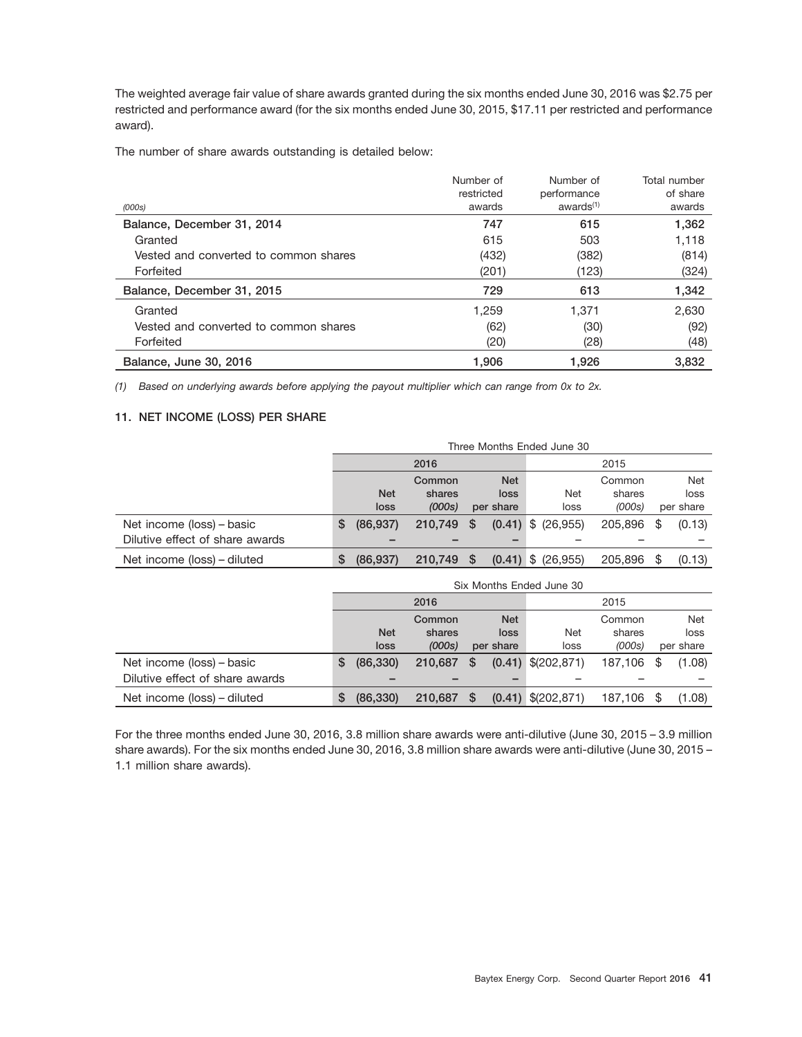The weighted average fair value of share awards granted during the six months ended June 30, 2016 was $2.75 per restricted and performance award (for the six months ended June 30, 2015, $17.11 per restricted and performance award).

The number of share awards outstanding is detailed below:

| *(000s)* | Number of restricted awards | Number of performance awards[(1)] | Total number of share awards |
|---|---|---|---|
| **Balance, December 31, 2014** | **747** | **615** | **1,362** |
| Granted | 615 | 503 | 1,118 |
| Vested and converted to common shares | (432) | (382) | (814) |
| Forfeited | (201) | (123) | (324) |
| **Balance, December 31, 2015** | **729** | **613** | **1,342** |
| Granted | 1,259 | 1,371 | 2,630 |
| Vested and converted to common shares | (62) | (30) | (92) |
| Forfeited | (20) | (28) | (48) |
| **Balance, June 30, 2016** | **1,906** | **1,926** | **3,832** |

*(1) Based on underlying awards before applying the payout multiplier which can range from 0x to 2x.*

### 11. NET INCOME (LOSS) PER SHARE

| | Three Months Ended June 30 | | | | | |
|---|---|---|---|---|---|---|
| | 2016 | | | 2015 | | |
| | **Net loss** | **Common shares *(000s)*** | **Net loss per share** | Net loss | Common shares *(000s)* | Net loss per share |
| Net income (loss) – basic | **$ (86,937)** | **210,749** | **$ (0.41)** | $ (26,955) | 205,896 | $ (0.13) |
| Dilutive effect of share awards | **–** | **–** | **–** | – | – | – |
| Net income (loss) – diluted | **$ (86,937)** | **210,749** | **$ (0.41)** | $ (26,955) | 205,896 | $ (0.13) |

| | Six Months Ended June 30 | | | | | |
|---|---|---|---|---|---|---|
| | 2016 | | | 2015 | | |
| | **Net loss** | **Common shares *(000s)*** | **Net loss per share** | Net loss | Common shares *(000s)* | Net loss per share |
| Net income (loss) – basic | **$ (86,330)** | **210,687** | **$ (0.41)** | $(202,871) | 187,106 | $ (1.08) |
| Dilutive effect of share awards | **–** | **–** | **–** | – | – | – |
| Net income (loss) – diluted | **$ (86,330)** | **210,687** | **$ (0.41)** | $(202,871) | 187,106 | $ (1.08) |

For the three months ended June 30, 2016, 3.8 million share awards were anti-dilutive (June 30, 2015 – 3.9 million share awards). For the six months ended June 30, 2016, 3.8 million share awards were anti-dilutive (June 30, 2015 – 1.1 million share awards).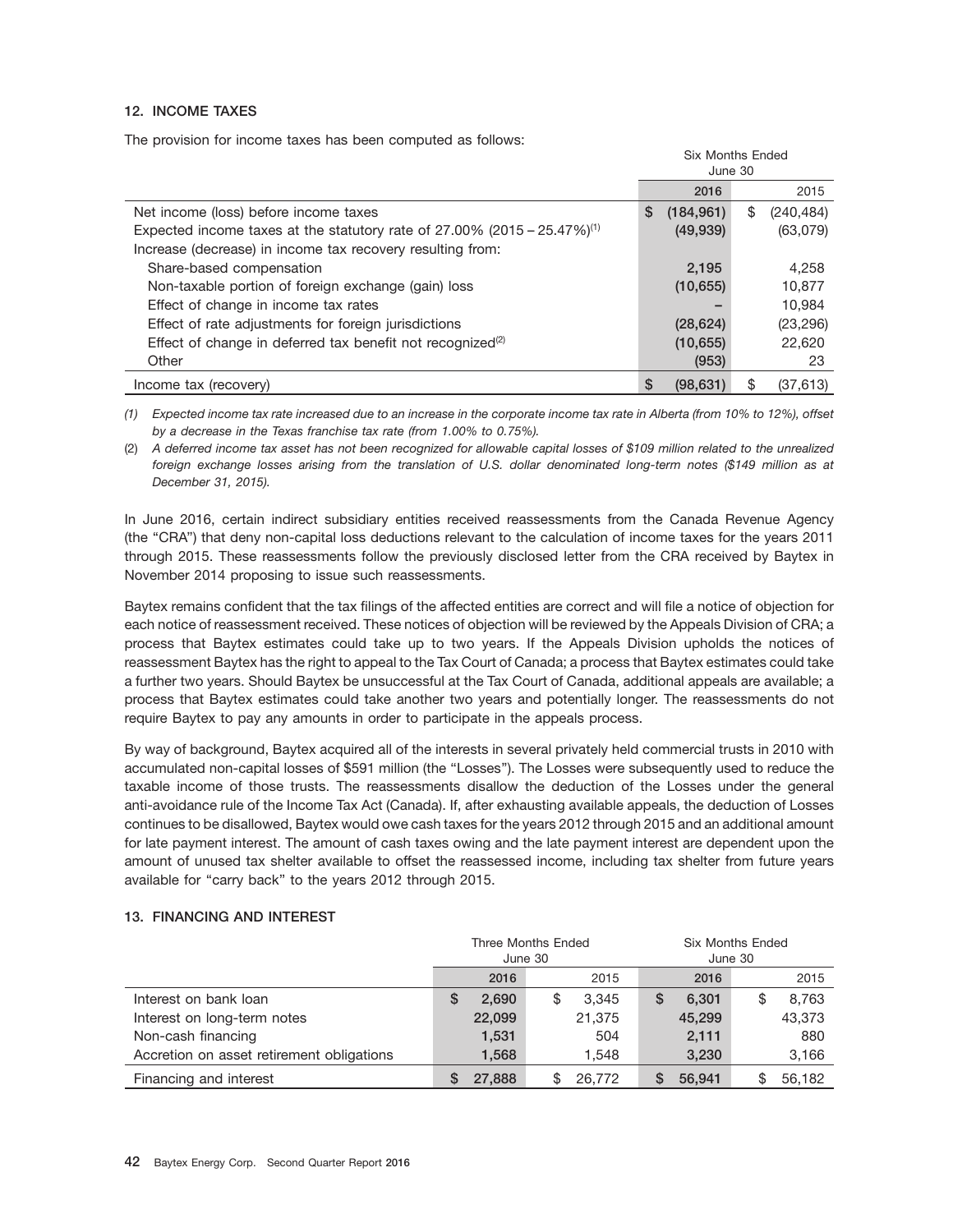## 12. INCOME TAXES

The provision for income taxes has been computed as follows:

| | Six Months Ended June 30 | |
|---|---|---|
| | 2016 | 2015 |
| Net income (loss) before income taxes | $ (184,961) | $ (240,484) |
| Expected income taxes at the statutory rate of 27.00% (2015 – 25.47%)[(1)] | (49,939) | (63,079) |
| Increase (decrease) in income tax recovery resulting from: | | |
| Share-based compensation | 2,195 | 4,258 |
| Non-taxable portion of foreign exchange (gain) loss | (10,655) | 10,877 |
| Effect of change in income tax rates | – | 10,984 |
| Effect of rate adjustments for foreign jurisdictions | (28,624) | (23,296) |
| Effect of change in deferred tax benefit not recognized[(2)] | (10,655) | 22,620 |
| Other | (953) | 23 |
| Income tax (recovery) | $ (98,631) | $ (37,613) |

*(1) Expected income tax rate increased due to an increase in the corporate income tax rate in Alberta (from 10% to 12%), offset by a decrease in the Texas franchise tax rate (from 1.00% to 0.75%).*

*(2) A deferred income tax asset has not been recognized for allowable capital losses of $109 million related to the unrealized foreign exchange losses arising from the translation of U.S. dollar denominated long-term notes ($149 million as at December 31, 2015).*

In June 2016, certain indirect subsidiary entities received reassessments from the Canada Revenue Agency (the "CRA") that deny non-capital loss deductions relevant to the calculation of income taxes for the years 2011 through 2015. These reassessments follow the previously disclosed letter from the CRA received by Baytex in November 2014 proposing to issue such reassessments.

Baytex remains confident that the tax filings of the affected entities are correct and will file a notice of objection for each notice of reassessment received. These notices of objection will be reviewed by the Appeals Division of CRA; a process that Baytex estimates could take up to two years. If the Appeals Division upholds the notices of reassessment Baytex has the right to appeal to the Tax Court of Canada; a process that Baytex estimates could take a further two years. Should Baytex be unsuccessful at the Tax Court of Canada, additional appeals are available; a process that Baytex estimates could take another two years and potentially longer. The reassessments do not require Baytex to pay any amounts in order to participate in the appeals process.

By way of background, Baytex acquired all of the interests in several privately held commercial trusts in 2010 with accumulated non-capital losses of $591 million (the "Losses"). The Losses were subsequently used to reduce the taxable income of those trusts. The reassessments disallow the deduction of the Losses under the general anti-avoidance rule of the Income Tax Act (Canada). If, after exhausting available appeals, the deduction of Losses continues to be disallowed, Baytex would owe cash taxes for the years 2012 through 2015 and an additional amount for late payment interest. The amount of cash taxes owing and the late payment interest are dependent upon the amount of unused tax shelter available to offset the reassessed income, including tax shelter from future years available for "carry back" to the years 2012 through 2015.

## 13. FINANCING AND INTEREST

| | Three Months Ended June 30 | | Six Months Ended June 30 | |
|---|---|---|---|---|
| | 2016 | 2015 | 2016 | 2015 |
| Interest on bank loan | $ 2,690 | $ 3,345 | $ 6,301 | $ 8,763 |
| Interest on long-term notes | 22,099 | 21,375 | 45,299 | 43,373 |
| Non-cash financing | 1,531 | 504 | 2,111 | 880 |
| Accretion on asset retirement obligations | 1,568 | 1,548 | 3,230 | 3,166 |
| Financing and interest | $ 27,888 | $ 26,772 | $ 56,941 | $ 56,182 |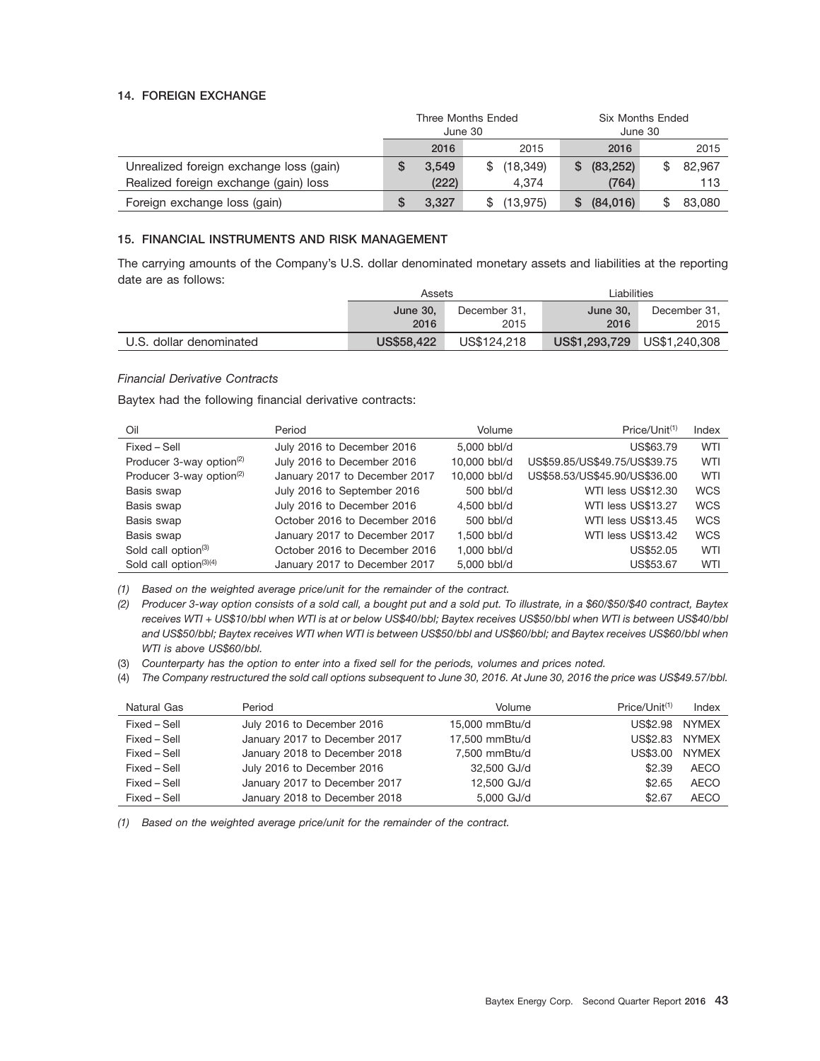## 14. FOREIGN EXCHANGE

| | Three Months Ended June 30 | | Six Months Ended June 30 | |
|---|---|---|---|---|
| | **2016** | 2015 | **2016** | 2015 |
| Unrealized foreign exchange loss (gain) | **$ 3,549** | $ (18,349) | **$ (83,252)** | $ 82,967 |
| Realized foreign exchange (gain) loss | **(222)** | 4,374 | **(764)** | 113 |
| Foreign exchange loss (gain) | **$ 3,327** | $ (13,975) | **$ (84,016)** | $ 83,080 |

## 15. FINANCIAL INSTRUMENTS AND RISK MANAGEMENT

The carrying amounts of the Company's U.S. dollar denominated monetary assets and liabilities at the reporting date are as follows:

| | Assets | | Liabilities | |
|---|---|---|---|---|
| | **June 30, 2016** | December 31, 2015 | **June 30, 2016** | December 31, 2015 |
| U.S. dollar denominated | **US$58,422** | US$124,218 | **US$1,293,729** | US$1,240,308 |

*Financial Derivative Contracts*

Baytex had the following financial derivative contracts:

| Oil | Period | Volume | Price/Unit[1] | Index |
|---|---|---|---|---|
| Fixed – Sell | July 2016 to December 2016 | 5,000 bbl/d | US$63.79 | WTI |
| Producer 3-way option[2] | July 2016 to December 2016 | 10,000 bbl/d | US$59.85/US$49.75/US$39.75 | WTI |
| Producer 3-way option[2] | January 2017 to December 2017 | 10,000 bbl/d | US$58.53/US$45.90/US$36.00 | WTI |
| Basis swap | July 2016 to September 2016 | 500 bbl/d | WTI less US$12.30 | WCS |
| Basis swap | July 2016 to December 2016 | 4,500 bbl/d | WTI less US$13.27 | WCS |
| Basis swap | October 2016 to December 2016 | 500 bbl/d | WTI less US$13.45 | WCS |
| Basis swap | January 2017 to December 2017 | 1,500 bbl/d | WTI less US$13.42 | WCS |
| Sold call option[3] | October 2016 to December 2016 | 1,000 bbl/d | US$52.05 | WTI |
| Sold call option[3][4] | January 2017 to December 2017 | 5,000 bbl/d | US$53.67 | WTI |

*(1) Based on the weighted average price/unit for the remainder of the contract.*

*(2) Producer 3-way option consists of a sold call, a bought put and a sold put. To illustrate, in a $60/$50/$40 contract, Baytex receives WTI + US$10/bbl when WTI is at or below US$40/bbl; Baytex receives US$50/bbl when WTI is between US$40/bbl and US$50/bbl; Baytex receives WTI when WTI is between US$50/bbl and US$60/bbl; and Baytex receives US$60/bbl when WTI is above US$60/bbl.*

(3) *Counterparty has the option to enter into a fixed sell for the periods, volumes and prices noted.*

(4) *The Company restructured the sold call options subsequent to June 30, 2016. At June 30, 2016 the price was US$49.57/bbl.*

| Natural Gas | Period | Volume | Price/Unit[1] | Index |
|---|---|---|---|---|
| Fixed – Sell | July 2016 to December 2016 | 15,000 mmBtu/d | US$2.98 | NYMEX |
| Fixed – Sell | January 2017 to December 2017 | 17,500 mmBtu/d | US$2.83 | NYMEX |
| Fixed – Sell | January 2018 to December 2018 | 7,500 mmBtu/d | US$3.00 | NYMEX |
| Fixed – Sell | July 2016 to December 2016 | 32,500 GJ/d | $2.39 | AECO |
| Fixed – Sell | January 2017 to December 2017 | 12,500 GJ/d | $2.65 | AECO |
| Fixed – Sell | January 2018 to December 2018 | 5,000 GJ/d | $2.67 | AECO |

*(1) Based on the weighted average price/unit for the remainder of the contract.*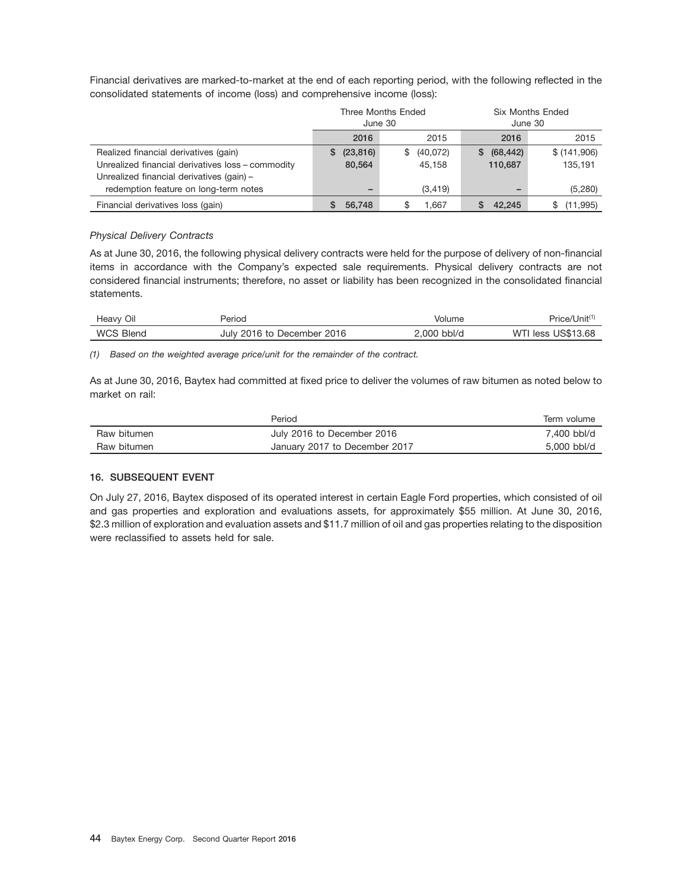Financial derivatives are marked-to-market at the end of each reporting period, with the following reflected in the consolidated statements of income (loss) and comprehensive income (loss):

| | Three Months Ended June 30 | | Six Months Ended June 30 | |
|---|---|---|---|---|
| | **2016** | 2015 | **2016** | 2015 |
| Realized financial derivatives (gain) | **$ (23,816)** | $ (40,072) | **$ (68,442)** | $ (141,906) |
| Unrealized financial derivatives loss – commodity | **80,564** | 45,158 | **110,687** | 135,191 |
| Unrealized financial derivatives (gain) – redemption feature on long-term notes | **–** | (3,419) | **–** | (5,280) |
| Financial derivatives loss (gain) | **$ 56,748** | $ 1,667 | **$ 42,245** | $ (11,995) |

*Physical Delivery Contracts*

As at June 30, 2016, the following physical delivery contracts were held for the purpose of delivery of non-financial items in accordance with the Company's expected sale requirements. Physical delivery contracts are not considered financial instruments; therefore, no asset or liability has been recognized in the consolidated financial statements.

| Heavy Oil | Period | Volume | Price/Unit[1] |
|---|---|---|---|
| WCS Blend | July 2016 to December 2016 | 2,000 bbl/d | WTI less US$13.68 |

*(1) Based on the weighted average price/unit for the remainder of the contract.*

As at June 30, 2016, Baytex had committed at fixed price to deliver the volumes of raw bitumen as noted below to market on rail:

| | Period | Term volume |
|---|---|---|
| Raw bitumen | July 2016 to December 2016 | 7,400 bbl/d |
| Raw bitumen | January 2017 to December 2017 | 5,000 bbl/d |

### 16. SUBSEQUENT EVENT

On July 27, 2016, Baytex disposed of its operated interest in certain Eagle Ford properties, which consisted of oil and gas properties and exploration and evaluations assets, for approximately $55 million. At June 30, 2016, $2.3 million of exploration and evaluation assets and $11.7 million of oil and gas properties relating to the disposition were reclassified to assets held for sale.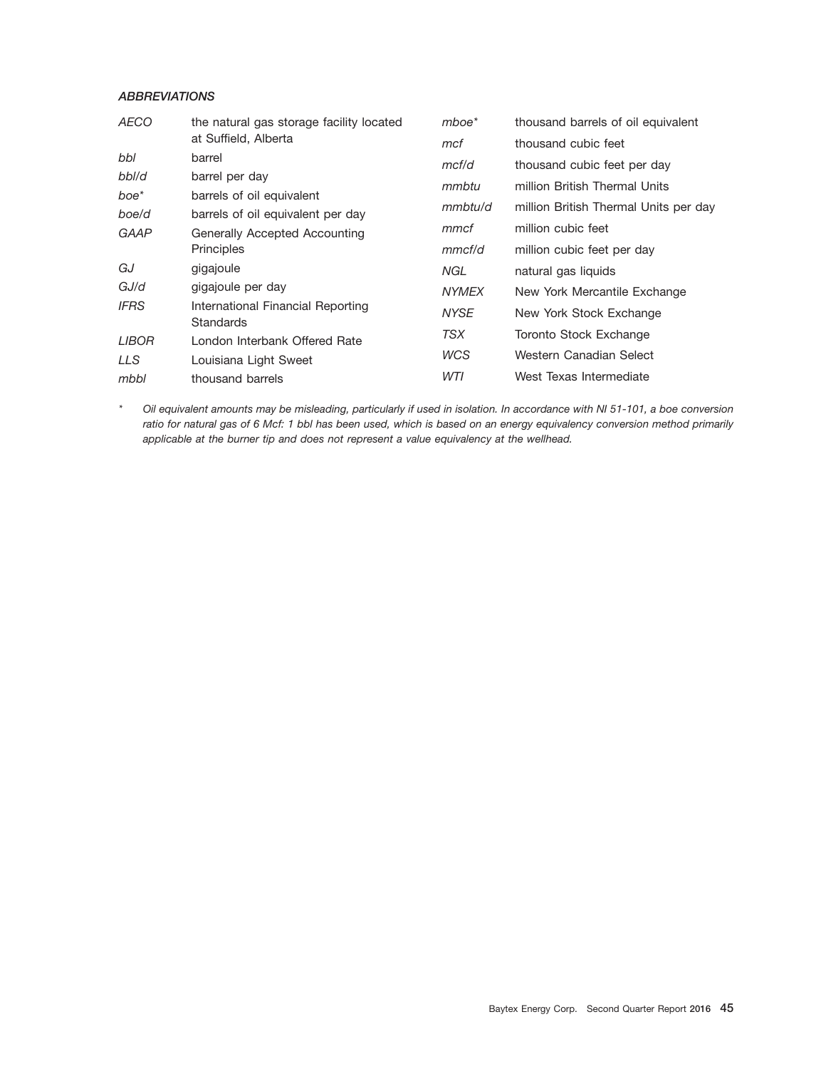### *ABBREVIATIONS*

| | |
|---|---|
| *AECO* | the natural gas storage facility located at Suffield, Alberta |
| *bbl* | barrel |
| *bbl/d* | barrel per day |
| *boe** | barrels of oil equivalent |
| *boe/d* | barrels of oil equivalent per day |
| *GAAP* | Generally Accepted Accounting Principles |
| *GJ* | gigajoule |
| *GJ/d* | gigajoule per day |
| *IFRS* | International Financial Reporting Standards |
| *LIBOR* | London Interbank Offered Rate |
| *LLS* | Louisiana Light Sweet |
| *mbbl* | thousand barrels |
| *mboe** | thousand barrels of oil equivalent |
| *mcf* | thousand cubic feet |
| *mcf/d* | thousand cubic feet per day |
| *mmbtu* | million British Thermal Units |
| *mmbtu/d* | million British Thermal Units per day |
| *mmcf* | million cubic feet |
| *mmcf/d* | million cubic feet per day |
| *NGL* | natural gas liquids |
| *NYMEX* | New York Mercantile Exchange |
| *NYSE* | New York Stock Exchange |
| *TSX* | Toronto Stock Exchange |
| *WCS* | Western Canadian Select |
| *WTI* | West Texas Intermediate |

\* *Oil equivalent amounts may be misleading, particularly if used in isolation. In accordance with NI 51-101, a boe conversion ratio for natural gas of 6 Mcf: 1 bbl has been used, which is based on an energy equivalency conversion method primarily applicable at the burner tip and does not represent a value equivalency at the wellhead.*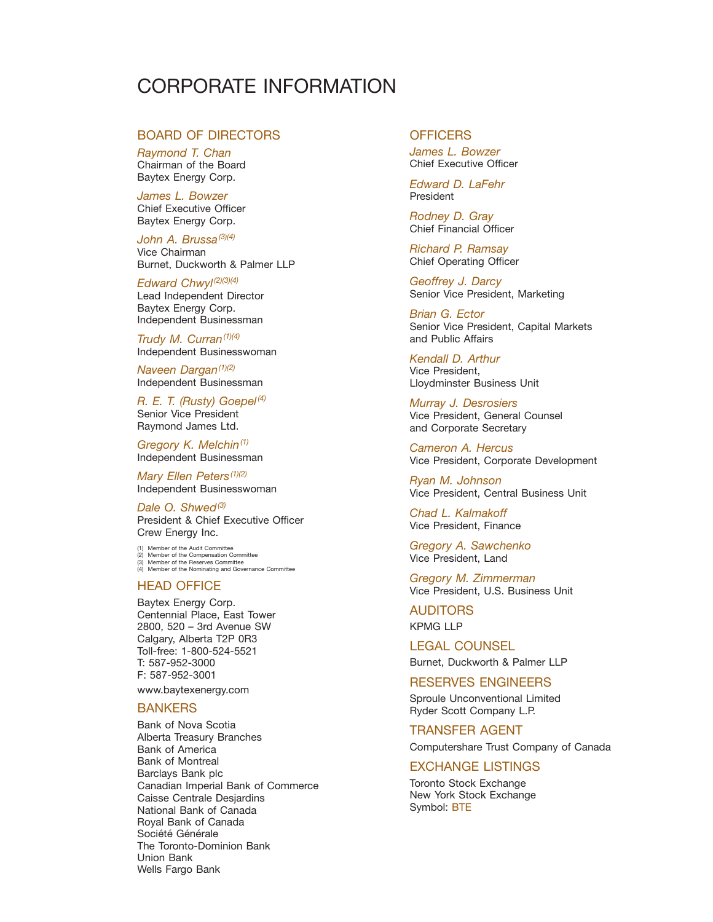# CORPORATE INFORMATION

## BOARD OF DIRECTORS

*Raymond T. Chan*
Chairman of the Board
Baytex Energy Corp.

*James L. Bowzer*
Chief Executive Officer
Baytex Energy Corp.

*John A. Brussa*[(3)(4)]
Vice Chairman
Burnet, Duckworth & Palmer LLP

*Edward Chwyl*[(2)(3)(4)]
Lead Independent Director
Baytex Energy Corp.
Independent Businessman

*Trudy M. Curran*[(1)(4)]
Independent Businesswoman

*Naveen Dargan*[(1)(2)]
Independent Businessman

*R. E. T. (Rusty) Goepel*[(4)]
Senior Vice President
Raymond James Ltd.

*Gregory K. Melchin*[(1)]
Independent Businessman

*Mary Ellen Peters*[(1)(2)]
Independent Businesswoman

*Dale O. Shwed*[(3)]
President & Chief Executive Officer
Crew Energy Inc.

(1) Member of the Audit Committee
(2) Member of the Compensation Committee
(3) Member of the Reserves Committee
(4) Member of the Nominating and Governance Committee

## HEAD OFFICE

Baytex Energy Corp.
Centennial Place, East Tower
2800, 520 – 3rd Avenue SW
Calgary, Alberta T2P 0R3
Toll-free: 1-800-524-5521
T: 587-952-3000
F: 587-952-3001

www.baytexenergy.com

## BANKERS

Bank of Nova Scotia
Alberta Treasury Branches
Bank of America
Bank of Montreal
Barclays Bank plc
Canadian Imperial Bank of Commerce
Caisse Centrale Desjardins
National Bank of Canada
Royal Bank of Canada
Société Générale
The Toronto-Dominion Bank
Union Bank
Wells Fargo Bank

## OFFICERS

*James L. Bowzer*
Chief Executive Officer

*Edward D. LaFehr*
President

*Rodney D. Gray*
Chief Financial Officer

*Richard P. Ramsay*
Chief Operating Officer

*Geoffrey J. Darcy*
Senior Vice President, Marketing

*Brian G. Ector*
Senior Vice President, Capital Markets and Public Affairs

*Kendall D. Arthur*
Vice President,
Lloydminster Business Unit

*Murray J. Desrosiers*
Vice President, General Counsel and Corporate Secretary

*Cameron A. Hercus*
Vice President, Corporate Development

*Ryan M. Johnson*
Vice President, Central Business Unit

*Chad L. Kalmakoff*
Vice President, Finance

*Gregory A. Sawchenko*
Vice President, Land

*Gregory M. Zimmerman*
Vice President, U.S. Business Unit

## AUDITORS

KPMG LLP

## LEGAL COUNSEL

Burnet, Duckworth & Palmer LLP

## RESERVES ENGINEERS

Sproule Unconventional Limited
Ryder Scott Company L.P.

## TRANSFER AGENT

Computershare Trust Company of Canada

## EXCHANGE LISTINGS

Toronto Stock Exchange
New York Stock Exchange
Symbol: BTE